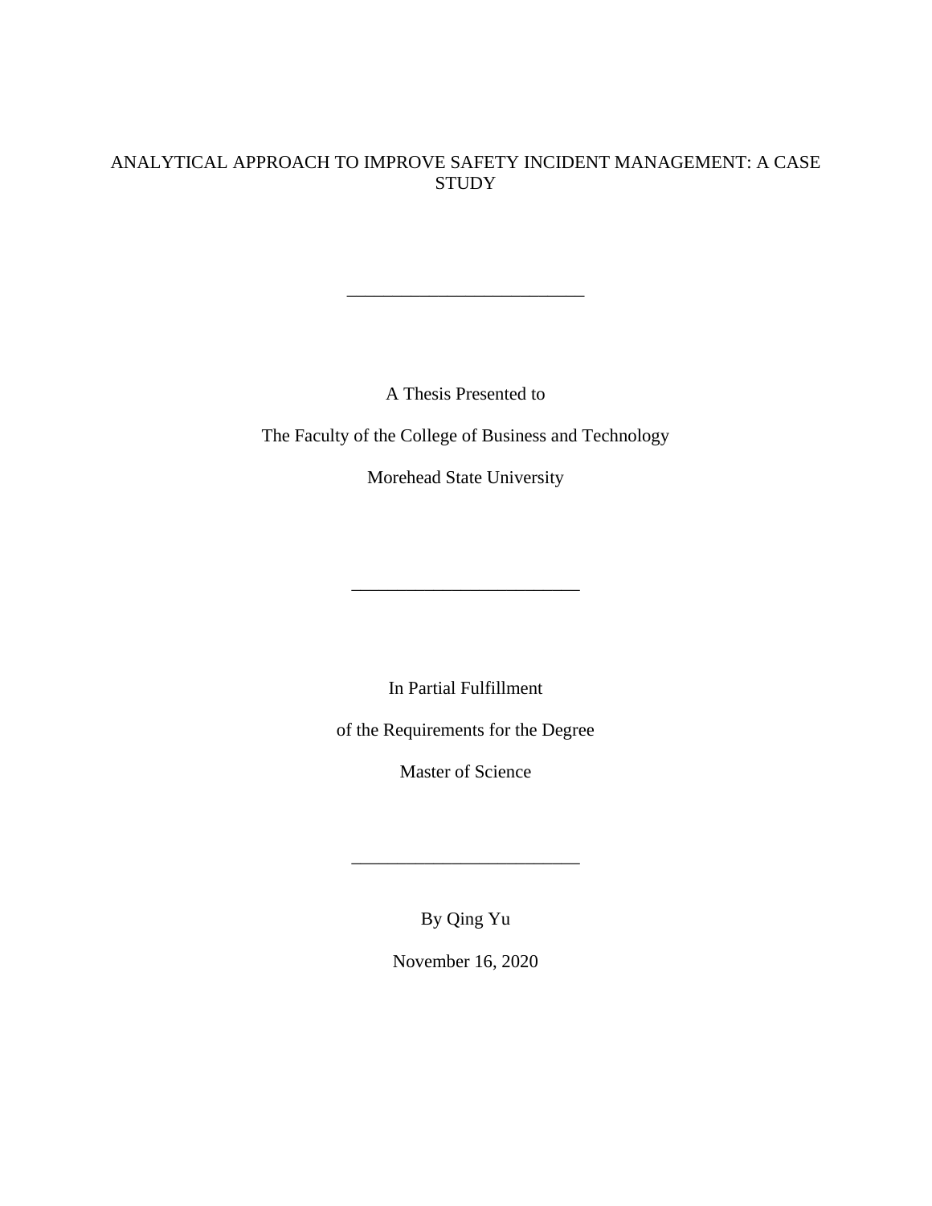# ANALYTICAL APPROACH TO IMPROVE SAFETY INCIDENT MANAGEMENT: A CASE STUDY

---

A Thesis Presented to

The Faculty of the College of Business and Technology

Morehead State University

---

In Partial Fulfillment

of the Requirements for the Degree

Master of Science

---

By Qing Yu

November 16, 2020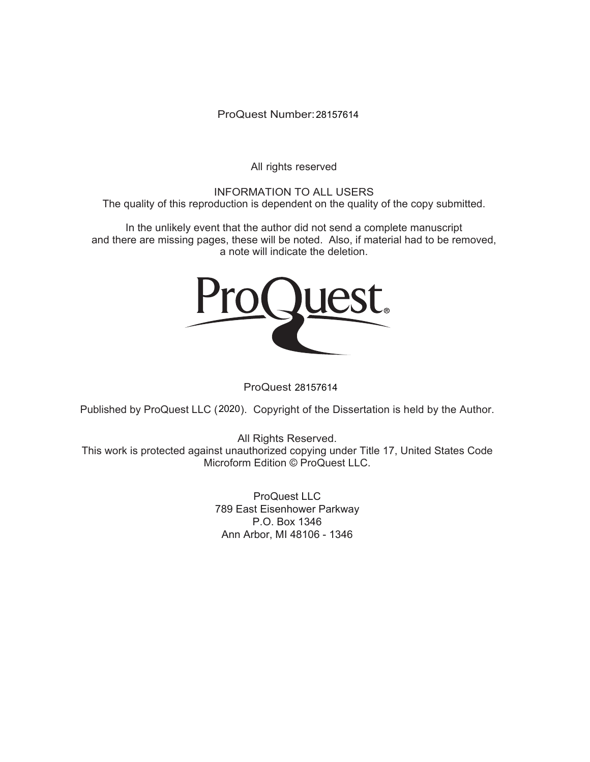ProQuest Number: 28157614

All rights reserved

INFORMATION TO ALL USERS
The quality of this reproduction is dependent on the quality of the copy submitted.

In the unlikely event that the author did not send a complete manuscript
and there are missing pages, these will be noted. Also, if material had to be removed,
a note will indicate the deletion.

ProQuest 28157614

Published by ProQuest LLC (2020). Copyright of the Dissertation is held by the Author.

All Rights Reserved.
This work is protected against unauthorized copying under Title 17, United States Code
Microform Edition © ProQuest LLC.

ProQuest LLC
789 East Eisenhower Parkway
P.O. Box 1346
Ann Arbor, MI 48106 - 1346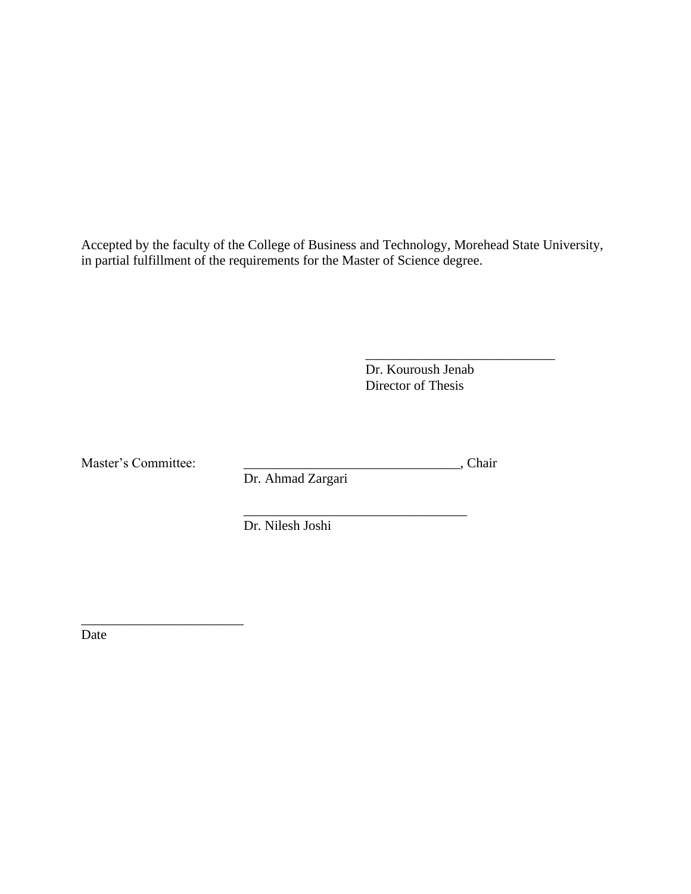Accepted by the faculty of the College of Business and Technology, Morehead State University, in partial fulfillment of the requirements for the Master of Science degree.

\_\_\_\_\_\_\_\_\_\_\_\_\_\_\_\_\_\_\_\_\_\_\_\_\_\_\_\_\_\_
Dr. Kouroush Jenab
Director of Thesis

Master's Committee: \_\_\_\_\_\_\_\_\_\_\_\_\_\_\_\_\_\_\_\_\_\_\_\_\_\_\_\_\_\_\_\_, Chair
Dr. Ahmad Zargari

\_\_\_\_\_\_\_\_\_\_\_\_\_\_\_\_\_\_\_\_\_\_\_\_\_\_\_\_\_\_\_\_
Dr. Nilesh Joshi

\_\_\_\_\_\_\_\_\_\_\_\_\_\_\_\_\_\_\_\_\_\_\_\_
Date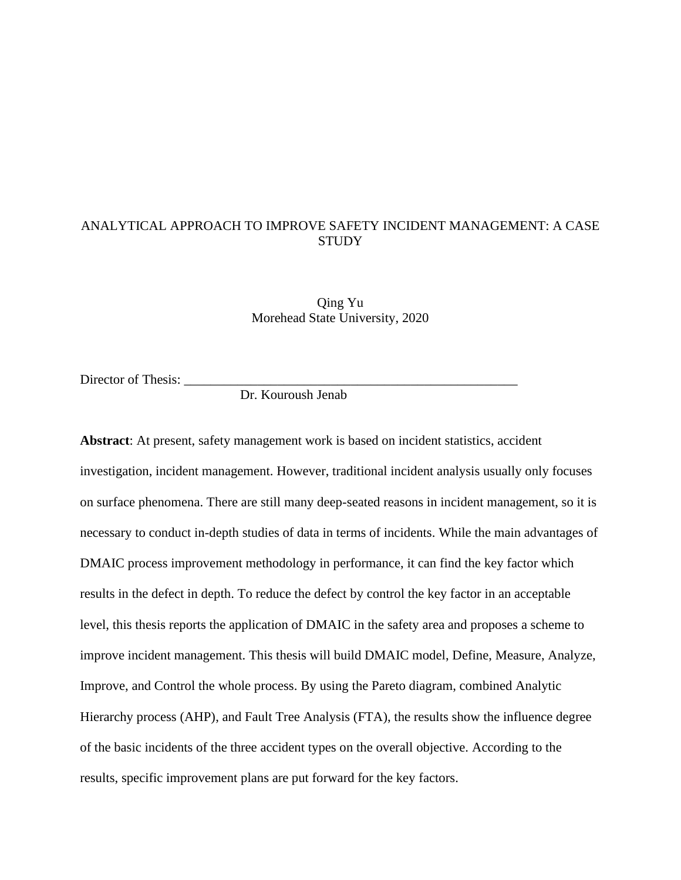ANALYTICAL APPROACH TO IMPROVE SAFETY INCIDENT MANAGEMENT: A CASE STUDY

Qing Yu
Morehead State University, 2020

Director of Thesis: _______________________________________________
Dr. Kouroush Jenab

**Abstract**: At present, safety management work is based on incident statistics, accident investigation, incident management. However, traditional incident analysis usually only focuses on surface phenomena. There are still many deep-seated reasons in incident management, so it is necessary to conduct in-depth studies of data in terms of incidents. While the main advantages of DMAIC process improvement methodology in performance, it can find the key factor which results in the defect in depth. To reduce the defect by control the key factor in an acceptable level, this thesis reports the application of DMAIC in the safety area and proposes a scheme to improve incident management. This thesis will build DMAIC model, Define, Measure, Analyze, Improve, and Control the whole process. By using the Pareto diagram, combined Analytic Hierarchy process (AHP), and Fault Tree Analysis (FTA), the results show the influence degree of the basic incidents of the three accident types on the overall objective. According to the results, specific improvement plans are put forward for the key factors.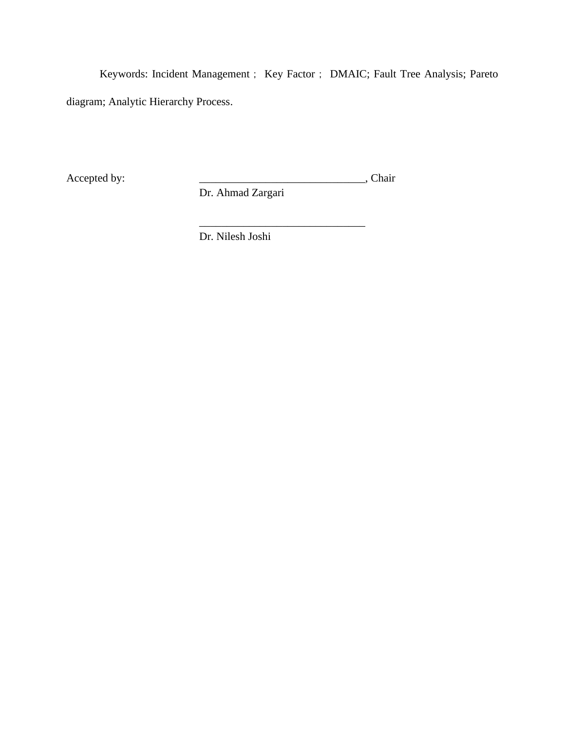Keywords: Incident Management； Key Factor； DMAIC; Fault Tree Analysis; Pareto diagram; Analytic Hierarchy Process.

Accepted by: ______________________________, Chair
Dr. Ahmad Zargari

______________________________
Dr. Nilesh Joshi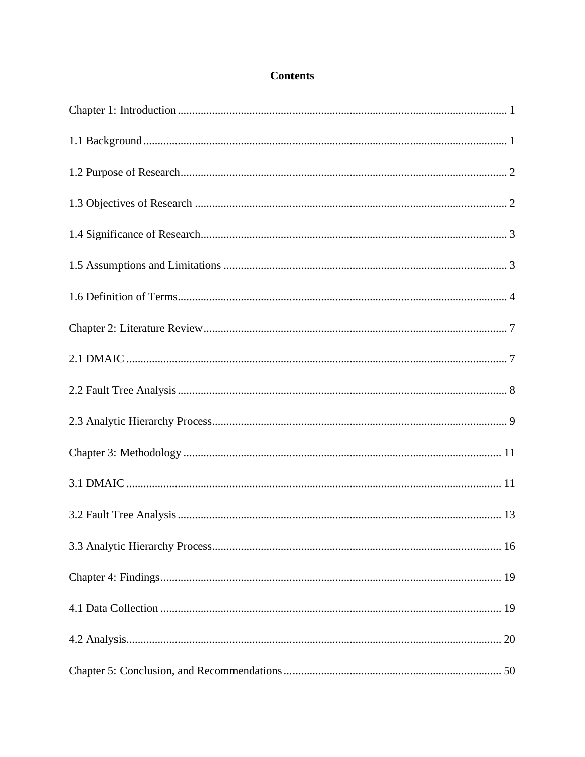# Contents

Chapter 1: Introduction ........................................................................................................ 1

1.1 Background ...................................................................................................................... 1

1.2 Purpose of Research ......................................................................................................... 2

1.3 Objectives of Research .................................................................................................... 2

1.4 Significance of Research .................................................................................................. 3

1.5 Assumptions and Limitations ........................................................................................... 3

1.6 Definition of Terms .......................................................................................................... 4

Chapter 2: Literature Review ................................................................................................. 7

2.1 DMAIC ............................................................................................................................ 7

2.2 Fault Tree Analysis .......................................................................................................... 8

2.3 Analytic Hierarchy Process .............................................................................................. 9

Chapter 3: Methodology ...................................................................................................... 11

3.1 DMAIC .......................................................................................................................... 11

3.2 Fault Tree Analysis ........................................................................................................ 13

3.3 Analytic Hierarchy Process ............................................................................................ 16

Chapter 4: Findings .............................................................................................................. 19

4.1 Data Collection .............................................................................................................. 19

4.2 Analysis .......................................................................................................................... 20

Chapter 5: Conclusion, and Recommendations ................................................................... 50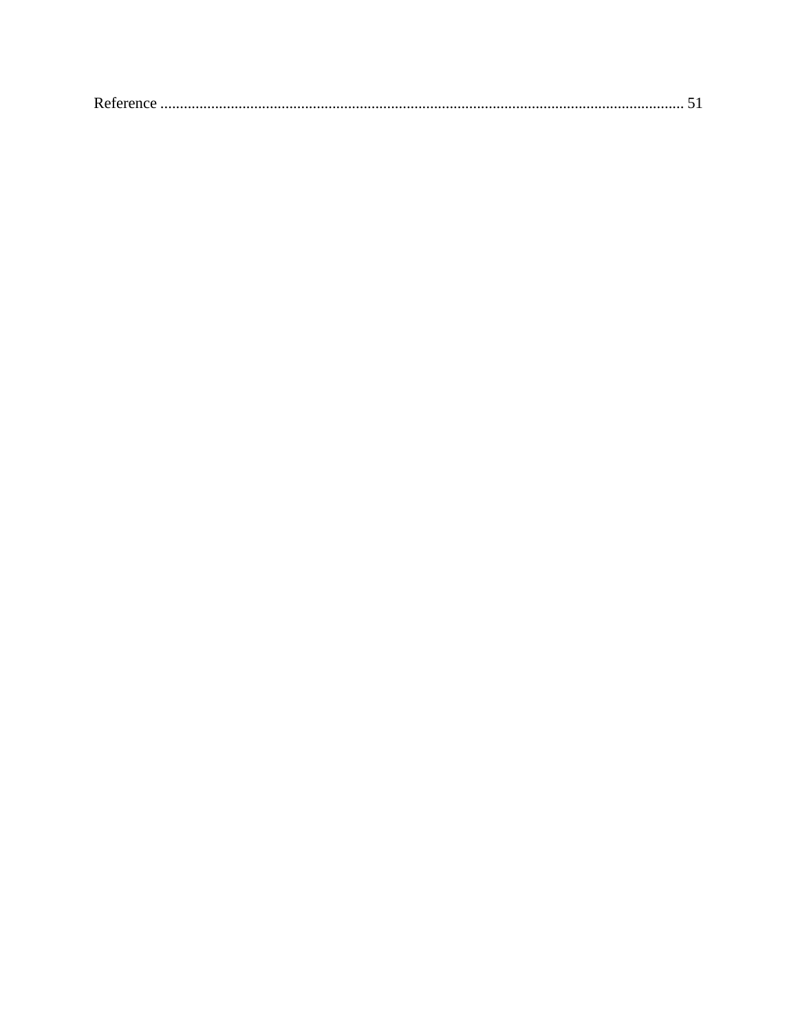Reference ........................................................................................................................ 51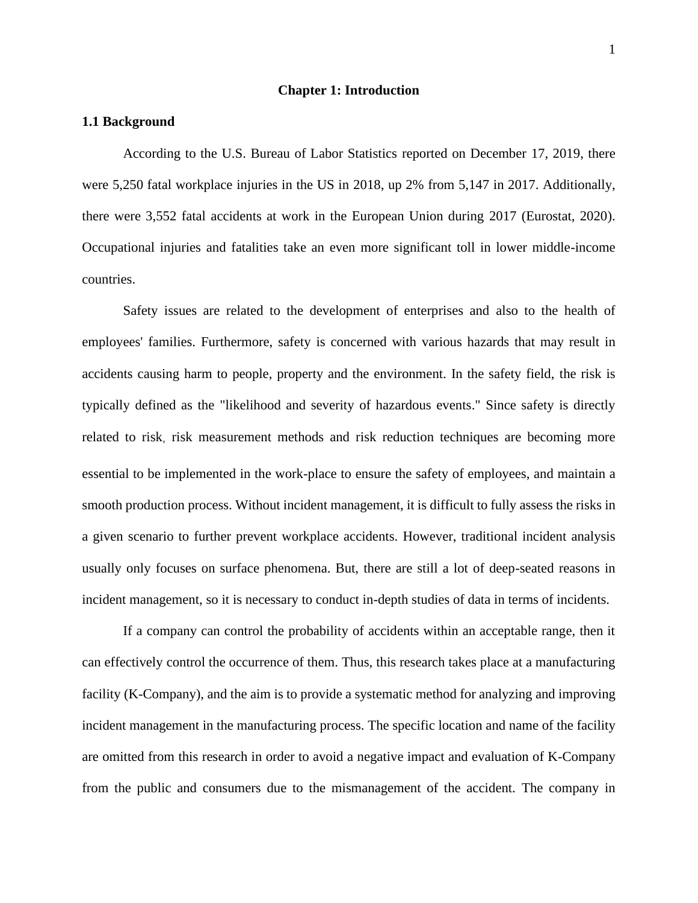# Chapter 1: Introduction

## 1.1 Background

According to the U.S. Bureau of Labor Statistics reported on December 17, 2019, there were 5,250 fatal workplace injuries in the US in 2018, up 2% from 5,147 in 2017. Additionally, there were 3,552 fatal accidents at work in the European Union during 2017 (Eurostat, 2020). Occupational injuries and fatalities take an even more significant toll in lower middle-income countries.

Safety issues are related to the development of enterprises and also to the health of employees' families. Furthermore, safety is concerned with various hazards that may result in accidents causing harm to people, property and the environment. In the safety field, the risk is typically defined as the "likelihood and severity of hazardous events." Since safety is directly related to risk, risk measurement methods and risk reduction techniques are becoming more essential to be implemented in the work-place to ensure the safety of employees, and maintain a smooth production process. Without incident management, it is difficult to fully assess the risks in a given scenario to further prevent workplace accidents. However, traditional incident analysis usually only focuses on surface phenomena. But, there are still a lot of deep-seated reasons in incident management, so it is necessary to conduct in-depth studies of data in terms of incidents.

If a company can control the probability of accidents within an acceptable range, then it can effectively control the occurrence of them. Thus, this research takes place at a manufacturing facility (K-Company), and the aim is to provide a systematic method for analyzing and improving incident management in the manufacturing process. The specific location and name of the facility are omitted from this research in order to avoid a negative impact and evaluation of K-Company from the public and consumers due to the mismanagement of the accident. The company in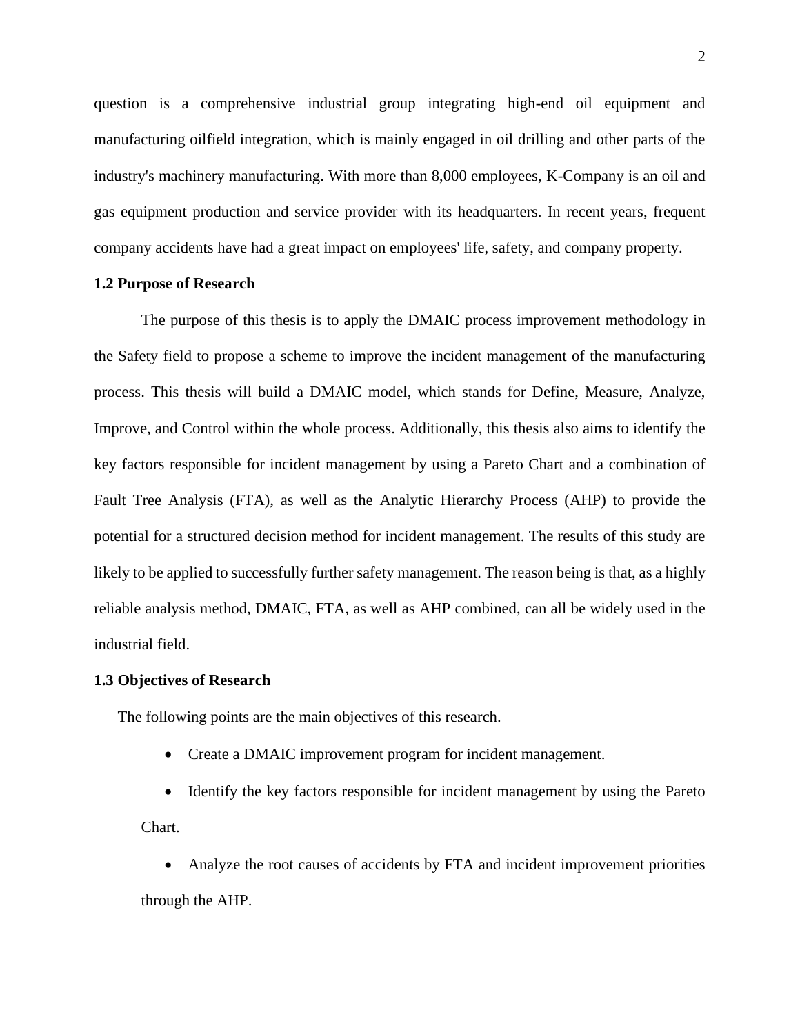question is a comprehensive industrial group integrating high-end oil equipment and manufacturing oilfield integration, which is mainly engaged in oil drilling and other parts of the industry's machinery manufacturing. With more than 8,000 employees, K-Company is an oil and gas equipment production and service provider with its headquarters. In recent years, frequent company accidents have had a great impact on employees' life, safety, and company property.

### 1.2 Purpose of Research

The purpose of this thesis is to apply the DMAIC process improvement methodology in the Safety field to propose a scheme to improve the incident management of the manufacturing process. This thesis will build a DMAIC model, which stands for Define, Measure, Analyze, Improve, and Control within the whole process. Additionally, this thesis also aims to identify the key factors responsible for incident management by using a Pareto Chart and a combination of Fault Tree Analysis (FTA), as well as the Analytic Hierarchy Process (AHP) to provide the potential for a structured decision method for incident management. The results of this study are likely to be applied to successfully further safety management. The reason being is that, as a highly reliable analysis method, DMAIC, FTA, as well as AHP combined, can all be widely used in the industrial field.

### 1.3 Objectives of Research

The following points are the main objectives of this research.

- Create a DMAIC improvement program for incident management.
- Identify the key factors responsible for incident management by using the Pareto Chart.
- Analyze the root causes of accidents by FTA and incident improvement priorities through the AHP.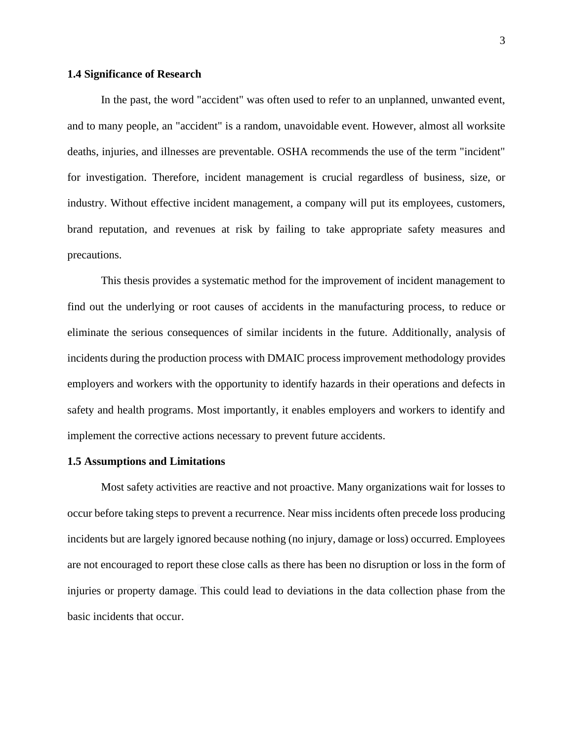### 1.4 Significance of Research

In the past, the word "accident" was often used to refer to an unplanned, unwanted event, and to many people, an "accident" is a random, unavoidable event. However, almost all worksite deaths, injuries, and illnesses are preventable. OSHA recommends the use of the term "incident" for investigation. Therefore, incident management is crucial regardless of business, size, or industry. Without effective incident management, a company will put its employees, customers, brand reputation, and revenues at risk by failing to take appropriate safety measures and precautions.

This thesis provides a systematic method for the improvement of incident management to find out the underlying or root causes of accidents in the manufacturing process, to reduce or eliminate the serious consequences of similar incidents in the future. Additionally, analysis of incidents during the production process with DMAIC process improvement methodology provides employers and workers with the opportunity to identify hazards in their operations and defects in safety and health programs. Most importantly, it enables employers and workers to identify and implement the corrective actions necessary to prevent future accidents.

### 1.5 Assumptions and Limitations

Most safety activities are reactive and not proactive. Many organizations wait for losses to occur before taking steps to prevent a recurrence. Near miss incidents often precede loss producing incidents but are largely ignored because nothing (no injury, damage or loss) occurred. Employees are not encouraged to report these close calls as there has been no disruption or loss in the form of injuries or property damage. This could lead to deviations in the data collection phase from the basic incidents that occur.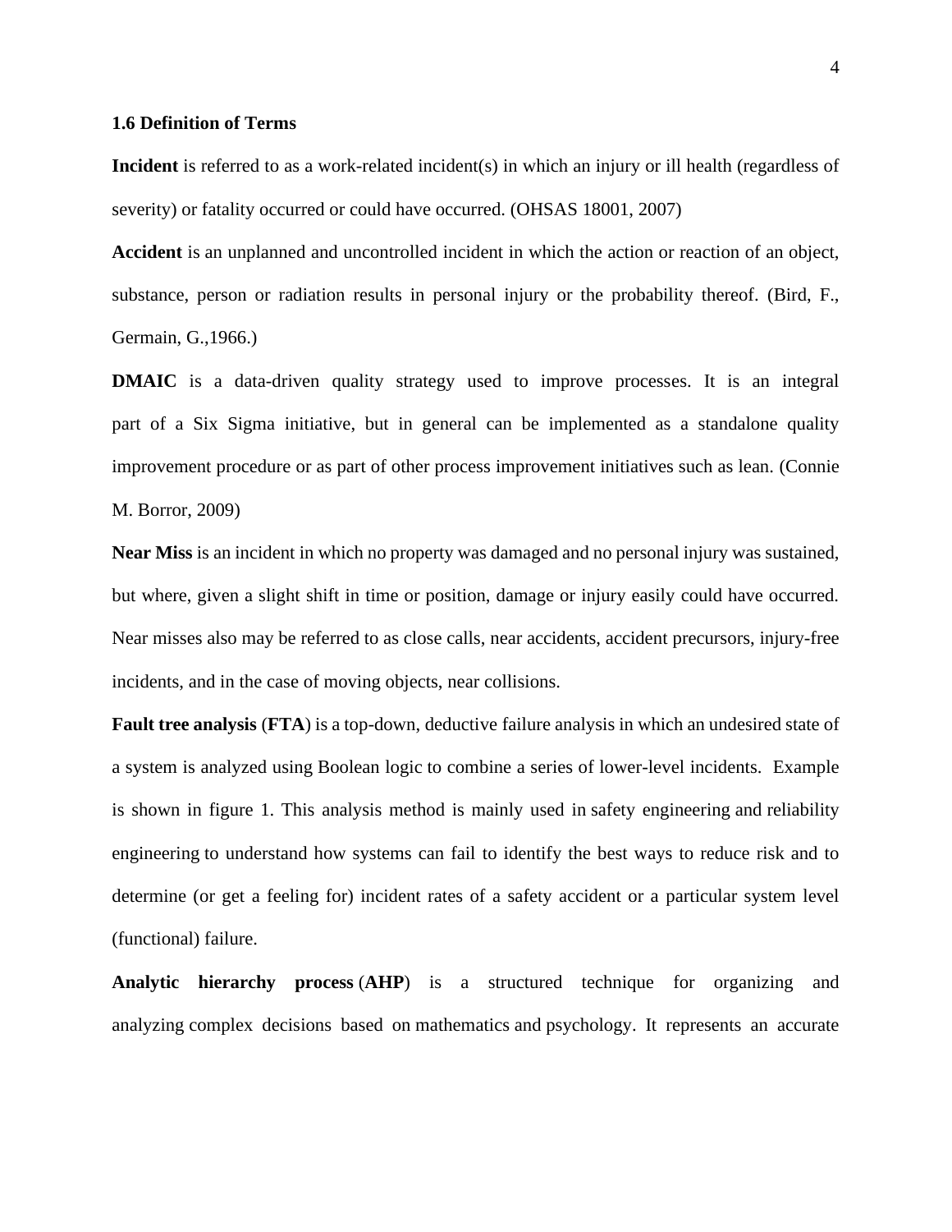### 1.6 Definition of Terms

**Incident** is referred to as a work-related incident(s) in which an injury or ill health (regardless of severity) or fatality occurred or could have occurred. (OHSAS 18001, 2007)

**Accident** is an unplanned and uncontrolled incident in which the action or reaction of an object, substance, person or radiation results in personal injury or the probability thereof. (Bird, F., Germain, G.,1966.)

**DMAIC** is a data-driven quality strategy used to improve processes. It is an integral part of a Six Sigma initiative, but in general can be implemented as a standalone quality improvement procedure or as part of other process improvement initiatives such as lean. (Connie M. Borror, 2009)

**Near Miss** is an incident in which no property was damaged and no personal injury was sustained, but where, given a slight shift in time or position, damage or injury easily could have occurred. Near misses also may be referred to as close calls, near accidents, accident precursors, injury-free incidents, and in the case of moving objects, near collisions.

**Fault tree analysis** (**FTA**) is a top-down, deductive failure analysis in which an undesired state of a system is analyzed using Boolean logic to combine a series of lower-level incidents. Example is shown in figure 1. This analysis method is mainly used in safety engineering and reliability engineering to understand how systems can fail to identify the best ways to reduce risk and to determine (or get a feeling for) incident rates of a safety accident or a particular system level (functional) failure.

**Analytic hierarchy process** (**AHP**) is a structured technique for organizing and analyzing complex decisions based on mathematics and psychology. It represents an accurate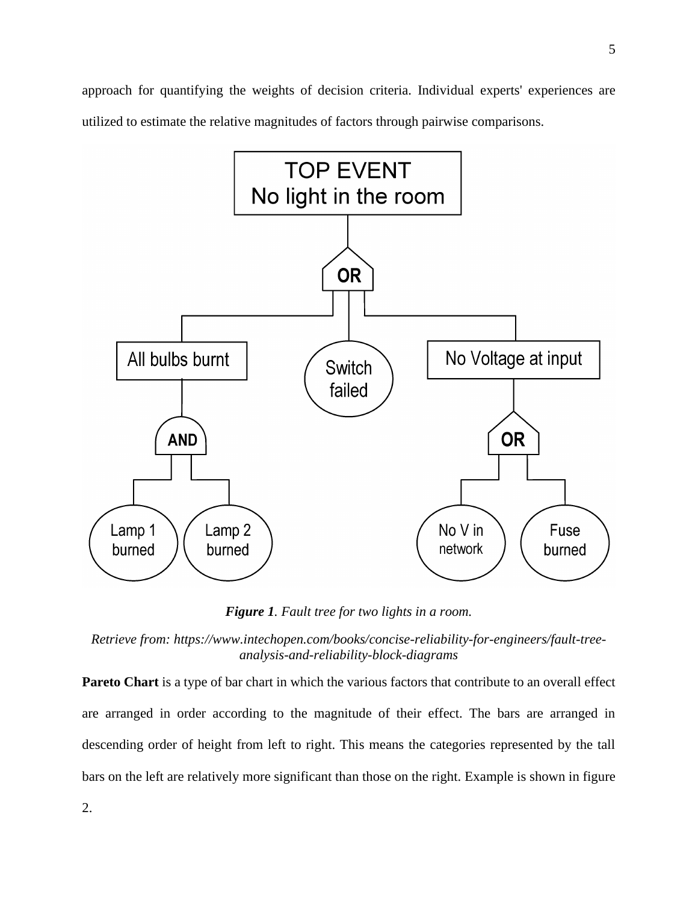approach for quantifying the weights of decision criteria. Individual experts' experiences are utilized to estimate the relative magnitudes of factors through pairwise comparisons.

***Figure 1**. Fault tree for two lights in a room.*

*Retrieve from: https://www.intechopen.com/books/concise-reliability-for-engineers/fault-tree-analysis-and-reliability-block-diagrams*

**Pareto Chart** is a type of bar chart in which the various factors that contribute to an overall effect are arranged in order according to the magnitude of their effect. The bars are arranged in descending order of height from left to right. This means the categories represented by the tall bars on the left are relatively more significant than those on the right. Example is shown in figure 2.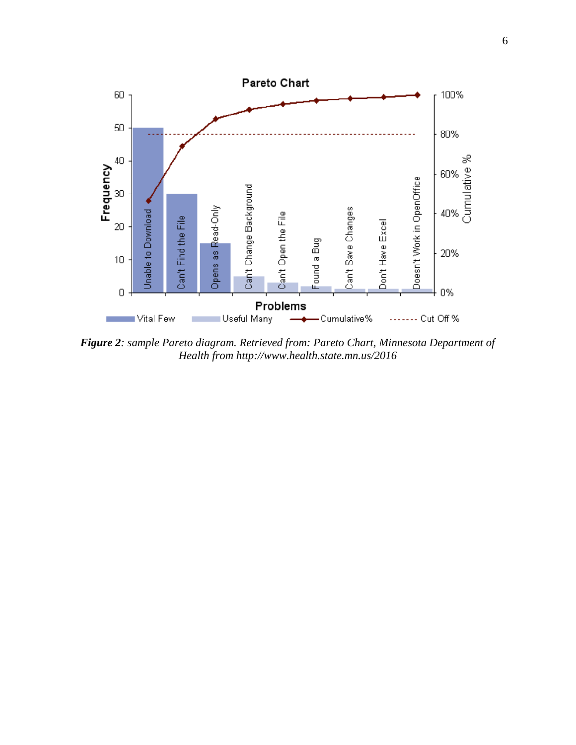***Figure 2****: sample Pareto diagram. Retrieved from: Pareto Chart, Minnesota Department of Health from http://www.health.state.mn.us/2016*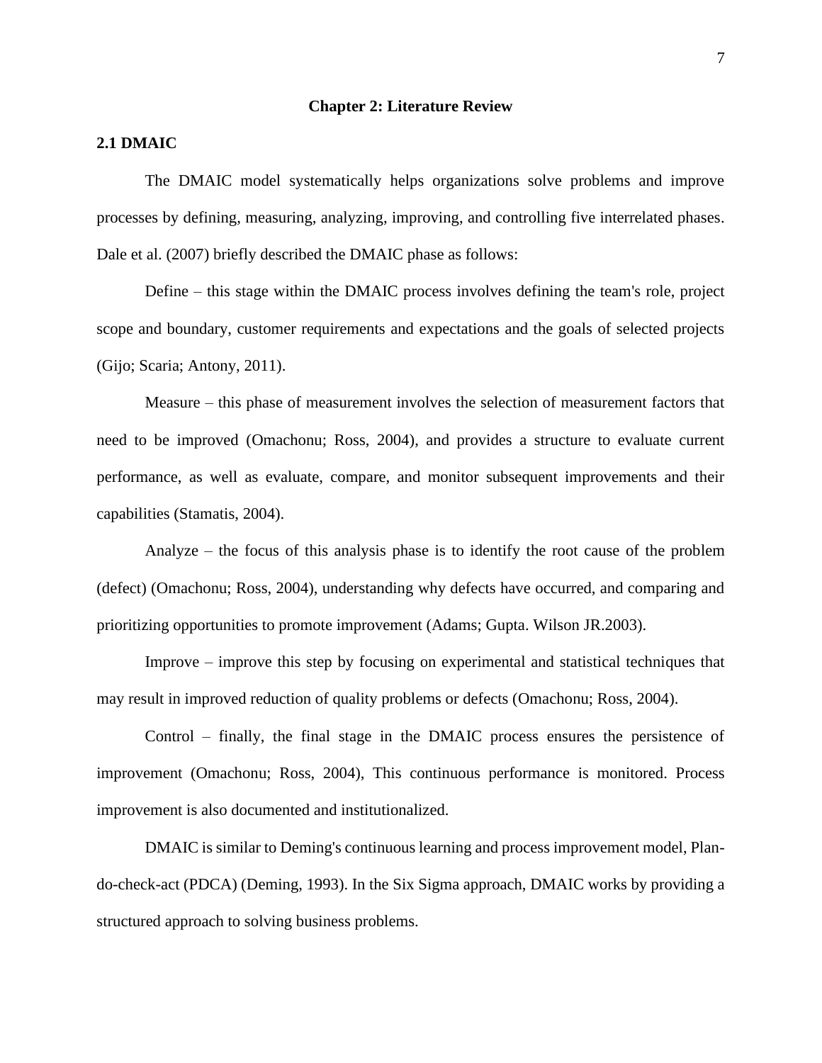# Chapter 2: Literature Review

## 2.1 DMAIC

The DMAIC model systematically helps organizations solve problems and improve processes by defining, measuring, analyzing, improving, and controlling five interrelated phases. Dale et al. (2007) briefly described the DMAIC phase as follows:

Define – this stage within the DMAIC process involves defining the team's role, project scope and boundary, customer requirements and expectations and the goals of selected projects (Gijo; Scaria; Antony, 2011).

Measure – this phase of measurement involves the selection of measurement factors that need to be improved (Omachonu; Ross, 2004), and provides a structure to evaluate current performance, as well as evaluate, compare, and monitor subsequent improvements and their capabilities (Stamatis, 2004).

Analyze – the focus of this analysis phase is to identify the root cause of the problem (defect) (Omachonu; Ross, 2004), understanding why defects have occurred, and comparing and prioritizing opportunities to promote improvement (Adams; Gupta. Wilson JR.2003).

Improve – improve this step by focusing on experimental and statistical techniques that may result in improved reduction of quality problems or defects (Omachonu; Ross, 2004).

Control – finally, the final stage in the DMAIC process ensures the persistence of improvement (Omachonu; Ross, 2004), This continuous performance is monitored. Process improvement is also documented and institutionalized.

DMAIC is similar to Deming's continuous learning and process improvement model, Plan-do-check-act (PDCA) (Deming, 1993). In the Six Sigma approach, DMAIC works by providing a structured approach to solving business problems.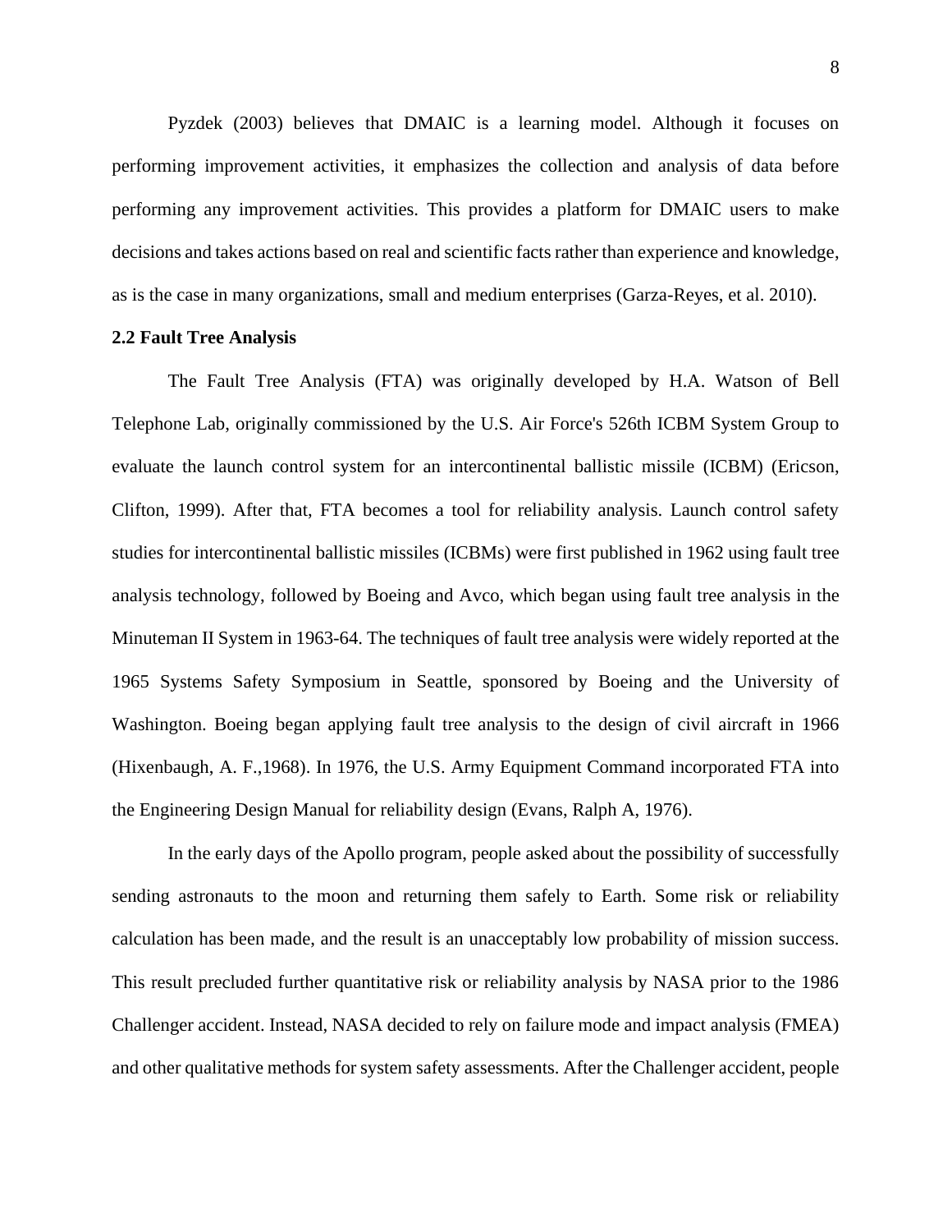Pyzdek (2003) believes that DMAIC is a learning model. Although it focuses on performing improvement activities, it emphasizes the collection and analysis of data before performing any improvement activities. This provides a platform for DMAIC users to make decisions and takes actions based on real and scientific facts rather than experience and knowledge, as is the case in many organizations, small and medium enterprises (Garza-Reyes, et al. 2010).

**2.2 Fault Tree Analysis**

The Fault Tree Analysis (FTA) was originally developed by H.A. Watson of Bell Telephone Lab, originally commissioned by the U.S. Air Force's 526th ICBM System Group to evaluate the launch control system for an intercontinental ballistic missile (ICBM) (Ericson, Clifton, 1999). After that, FTA becomes a tool for reliability analysis. Launch control safety studies for intercontinental ballistic missiles (ICBMs) were first published in 1962 using fault tree analysis technology, followed by Boeing and Avco, which began using fault tree analysis in the Minuteman II System in 1963-64. The techniques of fault tree analysis were widely reported at the 1965 Systems Safety Symposium in Seattle, sponsored by Boeing and the University of Washington. Boeing began applying fault tree analysis to the design of civil aircraft in 1966 (Hixenbaugh, A. F.,1968). In 1976, the U.S. Army Equipment Command incorporated FTA into the Engineering Design Manual for reliability design (Evans, Ralph A, 1976).

In the early days of the Apollo program, people asked about the possibility of successfully sending astronauts to the moon and returning them safely to Earth. Some risk or reliability calculation has been made, and the result is an unacceptably low probability of mission success. This result precluded further quantitative risk or reliability analysis by NASA prior to the 1986 Challenger accident. Instead, NASA decided to rely on failure mode and impact analysis (FMEA) and other qualitative methods for system safety assessments. After the Challenger accident, people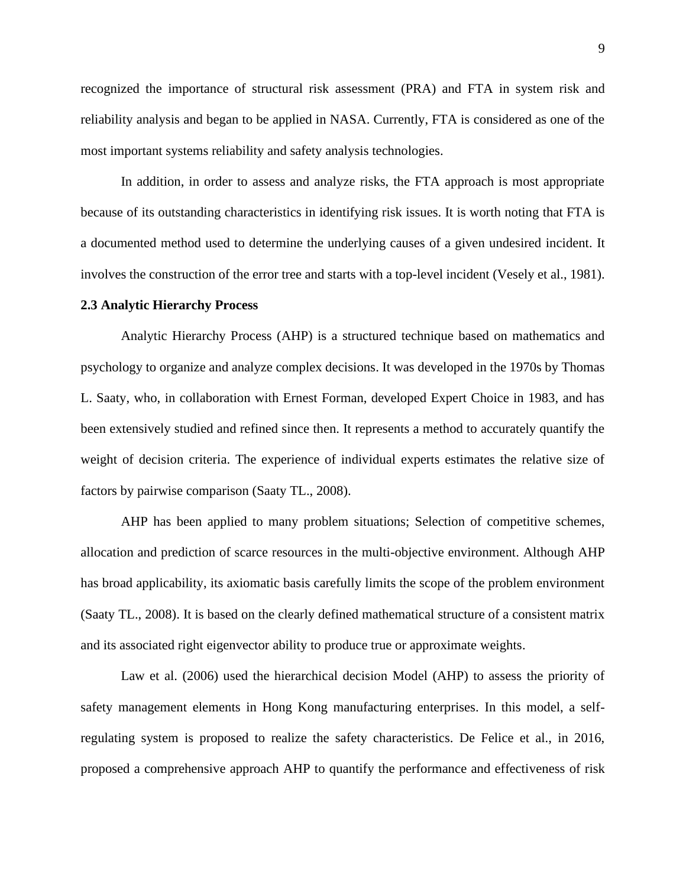recognized the importance of structural risk assessment (PRA) and FTA in system risk and reliability analysis and began to be applied in NASA. Currently, FTA is considered as one of the most important systems reliability and safety analysis technologies.

In addition, in order to assess and analyze risks, the FTA approach is most appropriate because of its outstanding characteristics in identifying risk issues. It is worth noting that FTA is a documented method used to determine the underlying causes of a given undesired incident. It involves the construction of the error tree and starts with a top-level incident (Vesely et al., 1981).

### 2.3 Analytic Hierarchy Process

Analytic Hierarchy Process (AHP) is a structured technique based on mathematics and psychology to organize and analyze complex decisions. It was developed in the 1970s by Thomas L. Saaty, who, in collaboration with Ernest Forman, developed Expert Choice in 1983, and has been extensively studied and refined since then. It represents a method to accurately quantify the weight of decision criteria. The experience of individual experts estimates the relative size of factors by pairwise comparison (Saaty TL., 2008).

AHP has been applied to many problem situations; Selection of competitive schemes, allocation and prediction of scarce resources in the multi-objective environment. Although AHP has broad applicability, its axiomatic basis carefully limits the scope of the problem environment (Saaty TL., 2008). It is based on the clearly defined mathematical structure of a consistent matrix and its associated right eigenvector ability to produce true or approximate weights.

Law et al. (2006) used the hierarchical decision Model (AHP) to assess the priority of safety management elements in Hong Kong manufacturing enterprises. In this model, a self-regulating system is proposed to realize the safety characteristics. De Felice et al., in 2016, proposed a comprehensive approach AHP to quantify the performance and effectiveness of risk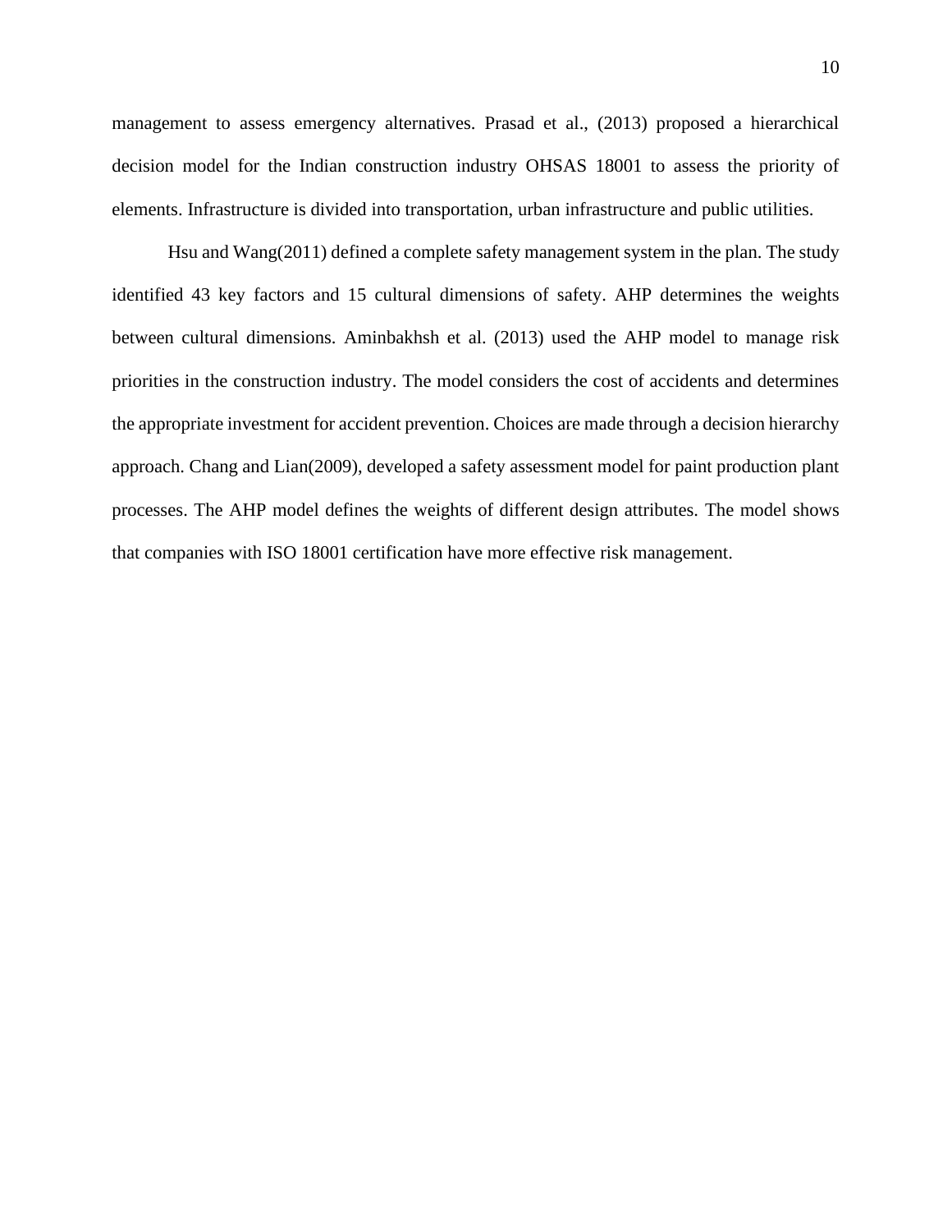management to assess emergency alternatives. Prasad et al., (2013) proposed a hierarchical decision model for the Indian construction industry OHSAS 18001 to assess the priority of elements. Infrastructure is divided into transportation, urban infrastructure and public utilities.

Hsu and Wang(2011) defined a complete safety management system in the plan. The study identified 43 key factors and 15 cultural dimensions of safety. AHP determines the weights between cultural dimensions. Aminbakhsh et al. (2013) used the AHP model to manage risk priorities in the construction industry. The model considers the cost of accidents and determines the appropriate investment for accident prevention. Choices are made through a decision hierarchy approach. Chang and Lian(2009), developed a safety assessment model for paint production plant processes. The AHP model defines the weights of different design attributes. The model shows that companies with ISO 18001 certification have more effective risk management.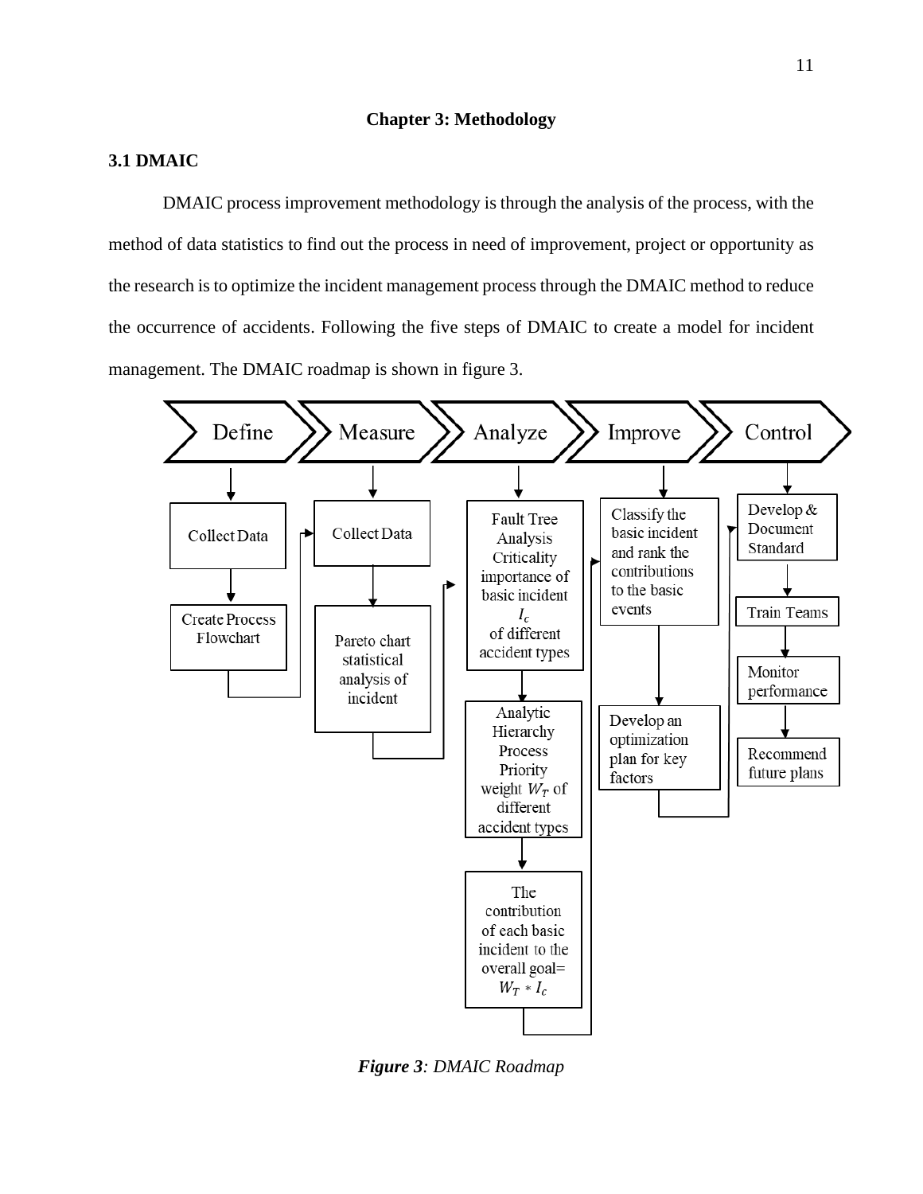# Chapter 3: Methodology

## 3.1 DMAIC

DMAIC process improvement methodology is through the analysis of the process, with the method of data statistics to find out the process in need of improvement, project or opportunity as the research is to optimize the incident management process through the DMAIC method to reduce the occurrence of accidents. Following the five steps of DMAIC to create a model for incident management. The DMAIC roadmap is shown in figure 3.

**Define**
- Collect Data
- Create Process Flowchart

**Measure**
- Collect Data
- Pareto chart statistical analysis of incident

**Analyze**
- Fault Tree Analysis Criticality importance of basic incident $I_c$ of different accident types
- Analytic Hierarchy Process Priority weight $W_T$ of different accident types
- The contribution of each basic incident to the overall goal= $W_T * I_c$

**Improve**
- Classify the basic incident and rank the contributions to the basic events
- Develop an optimization plan for key factors

**Control**
- Develop & Document Standard
- Train Teams
- Monitor performance
- Recommend future plans

***Figure 3**: DMAIC Roadmap*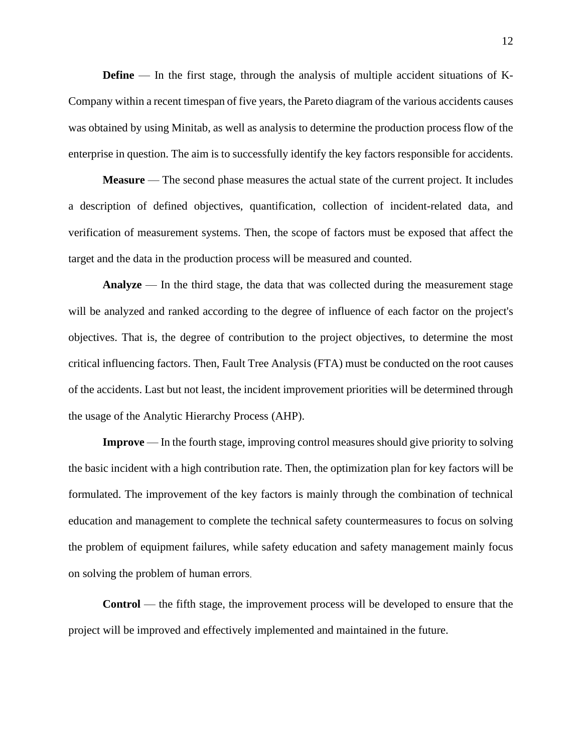**Define** — In the first stage, through the analysis of multiple accident situations of K-Company within a recent timespan of five years, the Pareto diagram of the various accidents causes was obtained by using Minitab, as well as analysis to determine the production process flow of the enterprise in question. The aim is to successfully identify the key factors responsible for accidents.

**Measure** — The second phase measures the actual state of the current project. It includes a description of defined objectives, quantification, collection of incident-related data, and verification of measurement systems. Then, the scope of factors must be exposed that affect the target and the data in the production process will be measured and counted.

**Analyze** — In the third stage, the data that was collected during the measurement stage will be analyzed and ranked according to the degree of influence of each factor on the project's objectives. That is, the degree of contribution to the project objectives, to determine the most critical influencing factors. Then, Fault Tree Analysis (FTA) must be conducted on the root causes of the accidents. Last but not least, the incident improvement priorities will be determined through the usage of the Analytic Hierarchy Process (AHP).

**Improve** — In the fourth stage, improving control measures should give priority to solving the basic incident with a high contribution rate. Then, the optimization plan for key factors will be formulated. The improvement of the key factors is mainly through the combination of technical education and management to complete the technical safety countermeasures to focus on solving the problem of equipment failures, while safety education and safety management mainly focus on solving the problem of human errors.

**Control** — the fifth stage, the improvement process will be developed to ensure that the project will be improved and effectively implemented and maintained in the future.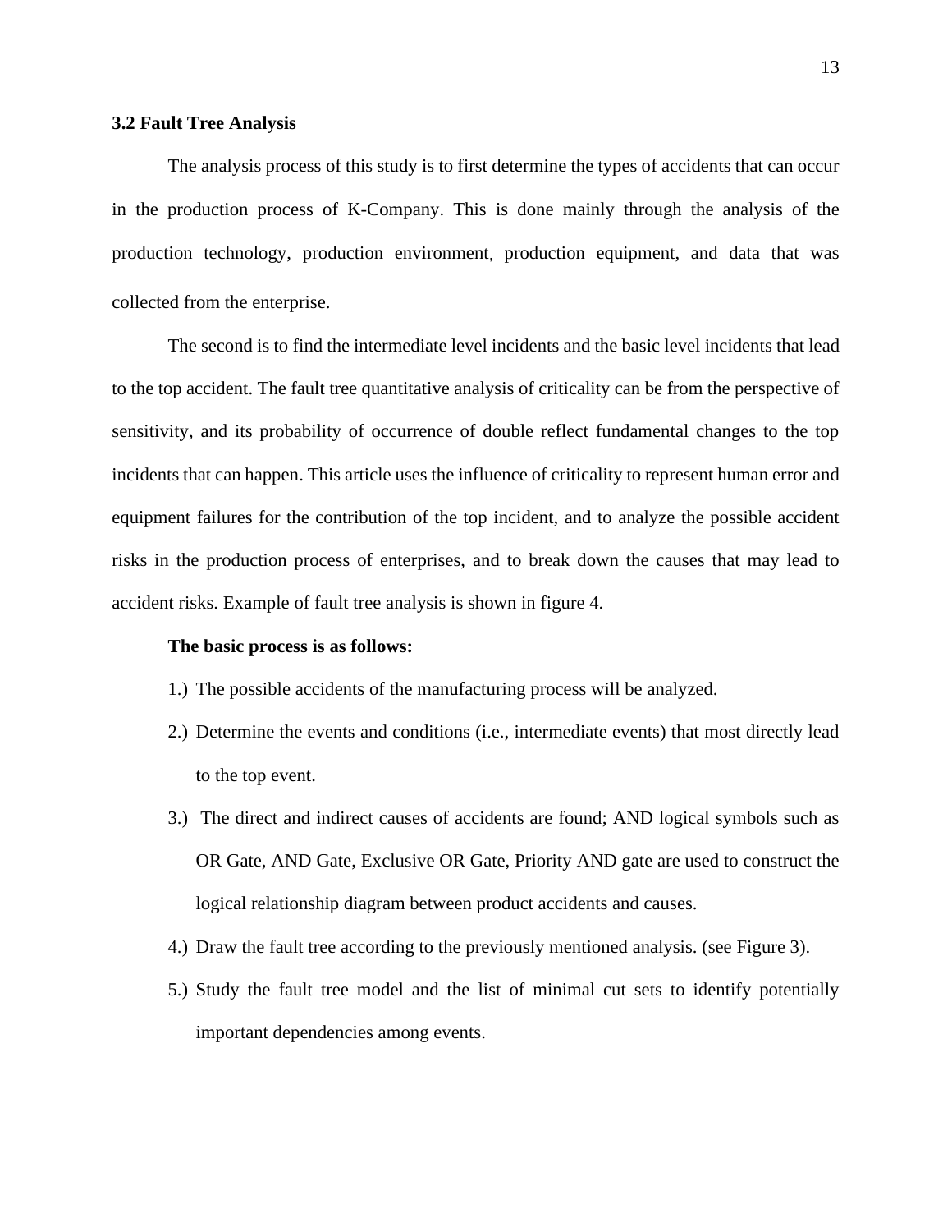### 3.2 Fault Tree Analysis

The analysis process of this study is to first determine the types of accidents that can occur in the production process of K-Company. This is done mainly through the analysis of the production technology, production environment, production equipment, and data that was collected from the enterprise.

The second is to find the intermediate level incidents and the basic level incidents that lead to the top accident. The fault tree quantitative analysis of criticality can be from the perspective of sensitivity, and its probability of occurrence of double reflect fundamental changes to the top incidents that can happen. This article uses the influence of criticality to represent human error and equipment failures for the contribution of the top incident, and to analyze the possible accident risks in the production process of enterprises, and to break down the causes that may lead to accident risks. Example of fault tree analysis is shown in figure 4.

**The basic process is as follows:**

1.) The possible accidents of the manufacturing process will be analyzed.

2.) Determine the events and conditions (i.e., intermediate events) that most directly lead to the top event.

3.) The direct and indirect causes of accidents are found; AND logical symbols such as OR Gate, AND Gate, Exclusive OR Gate, Priority AND gate are used to construct the logical relationship diagram between product accidents and causes.

4.) Draw the fault tree according to the previously mentioned analysis. (see Figure 3).

5.) Study the fault tree model and the list of minimal cut sets to identify potentially important dependencies among events.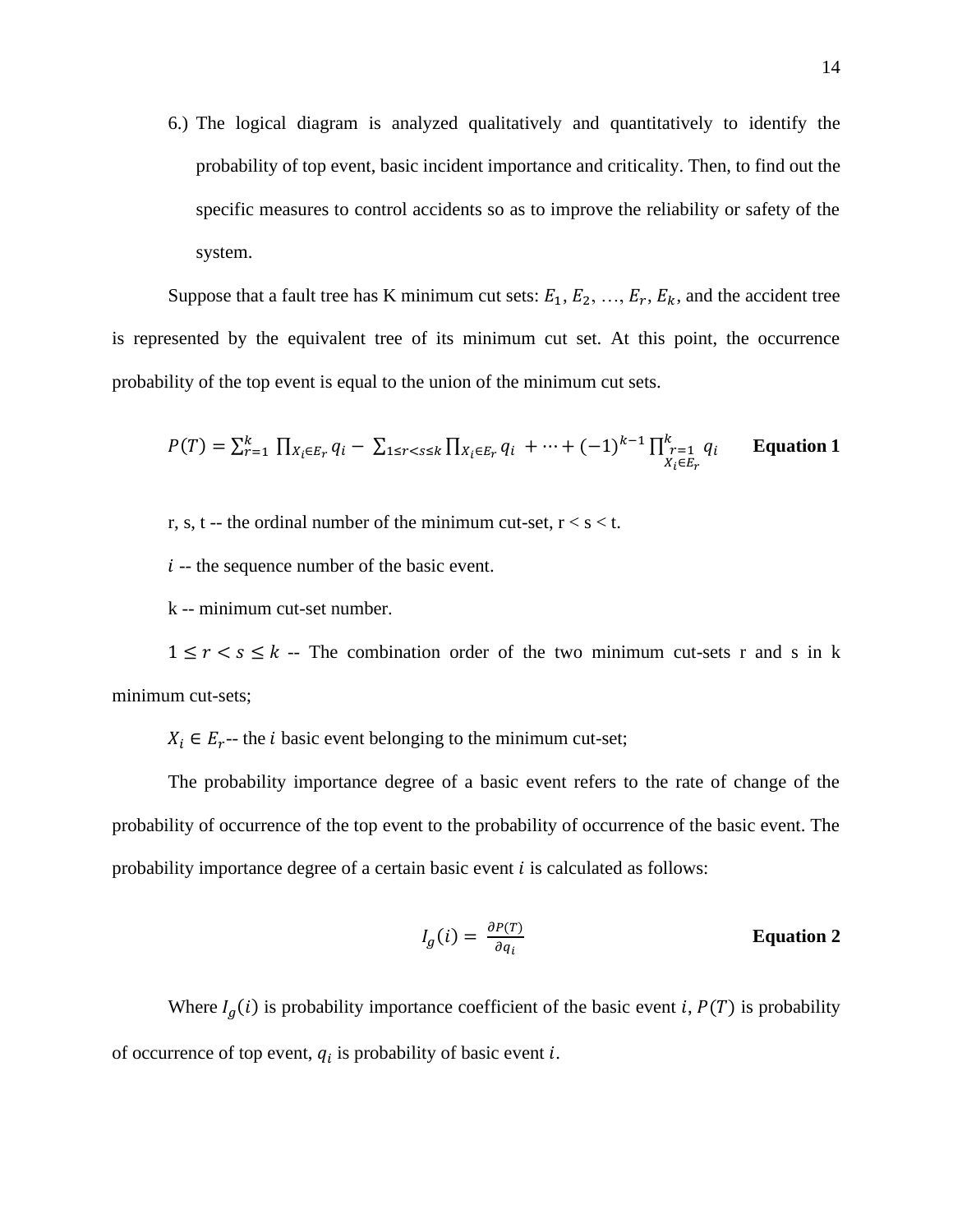6.) The logical diagram is analyzed qualitatively and quantitatively to identify the probability of top event, basic incident importance and criticality. Then, to find out the specific measures to control accidents so as to improve the reliability or safety of the system.

Suppose that a fault tree has K minimum cut sets: $E_1$, $E_2$, …, $E_r$, $E_k$, and the accident tree is represented by the equivalent tree of its minimum cut set. At this point, the occurrence probability of the top event is equal to the union of the minimum cut sets.

$$P(T) = \sum_{r=1}^{k} \prod_{X_i \in E_r} q_i - \sum_{1 \le r < s \le k} \prod_{X_i \in E_r} q_i + \cdots + (-1)^{k-1} \prod_{\substack{r=1 \\ X_i \in E_r}}^{k} q_i \qquad \textbf{Equation 1}$$

r, s, t -- the ordinal number of the minimum cut-set, r < s < t.

$i$ -- the sequence number of the basic event.

k -- minimum cut-set number.

$1 \le r < s \le k$ -- The combination order of the two minimum cut-sets r and s in k minimum cut-sets;

$X_i \in E_r$-- the $i$ basic event belonging to the minimum cut-set;

The probability importance degree of a basic event refers to the rate of change of the probability of occurrence of the top event to the probability of occurrence of the basic event. The probability importance degree of a certain basic event $i$ is calculated as follows:

$$I_g(i) = \frac{\partial P(T)}{\partial q_i} \qquad \textbf{Equation 2}$$

Where $I_g(i)$ is probability importance coefficient of the basic event $i$, $P(T)$ is probability of occurrence of top event, $q_i$ is probability of basic event $i$.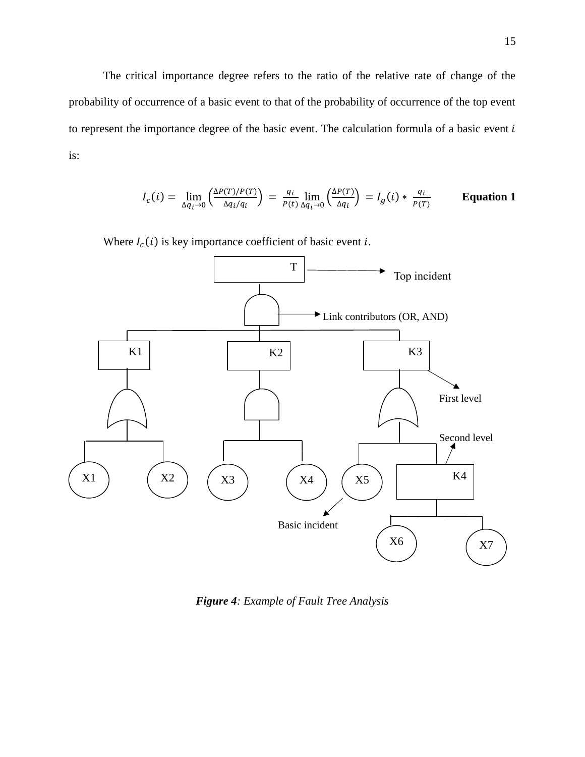The critical importance degree refers to the ratio of the relative rate of change of the probability of occurrence of a basic event to that of the probability of occurrence of the top event to represent the importance degree of the basic event. The calculation formula of a basic event $i$ is:

$$I_c(i) = \lim_{\Delta q_i \to 0} \left( \frac{\Delta P(T)/P(T)}{\Delta q_i / q_i} \right) = \frac{q_i}{P(t)} \lim_{\Delta q_i \to 0} \left( \frac{\Delta P(T)}{\Delta q_i} \right) = I_g(i) * \frac{q_i}{P(T)} \qquad \textbf{Equation 1}$$

Where $I_c(i)$ is key importance coefficient of basic event $i$.

T

Top incident

Link contributors (OR, AND)

K1 K2 K3

First level

Second level

X1 X2 X3 X4 X5 K4

Basic incident

X6 X7

***Figure 4**: Example of Fault Tree Analysis*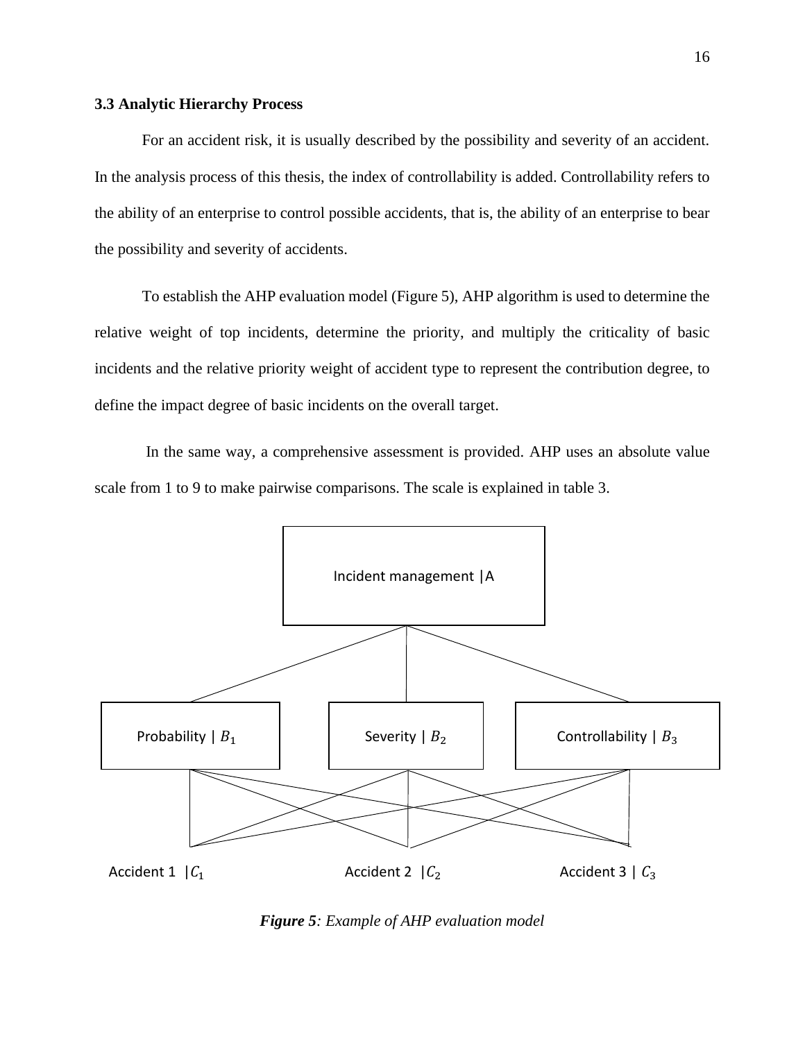### 3.3 Analytic Hierarchy Process

For an accident risk, it is usually described by the possibility and severity of an accident. In the analysis process of this thesis, the index of controllability is added. Controllability refers to the ability of an enterprise to control possible accidents, that is, the ability of an enterprise to bear the possibility and severity of accidents.

To establish the AHP evaluation model (Figure 5), AHP algorithm is used to determine the relative weight of top incidents, determine the priority, and multiply the criticality of basic incidents and the relative priority weight of accident type to represent the contribution degree, to define the impact degree of basic incidents on the overall target.

In the same way, a comprehensive assessment is provided. AHP uses an absolute value scale from 1 to 9 to make pairwise comparisons. The scale is explained in table 3.

Incident management | A

Probability | $B_1$ &nbsp;&nbsp;&nbsp; Severity | $B_2$ &nbsp;&nbsp;&nbsp; Controllability | $B_3$

Accident 1 | $C_1$ &nbsp;&nbsp;&nbsp; Accident 2 | $C_2$ &nbsp;&nbsp;&nbsp; Accident 3 | $C_3$

***Figure 5**: Example of AHP evaluation model*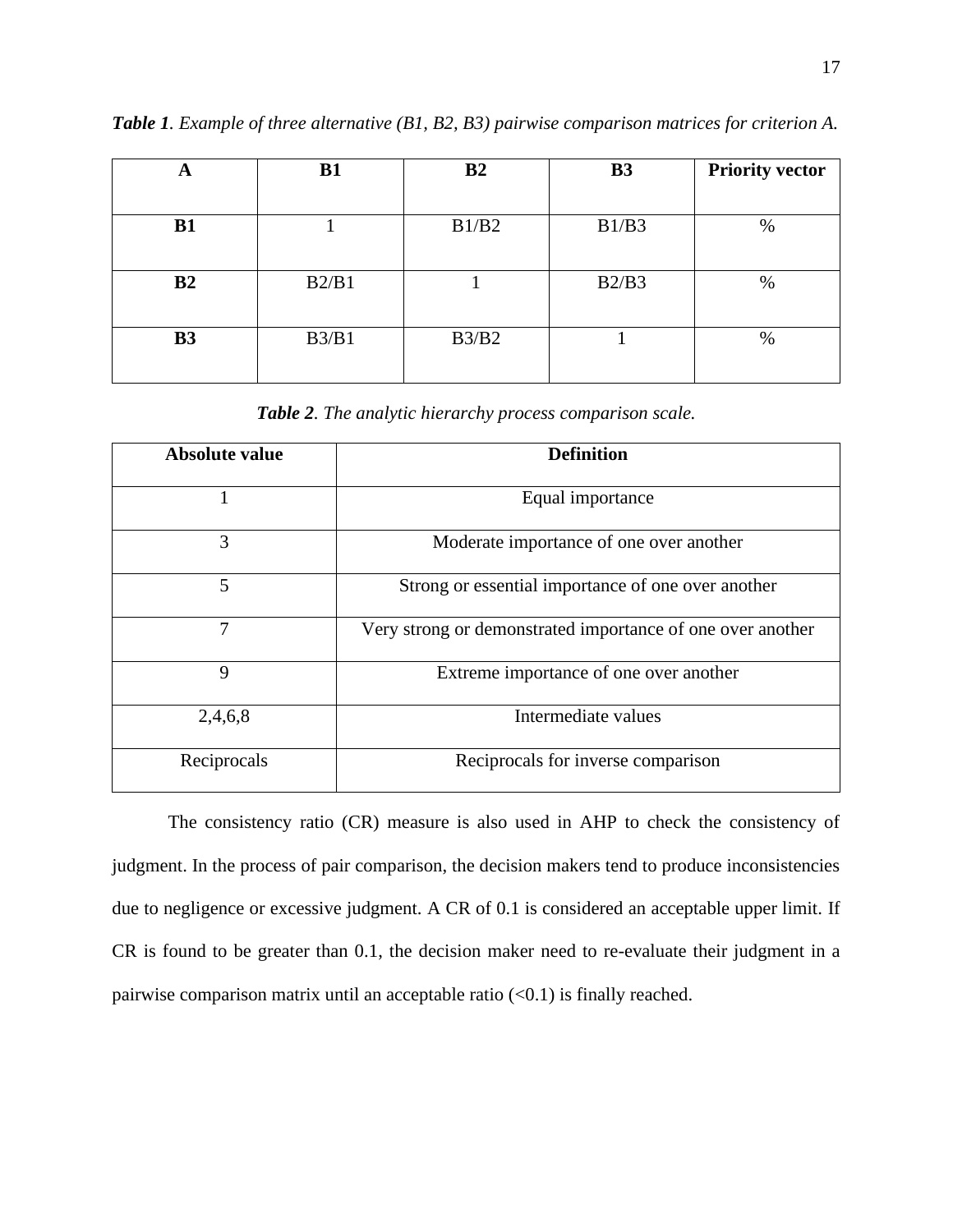***Table 1**. Example of three alternative (B1, B2, B3) pairwise comparison matrices for criterion A.*

| **A** | **B1** | **B2** | **B3** | **Priority vector** |
|---|---|---|---|---|
| **B1** | 1 | B1/B2 | B1/B3 | % |
| **B2** | B2/B1 | 1 | B2/B3 | % |
| **B3** | B3/B1 | B3/B2 | 1 | % |

***Table 2**. The analytic hierarchy process comparison scale.*

| **Absolute value** | **Definition** |
|---|---|
| 1 | Equal importance |
| 3 | Moderate importance of one over another |
| 5 | Strong or essential importance of one over another |
| 7 | Very strong or demonstrated importance of one over another |
| 9 | Extreme importance of one over another |
| 2,4,6,8 | Intermediate values |
| Reciprocals | Reciprocals for inverse comparison |

The consistency ratio (CR) measure is also used in AHP to check the consistency of judgment. In the process of pair comparison, the decision makers tend to produce inconsistencies due to negligence or excessive judgment. A CR of 0.1 is considered an acceptable upper limit. If CR is found to be greater than 0.1, the decision maker need to re-evaluate their judgment in a pairwise comparison matrix until an acceptable ratio (<0.1) is finally reached.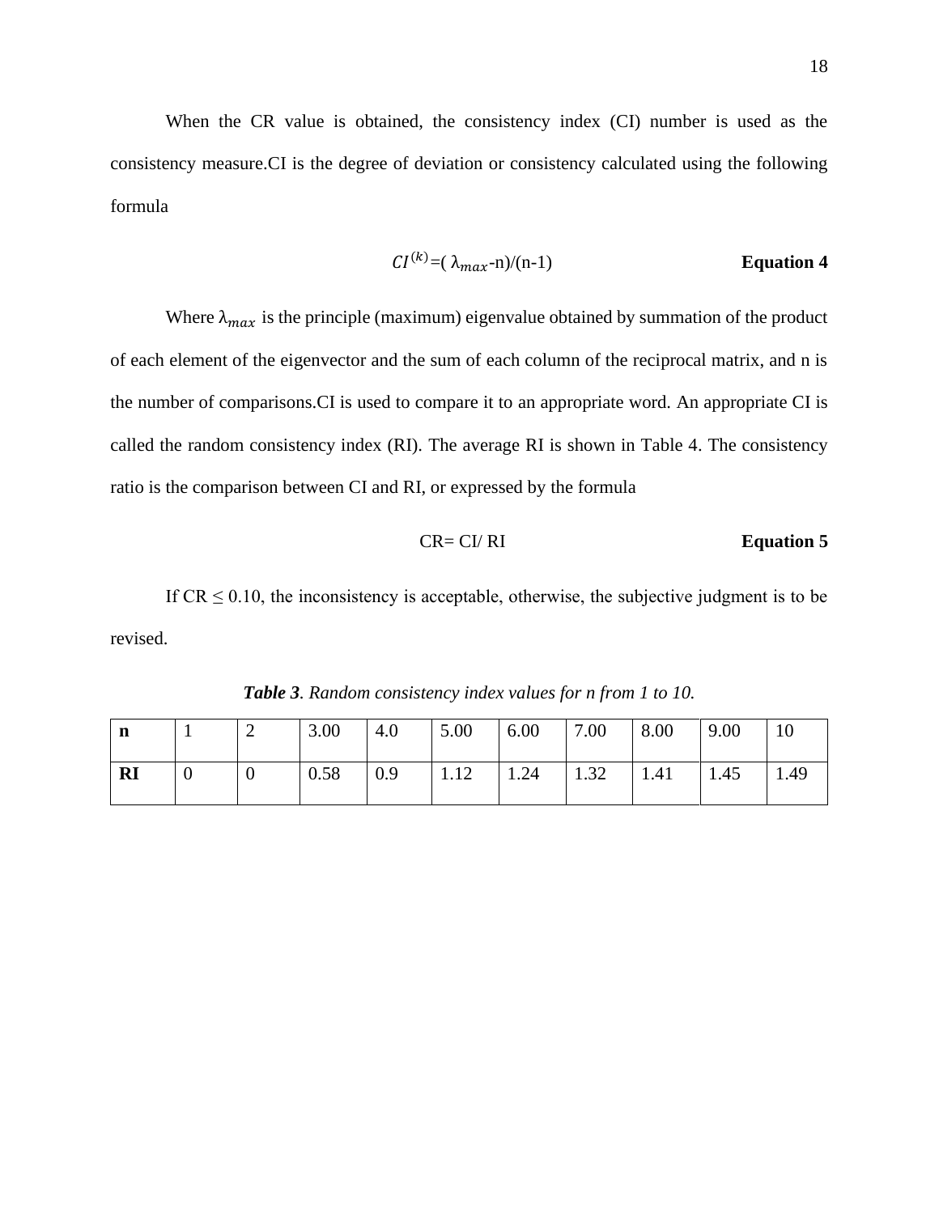When the CR value is obtained, the consistency index (CI) number is used as the consistency measure.CI is the degree of deviation or consistency calculated using the following formula

$$CI^{(k)}=(\lambda_{max}-n)/(n-1) \qquad \textbf{Equation 4}$$

Where $\lambda_{max}$ is the principle (maximum) eigenvalue obtained by summation of the product of each element of the eigenvector and the sum of each column of the reciprocal matrix, and n is the number of comparisons.CI is used to compare it to an appropriate word. An appropriate CI is called the random consistency index (RI). The average RI is shown in Table 4. The consistency ratio is the comparison between CI and RI, or expressed by the formula

$$CR = CI/ RI \qquad \textbf{Equation 5}$$

If CR ≤ 0.10, the inconsistency is acceptable, otherwise, the subjective judgment is to be revised.

***Table 3**. Random consistency index values for n from 1 to 10.*

| **n** | 1 | 2 | 3.00 | 4.0 | 5.00 | 6.00 | 7.00 | 8.00 | 9.00 | 10 |
|---|---|---|---|---|---|---|---|---|---|---|
| **RI** | 0 | 0 | 0.58 | 0.9 | 1.12 | 1.24 | 1.32 | 1.41 | 1.45 | 1.49 |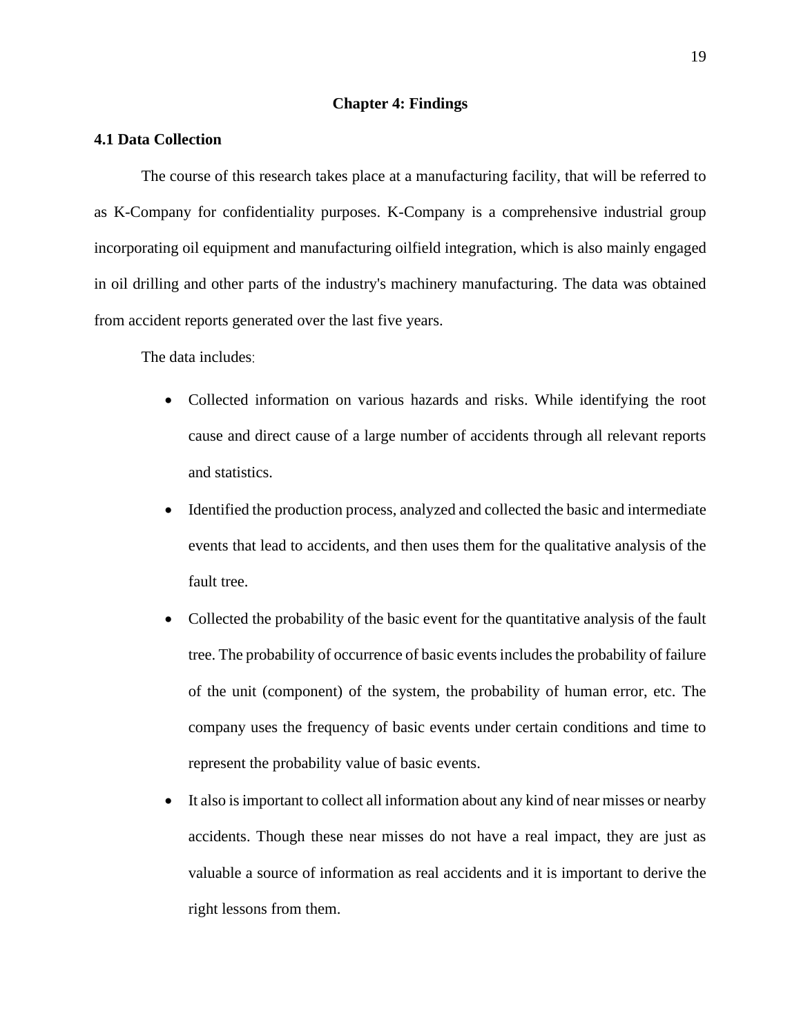# Chapter 4: Findings

## 4.1 Data Collection

The course of this research takes place at a manufacturing facility, that will be referred to as K-Company for confidentiality purposes. K-Company is a comprehensive industrial group incorporating oil equipment and manufacturing oilfield integration, which is also mainly engaged in oil drilling and other parts of the industry's machinery manufacturing. The data was obtained from accident reports generated over the last five years.

The data includes:

- Collected information on various hazards and risks. While identifying the root cause and direct cause of a large number of accidents through all relevant reports and statistics.
- Identified the production process, analyzed and collected the basic and intermediate events that lead to accidents, and then uses them for the qualitative analysis of the fault tree.
- Collected the probability of the basic event for the quantitative analysis of the fault tree. The probability of occurrence of basic events includes the probability of failure of the unit (component) of the system, the probability of human error, etc. The company uses the frequency of basic events under certain conditions and time to represent the probability value of basic events.
- It also is important to collect all information about any kind of near misses or nearby accidents. Though these near misses do not have a real impact, they are just as valuable a source of information as real accidents and it is important to derive the right lessons from them.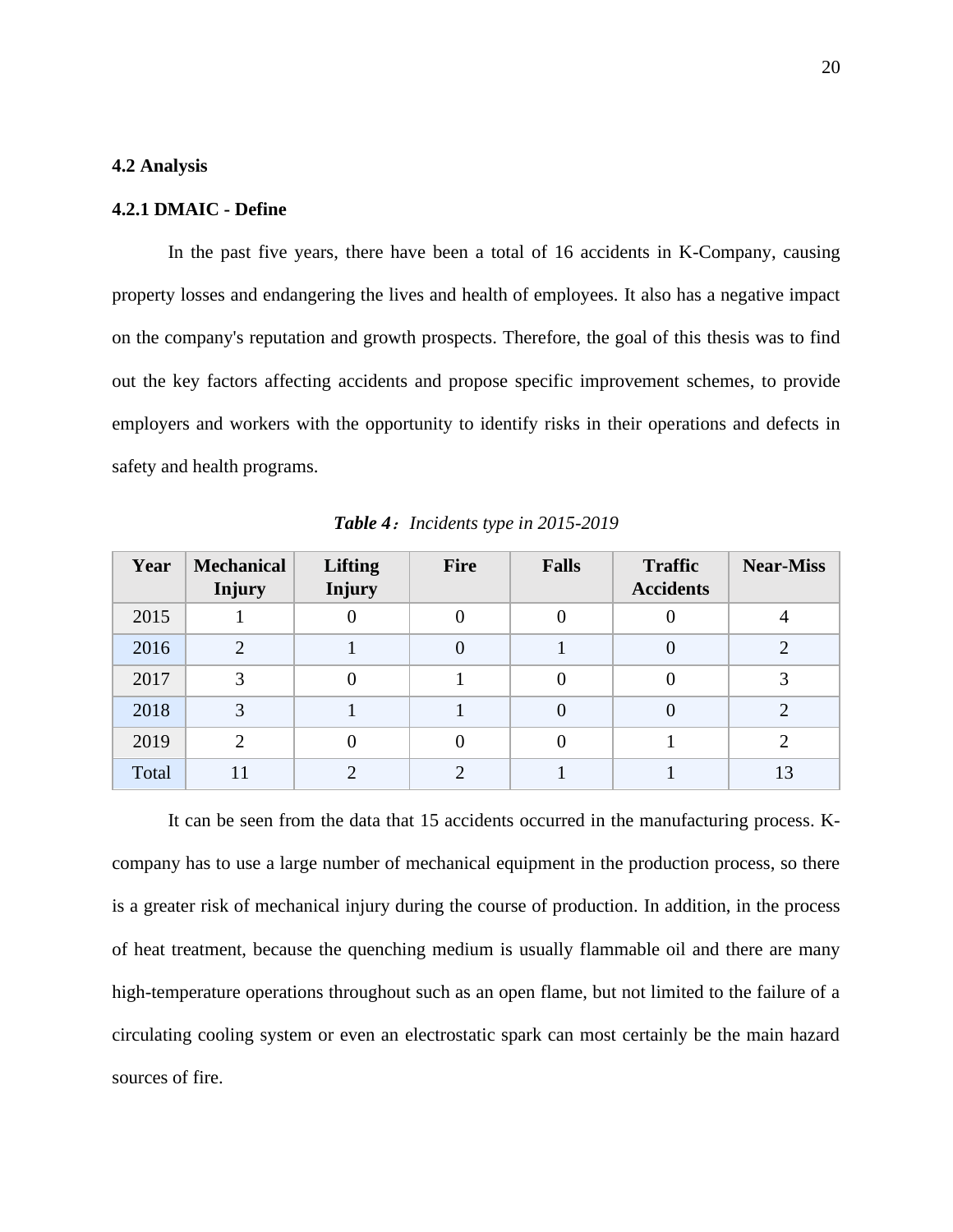## 4.2 Analysis

### 4.2.1 DMAIC - Define

In the past five years, there have been a total of 16 accidents in K-Company, causing property losses and endangering the lives and health of employees. It also has a negative impact on the company's reputation and growth prospects. Therefore, the goal of this thesis was to find out the key factors affecting accidents and propose specific improvement schemes, to provide employers and workers with the opportunity to identify risks in their operations and defects in safety and health programs.

***Table 4**：Incidents type in 2015-2019*

| Year | Mechanical Injury | Lifting Injury | Fire | Falls | Traffic Accidents | Near-Miss |
|---|---|---|---|---|---|---|
| 2015 | 1 | 0 | 0 | 0 | 0 | 4 |
| 2016 | 2 | 1 | 0 | 1 | 0 | 2 |
| 2017 | 3 | 0 | 1 | 0 | 0 | 3 |
| 2018 | 3 | 1 | 1 | 0 | 0 | 2 |
| 2019 | 2 | 0 | 0 | 0 | 1 | 2 |
| Total | 11 | 2 | 2 | 1 | 1 | 13 |

It can be seen from the data that 15 accidents occurred in the manufacturing process. K-company has to use a large number of mechanical equipment in the production process, so there is a greater risk of mechanical injury during the course of production. In addition, in the process of heat treatment, because the quenching medium is usually flammable oil and there are many high-temperature operations throughout such as an open flame, but not limited to the failure of a circulating cooling system or even an electrostatic spark can most certainly be the main hazard sources of fire.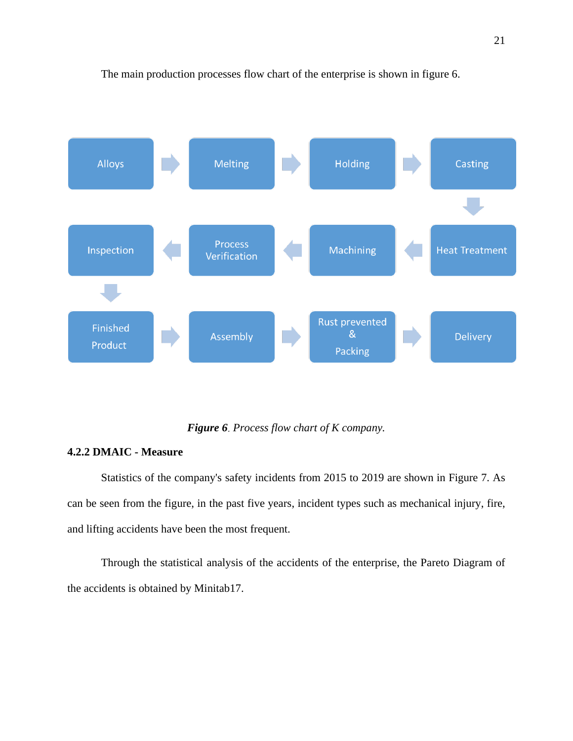The main production processes flow chart of the enterprise is shown in figure 6.

Alloys → Melting → Holding → Casting → Heat Treatment → Machining → Process Verification → Inspection → Finished Product → Assembly → Rust prevented & Packing → Delivery

***Figure 6**. Process flow chart of K company.*

### 4.2.2 DMAIC - Measure

Statistics of the company's safety incidents from 2015 to 2019 are shown in Figure 7. As can be seen from the figure, in the past five years, incident types such as mechanical injury, fire, and lifting accidents have been the most frequent.

Through the statistical analysis of the accidents of the enterprise, the Pareto Diagram of the accidents is obtained by Minitab17.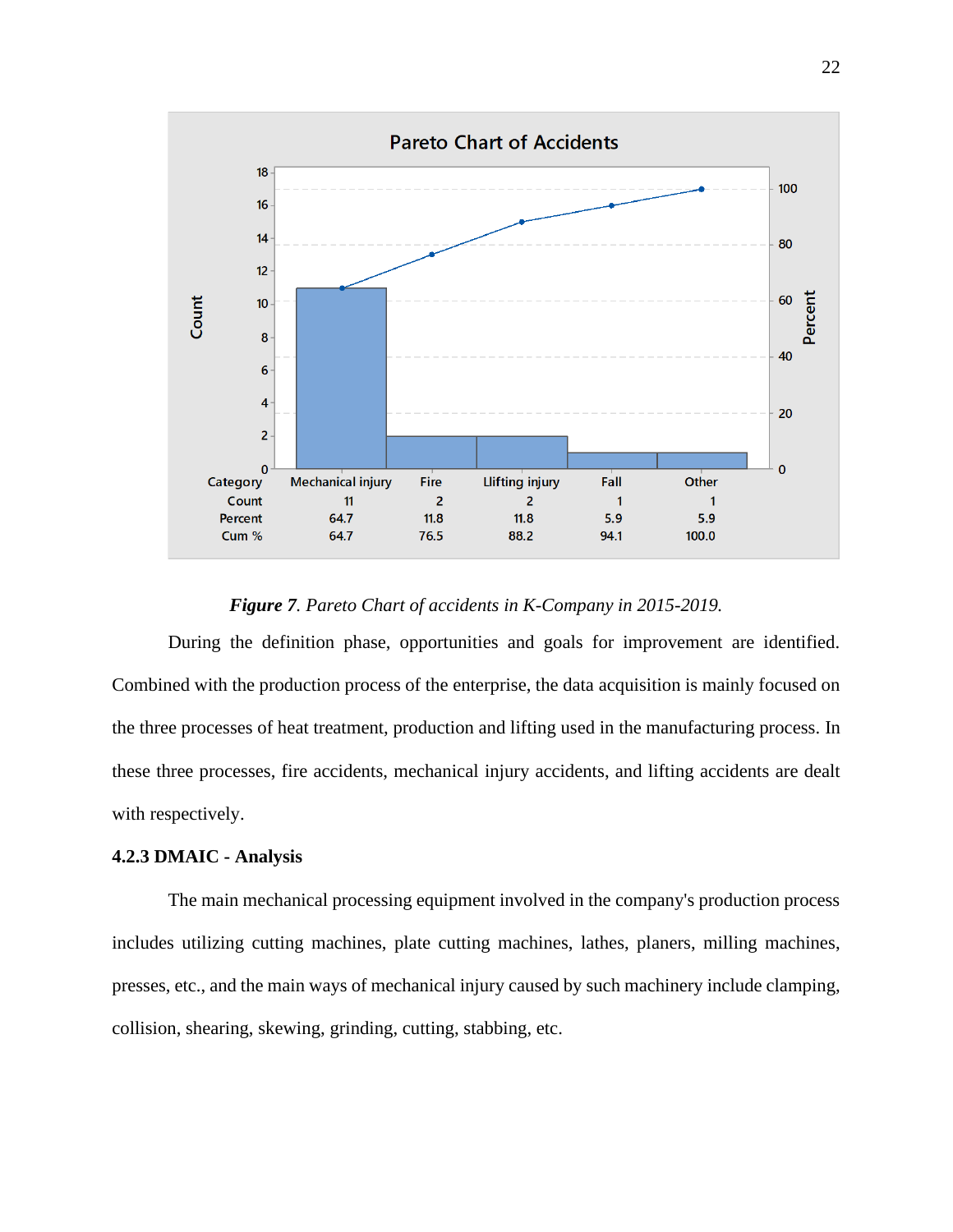Pareto Chart of Accidents

| Category | Mechanical injury | Fire | Llifting injury | Fall | Other |
|---|---|---|---|---|---|
| Count | 11 | 2 | 2 | 1 | 1 |
| Percent | 64.7 | 11.8 | 11.8 | 5.9 | 5.9 |
| Cum % | 64.7 | 76.5 | 88.2 | 94.1 | 100.0 |

***Figure 7****. Pareto Chart of accidents in K-Company in 2015-2019.*

During the definition phase, opportunities and goals for improvement are identified. Combined with the production process of the enterprise, the data acquisition is mainly focused on the three processes of heat treatment, production and lifting used in the manufacturing process. In these three processes, fire accidents, mechanical injury accidents, and lifting accidents are dealt with respectively.

### 4.2.3 DMAIC - Analysis

The main mechanical processing equipment involved in the company's production process includes utilizing cutting machines, plate cutting machines, lathes, planers, milling machines, presses, etc., and the main ways of mechanical injury caused by such machinery include clamping, collision, shearing, skewing, grinding, cutting, stabbing, etc.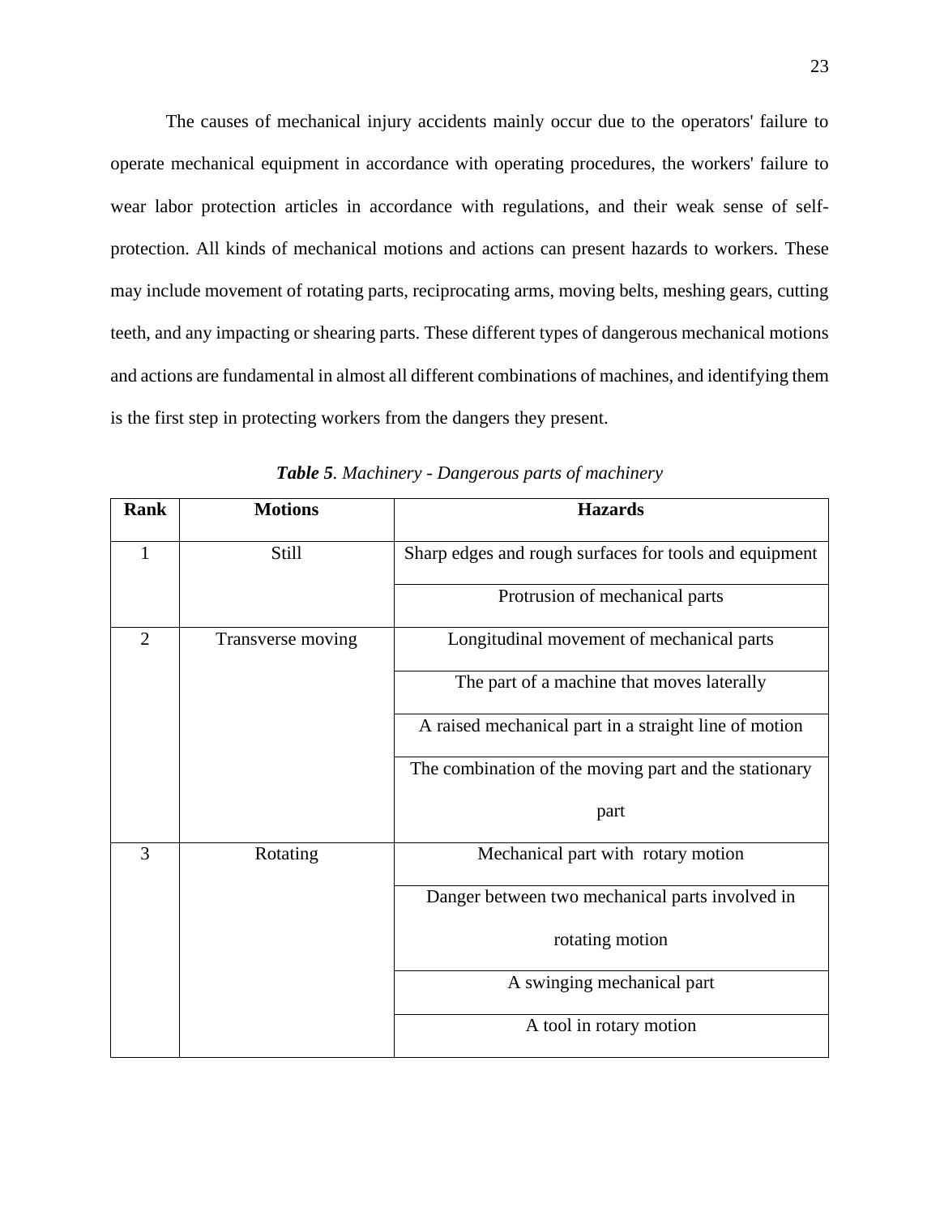The causes of mechanical injury accidents mainly occur due to the operators' failure to operate mechanical equipment in accordance with operating procedures, the workers' failure to wear labor protection articles in accordance with regulations, and their weak sense of self-protection. All kinds of mechanical motions and actions can present hazards to workers. These may include movement of rotating parts, reciprocating arms, moving belts, meshing gears, cutting teeth, and any impacting or shearing parts. These different types of dangerous mechanical motions and actions are fundamental in almost all different combinations of machines, and identifying them is the first step in protecting workers from the dangers they present.

***Table 5***. *Machinery - Dangerous parts of machinery*

| Rank | Motions | Hazards |
|---|---|---|
| 1 | Still | Sharp edges and rough surfaces for tools and equipment |
| | | Protrusion of mechanical parts |
| 2 | Transverse moving | Longitudinal movement of mechanical parts |
| | | The part of a machine that moves laterally |
| | | A raised mechanical part in a straight line of motion |
| | | The combination of the moving part and the stationary part |
| 3 | Rotating | Mechanical part with rotary motion |
| | | Danger between two mechanical parts involved in rotating motion |
| | | A swinging mechanical part |
| | | A tool in rotary motion |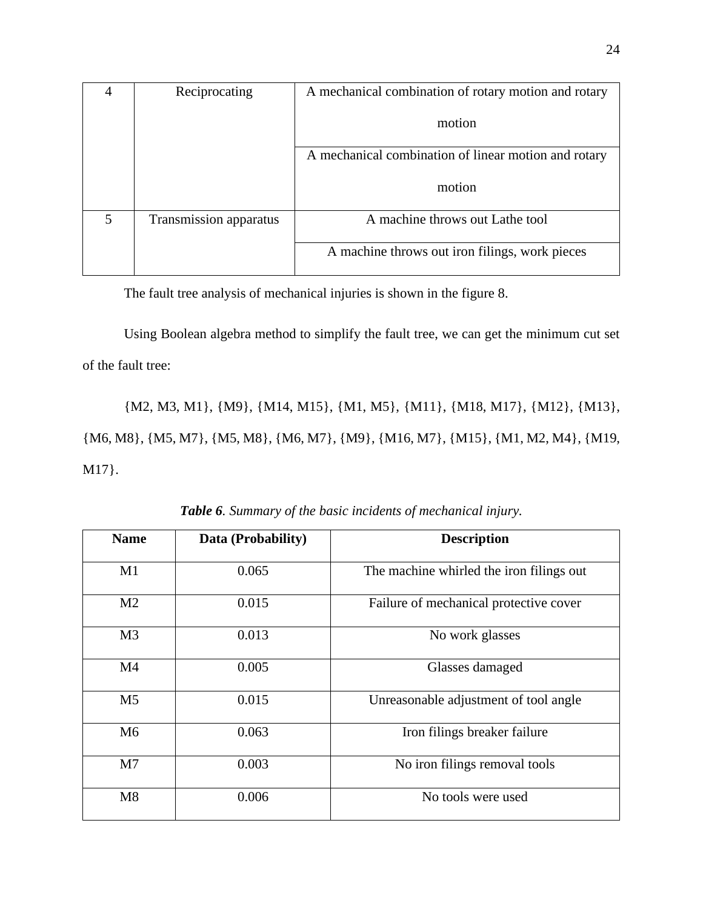| 4 | Reciprocating | A mechanical combination of rotary motion and rotary motion |
|---|---|---|
| | | A mechanical combination of linear motion and rotary motion |
| 5 | Transmission apparatus | A machine throws out Lathe tool |
| | | A machine throws out iron filings, work pieces |

The fault tree analysis of mechanical injuries is shown in the figure 8.

Using Boolean algebra method to simplify the fault tree, we can get the minimum cut set of the fault tree:

{M2, M3, M1}, {M9}, {M14, M15}, {M1, M5}, {M11}, {M18, M17}, {M12}, {M13}, {M6, M8}, {M5, M7}, {M5, M8}, {M6, M7}, {M9}, {M16, M7}, {M15}, {M1, M2, M4}, {M19, M17}.

***Table 6***. *Summary of the basic incidents of mechanical injury.*

| Name | Data (Probability) | Description |
|---|---|---|
| M1 | 0.065 | The machine whirled the iron filings out |
| M2 | 0.015 | Failure of mechanical protective cover |
| M3 | 0.013 | No work glasses |
| M4 | 0.005 | Glasses damaged |
| M5 | 0.015 | Unreasonable adjustment of tool angle |
| M6 | 0.063 | Iron filings breaker failure |
| M7 | 0.003 | No iron filings removal tools |
| M8 | 0.006 | No tools were used |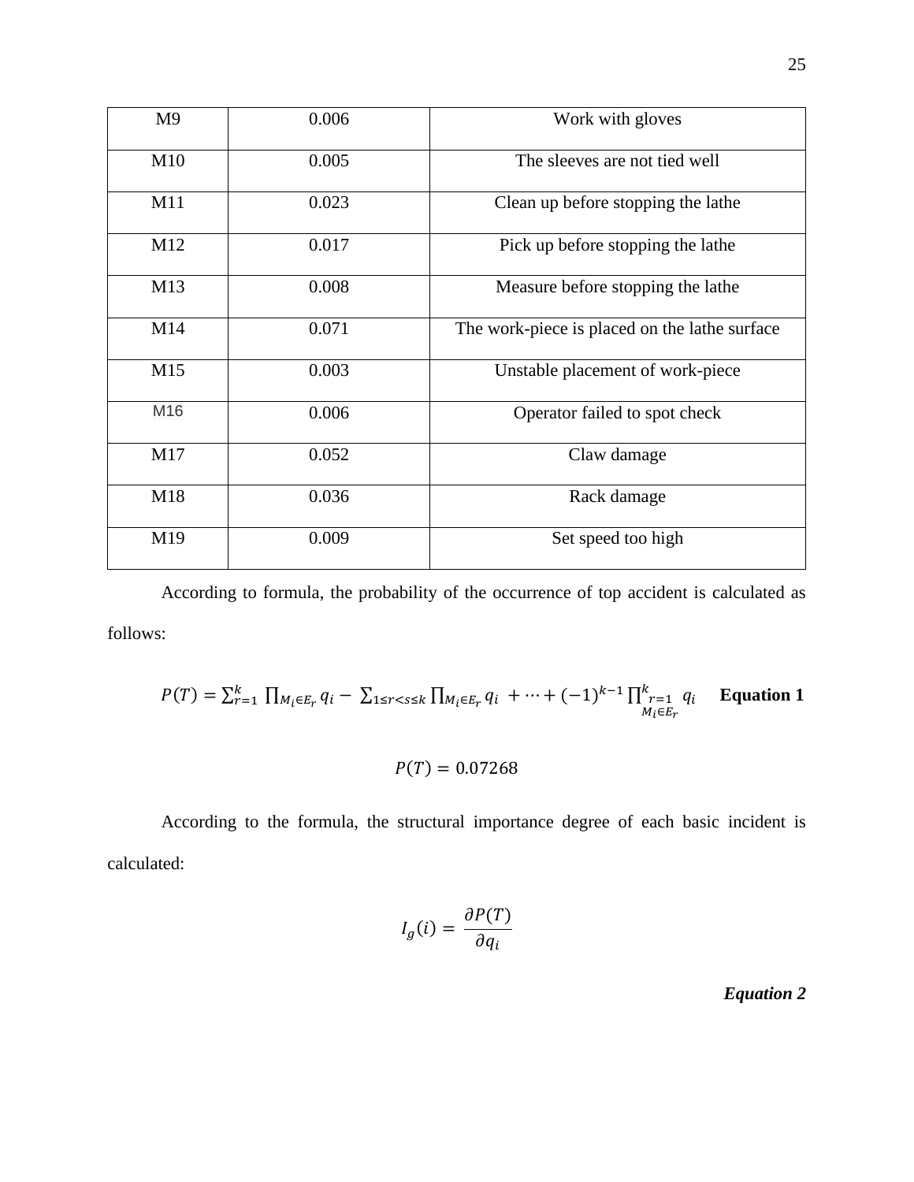| M9 | 0.006 | Work with gloves |
|---|---|---|
| M10 | 0.005 | The sleeves are not tied well |
| M11 | 0.023 | Clean up before stopping the lathe |
| M12 | 0.017 | Pick up before stopping the lathe |
| M13 | 0.008 | Measure before stopping the lathe |
| M14 | 0.071 | The work-piece is placed on the lathe surface |
| M15 | 0.003 | Unstable placement of work-piece |
| M16 | 0.006 | Operator failed to spot check |
| M17 | 0.052 | Claw damage |
| M18 | 0.036 | Rack damage |
| M19 | 0.009 | Set speed too high |

According to formula, the probability of the occurrence of top accident is calculated as follows:

$$P(T) = \sum_{r=1}^{k} \prod_{M_i \in E_r} q_i - \sum_{1 \le r < s \le k} \prod_{M_i \in E_r} q_i + \cdots + (-1)^{k-1} \prod_{\substack{r=1 \\ M_i \in E_r}}^{k} q_i \quad \textbf{Equation 1}$$

$$P(T) = 0.07268$$

According to the formula, the structural importance degree of each basic incident is calculated:

$$I_g(i) = \frac{\partial P(T)}{\partial q_i}$$

***Equation 2***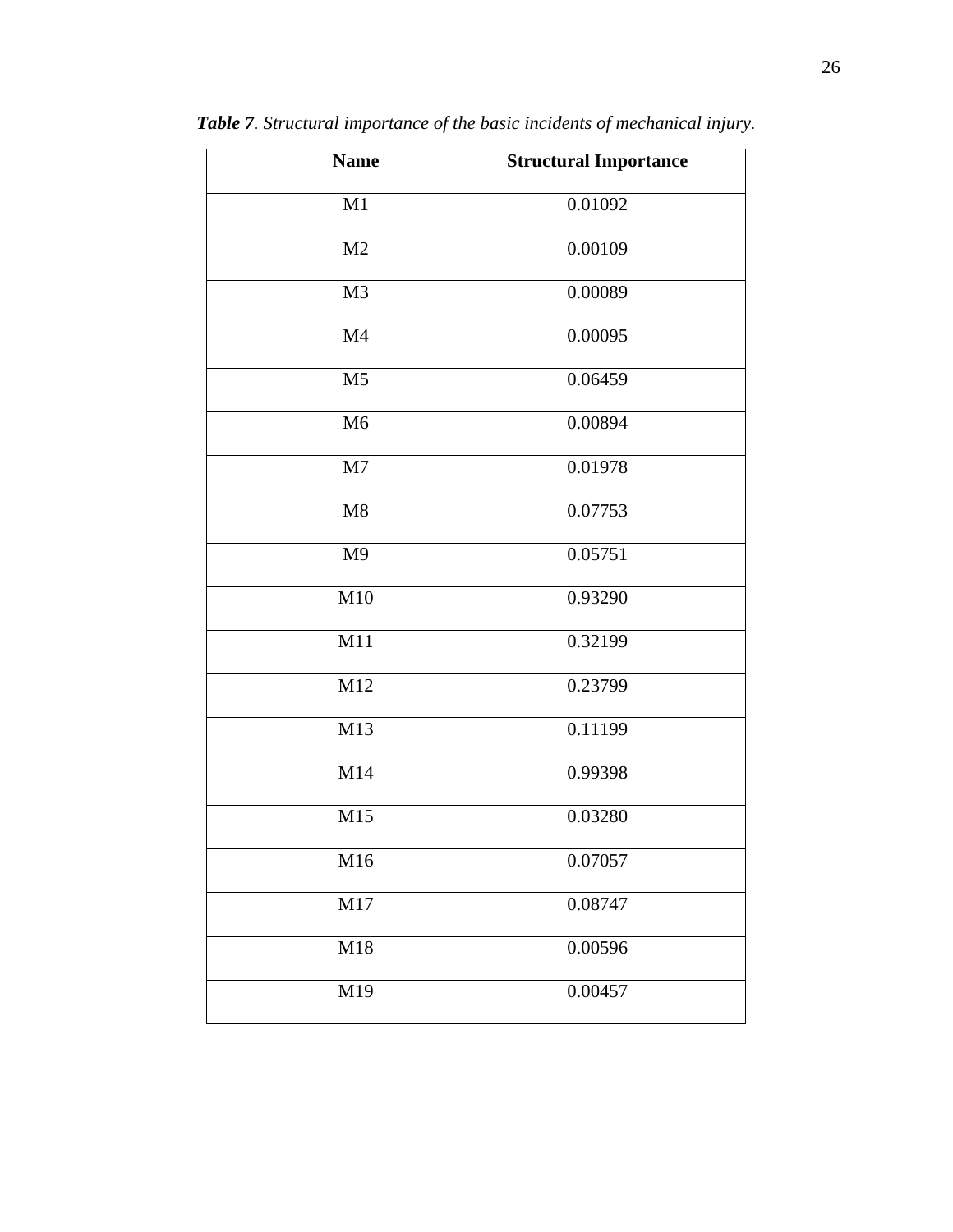***Table 7***. *Structural importance of the basic incidents of mechanical injury.*

| Name | Structural Importance |
|---|---|
| M1 | 0.01092 |
| M2 | 0.00109 |
| M3 | 0.00089 |
| M4 | 0.00095 |
| M5 | 0.06459 |
| M6 | 0.00894 |
| M7 | 0.01978 |
| M8 | 0.07753 |
| M9 | 0.05751 |
| M10 | 0.93290 |
| M11 | 0.32199 |
| M12 | 0.23799 |
| M13 | 0.11199 |
| M14 | 0.99398 |
| M15 | 0.03280 |
| M16 | 0.07057 |
| M17 | 0.08747 |
| M18 | 0.00596 |
| M19 | 0.00457 |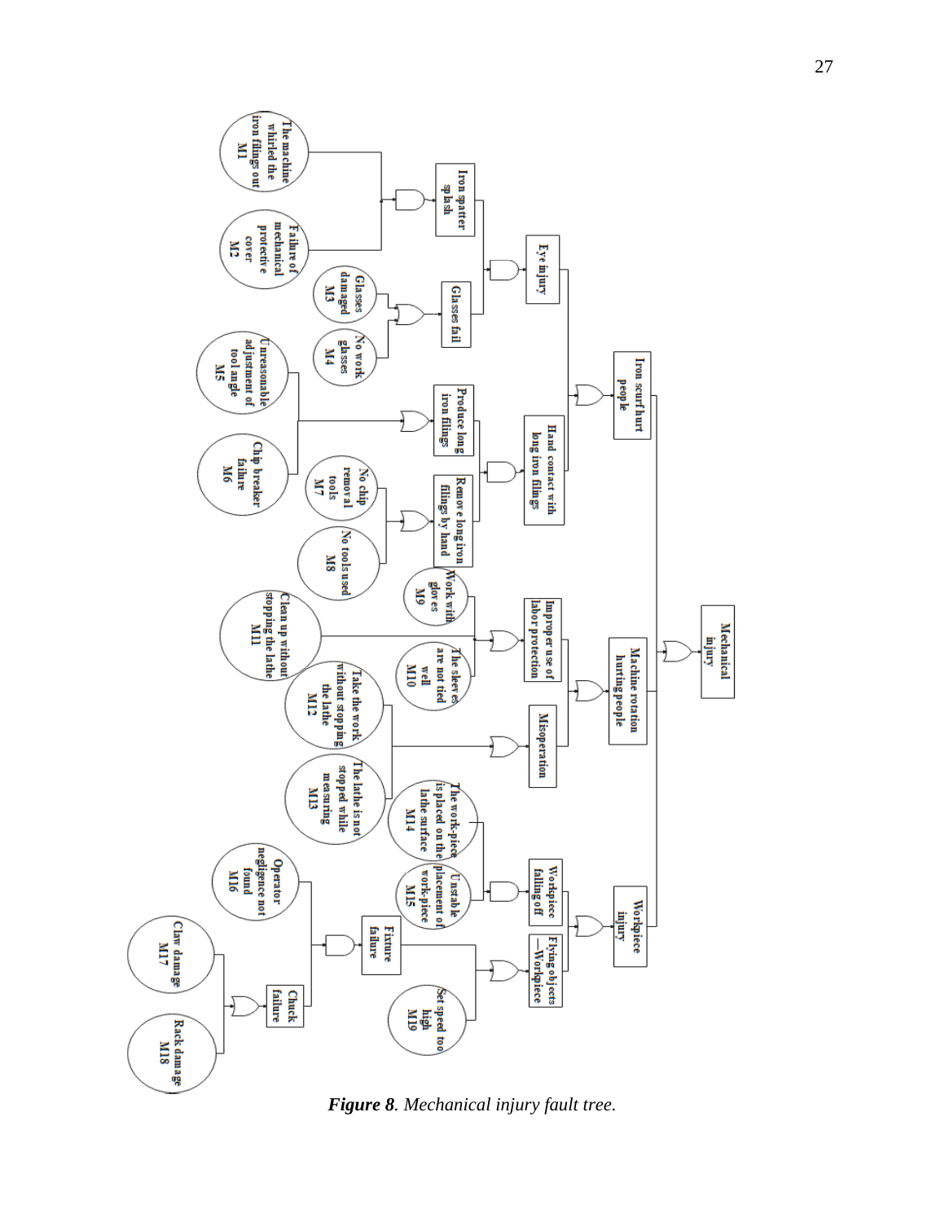***Figure 8**. Mechanical injury fault tree.*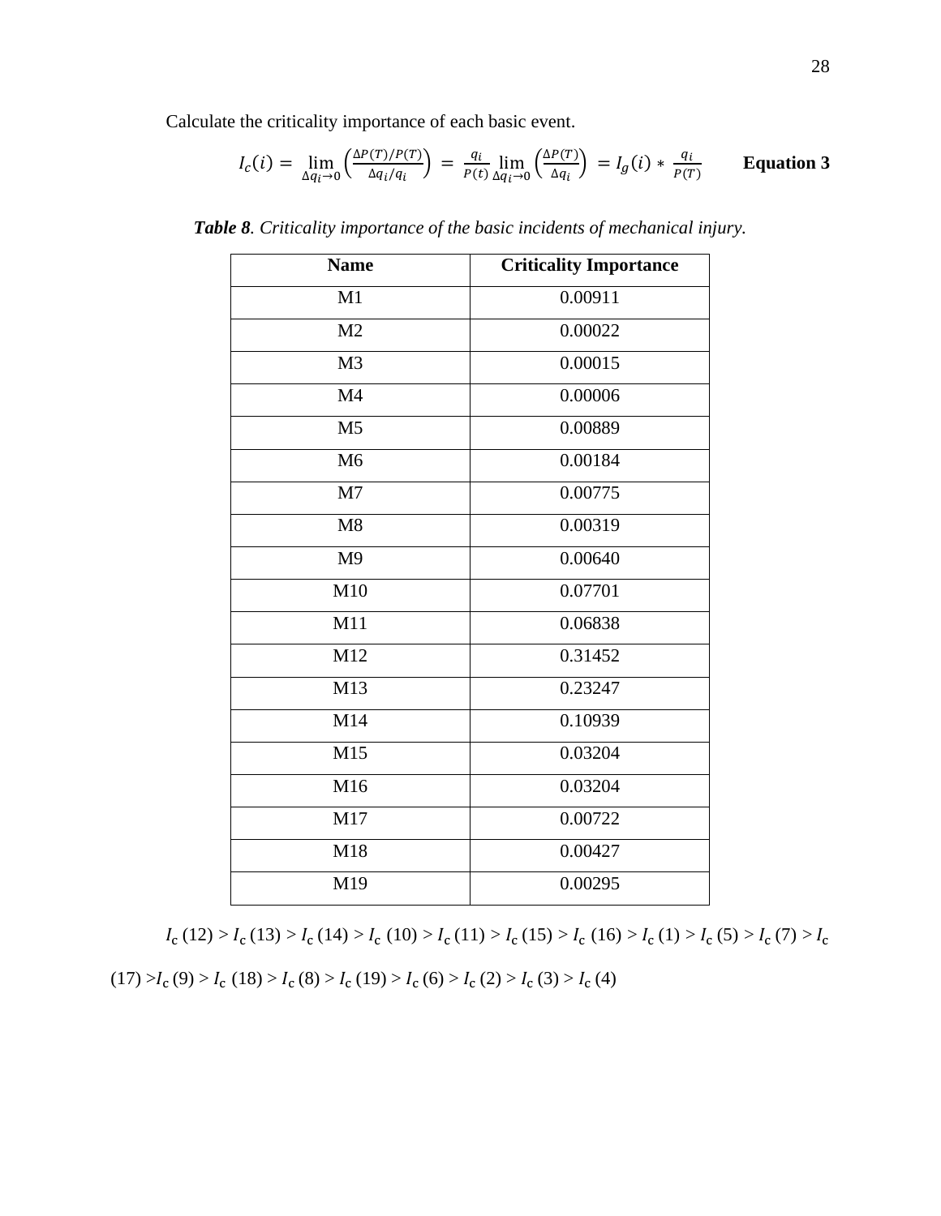Calculate the criticality importance of each basic event.

$$I_c(i) = \lim_{\Delta q_i \to 0} \left( \frac{\Delta P(T)/P(T)}{\Delta q_i / q_i} \right) = \frac{q_i}{P(t)} \lim_{\Delta q_i \to 0} \left( \frac{\Delta P(T)}{\Delta q_i} \right) = I_g(i) * \frac{q_i}{P(T)} \quad \textbf{Equation 3}$$

***Table 8**. Criticality importance of the basic incidents of mechanical injury.*

| Name | Criticality Importance |
|---|---|
| M1 | 0.00911 |
| M2 | 0.00022 |
| M3 | 0.00015 |
| M4 | 0.00006 |
| M5 | 0.00889 |
| M6 | 0.00184 |
| M7 | 0.00775 |
| M8 | 0.00319 |
| M9 | 0.00640 |
| M10 | 0.07701 |
| M11 | 0.06838 |
| M12 | 0.31452 |
| M13 | 0.23247 |
| M14 | 0.10939 |
| M15 | 0.03204 |
| M16 | 0.03204 |
| M17 | 0.00722 |
| M18 | 0.00427 |
| M19 | 0.00295 |

$I_c$ (12) > $I_c$ (13) > $I_c$ (14) > $I_c$ (10) > $I_c$ (11) > $I_c$ (15) > $I_c$ (16) > $I_c$ (1) > $I_c$ (5) > $I_c$ (7) > $I_c$ (17) > $I_c$ (9) > $I_c$ (18) > $I_c$ (8) > $I_c$ (19) > $I_c$ (6) > $I_c$ (2) > $I_c$ (3) > $I_c$ (4)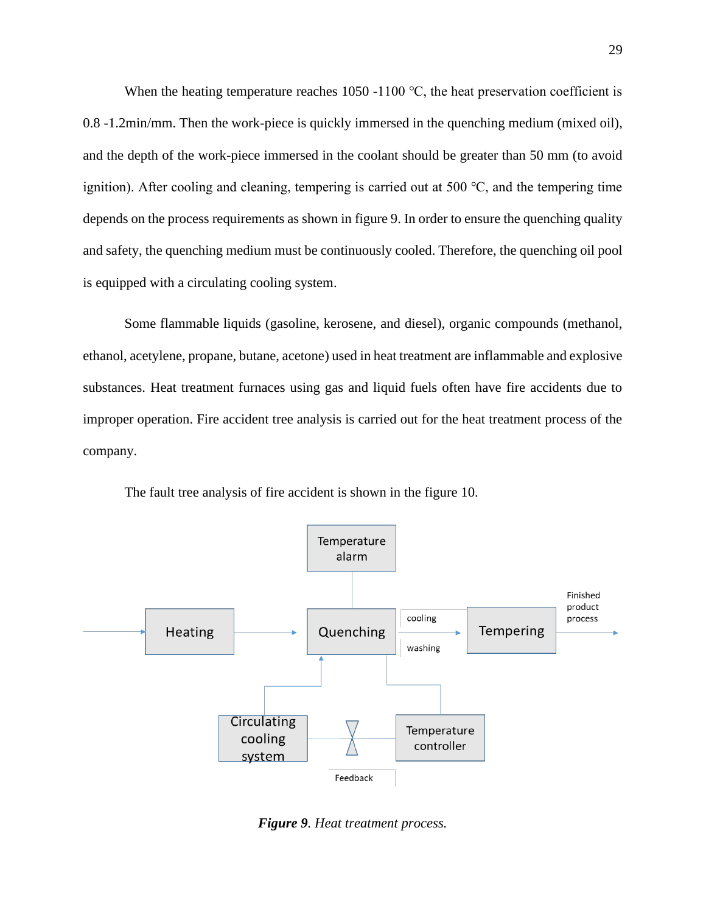When the heating temperature reaches 1050 -1100 ℃, the heat preservation coefficient is 0.8 -1.2min/mm. Then the work-piece is quickly immersed in the quenching medium (mixed oil), and the depth of the work-piece immersed in the coolant should be greater than 50 mm (to avoid ignition). After cooling and cleaning, tempering is carried out at 500 ℃, and the tempering time depends on the process requirements as shown in figure 9. In order to ensure the quenching quality and safety, the quenching medium must be continuously cooled. Therefore, the quenching oil pool is equipped with a circulating cooling system.

Some flammable liquids (gasoline, kerosene, and diesel), organic compounds (methanol, ethanol, acetylene, propane, butane, acetone) used in heat treatment are inflammable and explosive substances. Heat treatment furnaces using gas and liquid fuels often have fire accidents due to improper operation. Fire accident tree analysis is carried out for the heat treatment process of the company.

The fault tree analysis of fire accident is shown in the figure 10.

Temperature alarm

Heating → Quenching → cooling / washing → Tempering → Finished product process

Circulating cooling system — Feedback — Temperature controller

***Figure 9***. *Heat treatment process.*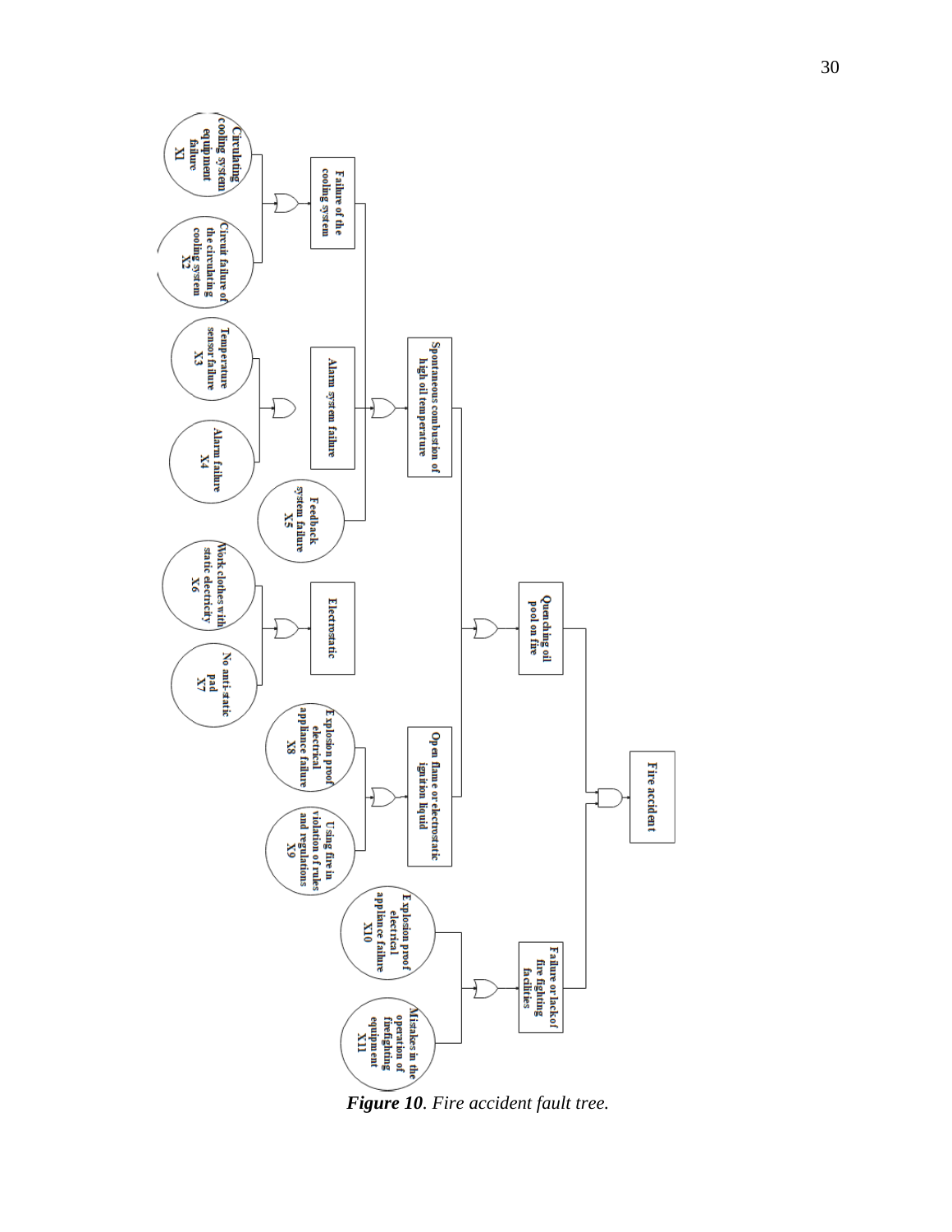***Figure 10***. *Fire accident fault tree.*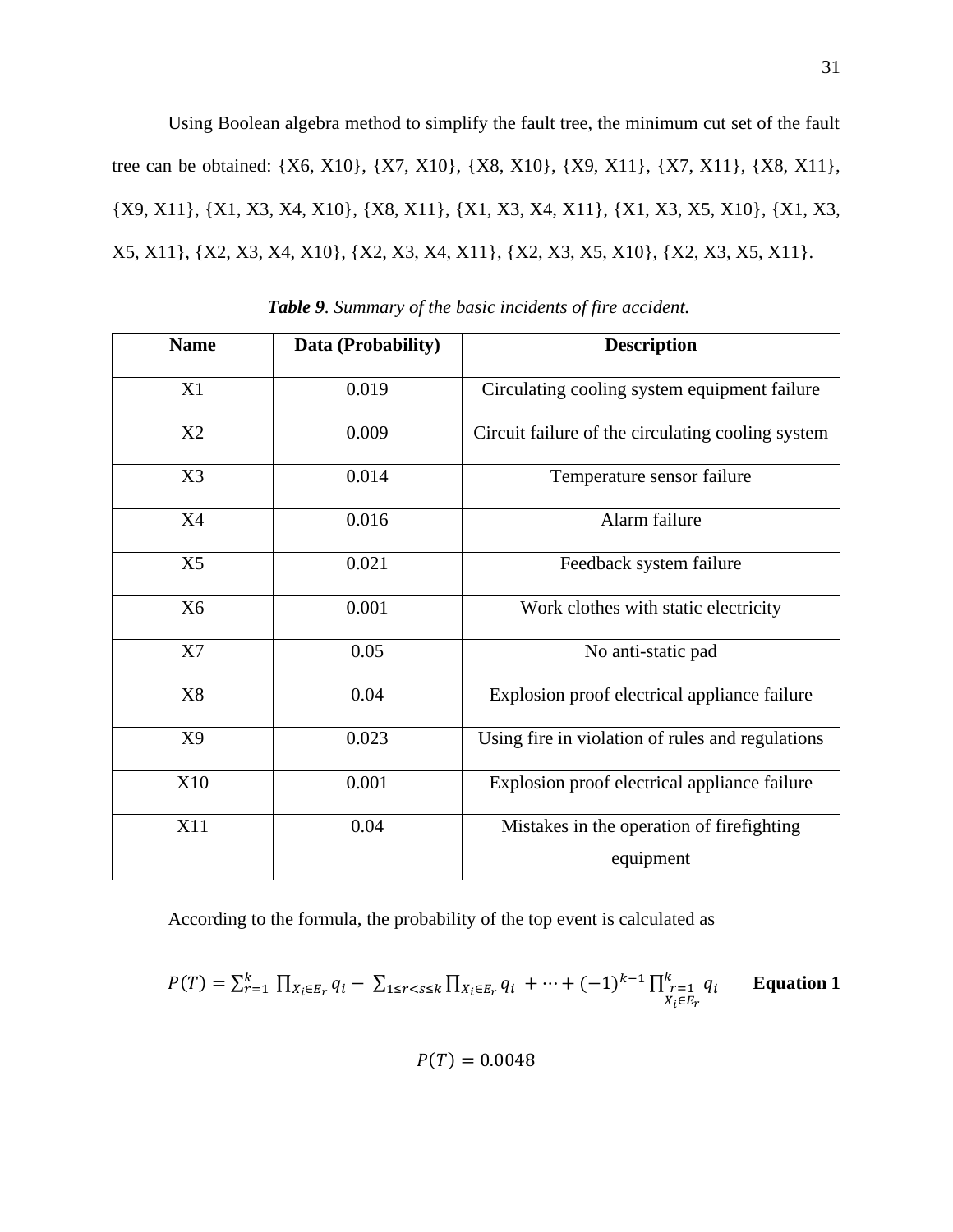Using Boolean algebra method to simplify the fault tree, the minimum cut set of the fault tree can be obtained: {X6, X10}, {X7, X10}, {X8, X10}, {X9, X11}, {X7, X11}, {X8, X11}, {X9, X11}, {X1, X3, X4, X10}, {X8, X11}, {X1, X3, X4, X11}, {X1, X3, X5, X10}, {X1, X3, X5, X11}, {X2, X3, X4, X10}, {X2, X3, X4, X11}, {X2, X3, X5, X10}, {X2, X3, X5, X11}.

***Table 9**. Summary of the basic incidents of fire accident.*

| Name | Data (Probability) | Description |
| --- | --- | --- |
| X1 | 0.019 | Circulating cooling system equipment failure |
| X2 | 0.009 | Circuit failure of the circulating cooling system |
| X3 | 0.014 | Temperature sensor failure |
| X4 | 0.016 | Alarm failure |
| X5 | 0.021 | Feedback system failure |
| X6 | 0.001 | Work clothes with static electricity |
| X7 | 0.05 | No anti-static pad |
| X8 | 0.04 | Explosion proof electrical appliance failure |
| X9 | 0.023 | Using fire in violation of rules and regulations |
| X10 | 0.001 | Explosion proof electrical appliance failure |
| X11 | 0.04 | Mistakes in the operation of firefighting equipment |

According to the formula, the probability of the top event is calculated as

$$P(T) = \sum_{r=1}^{k} \prod_{X_i \in E_r} q_i - \sum_{1 \le r < s \le k} \prod_{X_i \in E_r} q_i + \cdots + (-1)^{k-1} \prod_{\substack{r=1 \\ X_i \in E_r}}^{k} q_i \qquad \textbf{Equation 1}$$

$$P(T) = 0.0048$$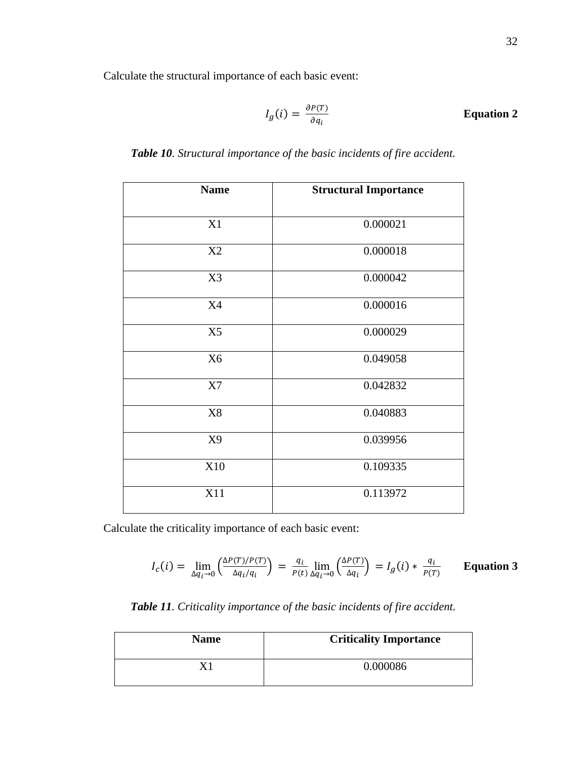Calculate the structural importance of each basic event:

$$I_g(i) = \frac{\partial P(T)}{\partial q_i} \quad \textbf{Equation 2}$$

***Table 10***. *Structural importance of the basic incidents of fire accident.*

| Name | Structural Importance |
|---|---|
| X1 | 0.000021 |
| X2 | 0.000018 |
| X3 | 0.000042 |
| X4 | 0.000016 |
| X5 | 0.000029 |
| X6 | 0.049058 |
| X7 | 0.042832 |
| X8 | 0.040883 |
| X9 | 0.039956 |
| X10 | 0.109335 |
| X11 | 0.113972 |

Calculate the criticality importance of each basic event:

$$I_c(i) = \lim_{\Delta q_i \to 0} \left( \frac{\Delta P(T)/P(T)}{\Delta q_i / q_i} \right) = \frac{q_i}{P(t)} \lim_{\Delta q_i \to 0} \left( \frac{\Delta P(T)}{\Delta q_i} \right) = I_g(i) * \frac{q_i}{P(T)} \quad \textbf{Equation 3}$$

***Table 11***. *Criticality importance of the basic incidents of fire accident.*

| Name | Criticality Importance |
|---|---|
| X1 | 0.000086 |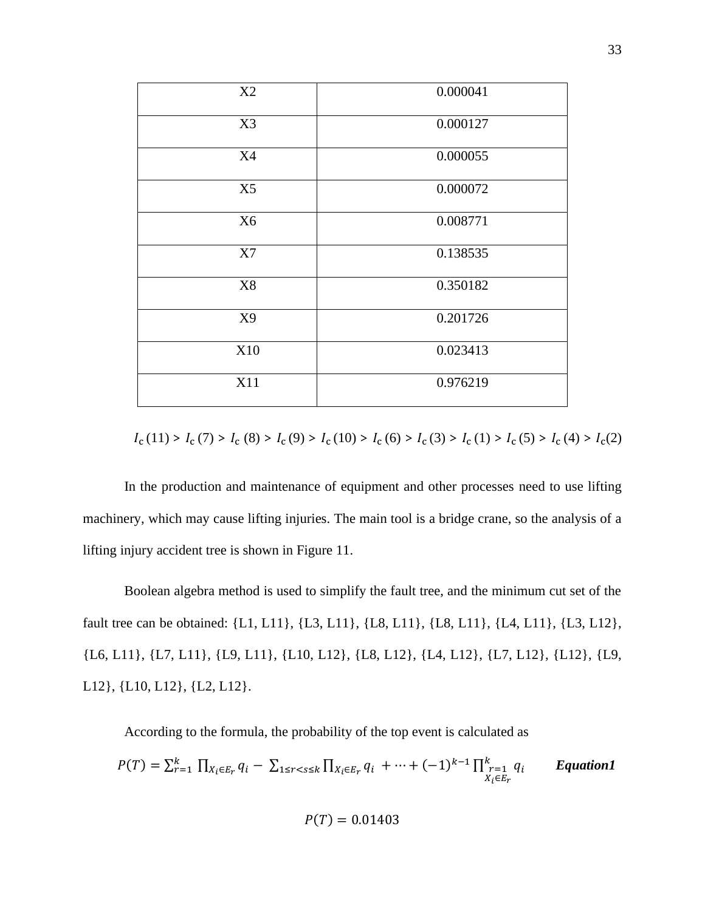| X2 | 0.000041 |
|---|---|
| X3 | 0.000127 |
| X4 | 0.000055 |
| X5 | 0.000072 |
| X6 | 0.008771 |
| X7 | 0.138535 |
| X8 | 0.350182 |
| X9 | 0.201726 |
| X10 | 0.023413 |
| X11 | 0.976219 |

$$I_c(11) > I_c(7) > I_c(8) > I_c(9) > I_c(10) > I_c(6) > I_c(3) > I_c(1) > I_c(5) > I_c(4) > I_c(2)$$

In the production and maintenance of equipment and other processes need to use lifting machinery, which may cause lifting injuries. The main tool is a bridge crane, so the analysis of a lifting injury accident tree is shown in Figure 11.

Boolean algebra method is used to simplify the fault tree, and the minimum cut set of the fault tree can be obtained: {L1, L11}, {L3, L11}, {L8, L11}, {L8, L11}, {L4, L11}, {L3, L12}, {L6, L11}, {L7, L11}, {L9, L11}, {L10, L12}, {L8, L12}, {L4, L12}, {L7, L12}, {L12}, {L9, L12}, {L10, L12}, {L2, L12}.

According to the formula, the probability of the top event is calculated as

$$P(T) = \sum_{r=1}^{k} \prod_{X_i \in E_r} q_i - \sum_{1 \le r < s \le k} \prod_{X_i \in E_r} q_i + \cdots + (-1)^{k-1} \prod_{\substack{r=1 \\ X_i \in E_r}}^{k} q_i \qquad \textbf{\textit{Equation1}}$$

$$P(T) = 0.01403$$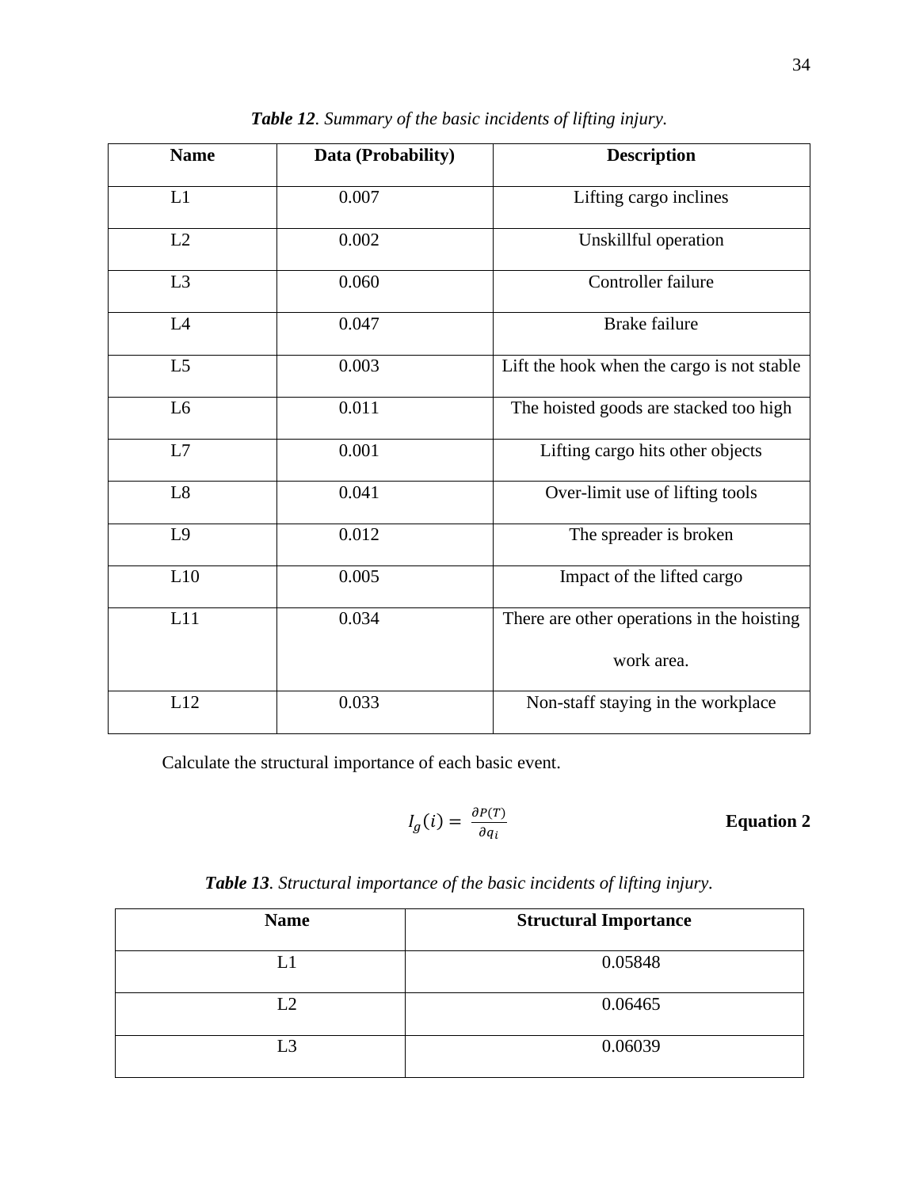***Table 12**. Summary of the basic incidents of lifting injury.*

| Name | Data (Probability) | Description |
|---|---|---|
| L1 | 0.007 | Lifting cargo inclines |
| L2 | 0.002 | Unskillful operation |
| L3 | 0.060 | Controller failure |
| L4 | 0.047 | Brake failure |
| L5 | 0.003 | Lift the hook when the cargo is not stable |
| L6 | 0.011 | The hoisted goods are stacked too high |
| L7 | 0.001 | Lifting cargo hits other objects |
| L8 | 0.041 | Over-limit use of lifting tools |
| L9 | 0.012 | The spreader is broken |
| L10 | 0.005 | Impact of the lifted cargo |
| L11 | 0.034 | There are other operations in the hoisting work area. |
| L12 | 0.033 | Non-staff staying in the workplace |

Calculate the structural importance of each basic event.

$$I_g(i) = \frac{\partial P(T)}{\partial q_i} \quad \textbf{Equation 2}$$

***Table 13**. Structural importance of the basic incidents of lifting injury.*

| Name | Structural Importance |
|---|---|
| L1 | 0.05848 |
| L2 | 0.06465 |
| L3 | 0.06039 |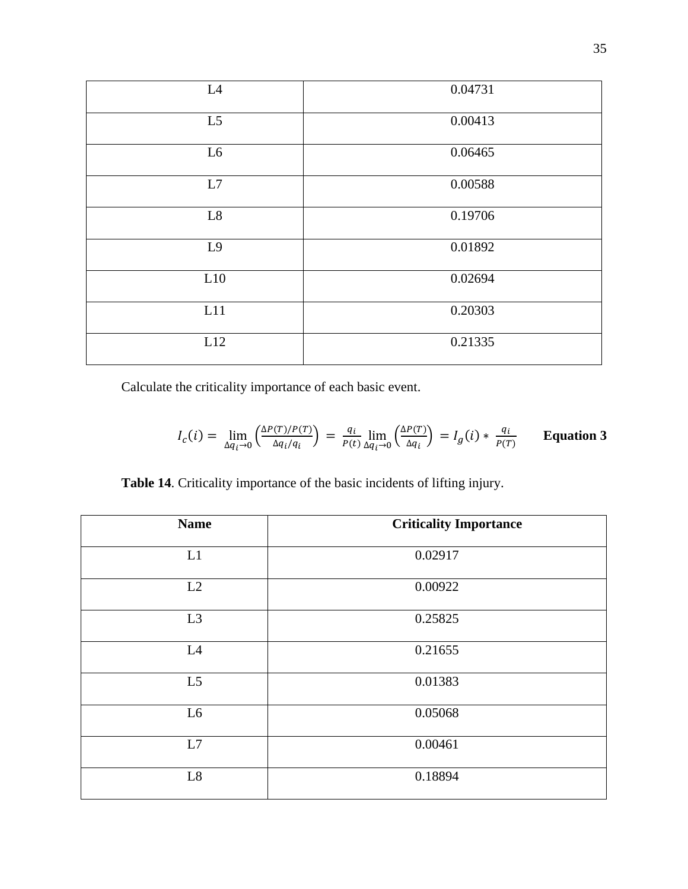| L4 | 0.04731 |
|---|---|
| L5 | 0.00413 |
| L6 | 0.06465 |
| L7 | 0.00588 |
| L8 | 0.19706 |
| L9 | 0.01892 |
| L10 | 0.02694 |
| L11 | 0.20303 |
| L12 | 0.21335 |

Calculate the criticality importance of each basic event.

$$I_c(i) = \lim_{\Delta q_i \to 0} \left( \frac{\Delta P(T)/P(T)}{\Delta q_i / q_i} \right) = \frac{q_i}{P(t)} \lim_{\Delta q_i \to 0} \left( \frac{\Delta P(T)}{\Delta q_i} \right) = I_g(i) * \frac{q_i}{P(T)} \qquad \textbf{Equation 3}$$

**Table 14**. Criticality importance of the basic incidents of lifting injury.

| Name | Criticality Importance |
|---|---|
| L1 | 0.02917 |
| L2 | 0.00922 |
| L3 | 0.25825 |
| L4 | 0.21655 |
| L5 | 0.01383 |
| L6 | 0.05068 |
| L7 | 0.00461 |
| L8 | 0.18894 |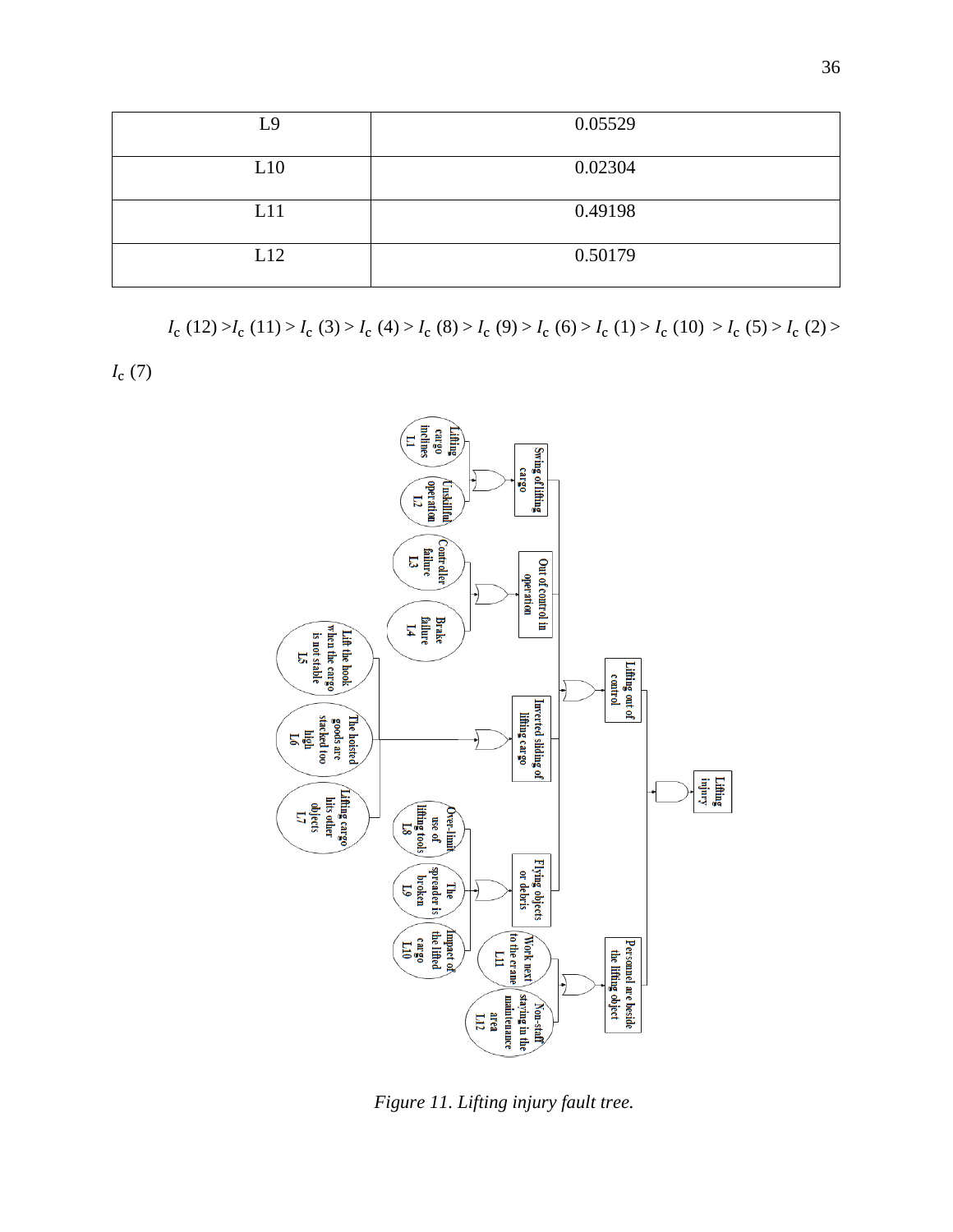| L9 | 0.05529 |
|---|---|
| L10 | 0.02304 |
| L11 | 0.49198 |
| L12 | 0.50179 |

$I_c$ (12) > $I_c$ (11) > $I_c$ (3) > $I_c$ (4) > $I_c$ (8) > $I_c$ (9) > $I_c$ (6) > $I_c$ (1) > $I_c$ (10) > $I_c$ (5) > $I_c$ (2) > $I_c$ (7)

*Figure 11. Lifting injury fault tree.*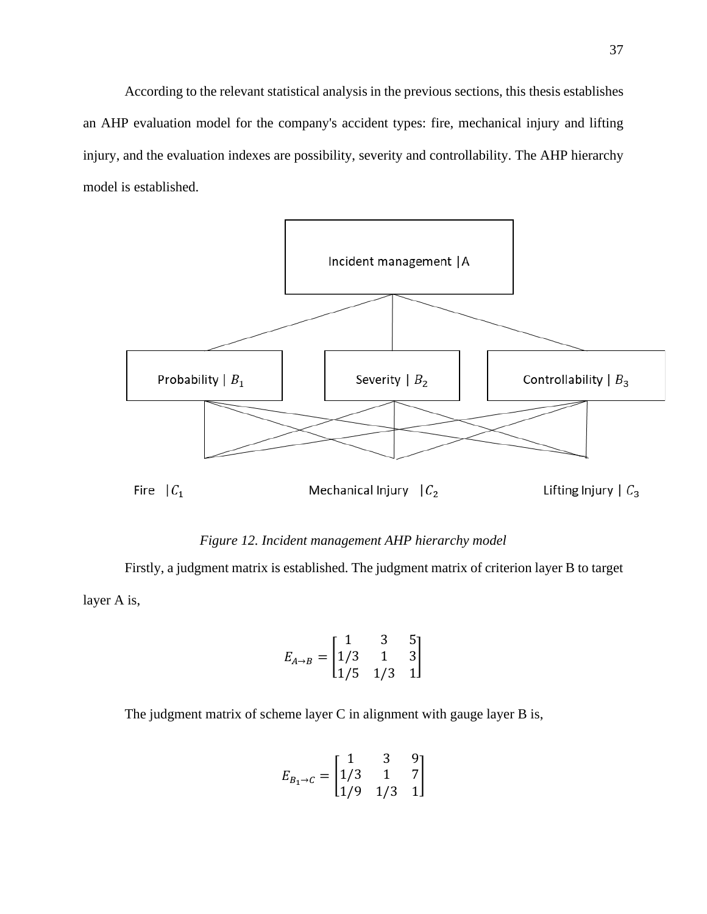According to the relevant statistical analysis in the previous sections, this thesis establishes an AHP evaluation model for the company's accident types: fire, mechanical injury and lifting injury, and the evaluation indexes are possibility, severity and controllability. The AHP hierarchy model is established.

Incident management | A

Probability | $B_1$ &emsp; Severity | $B_2$ &emsp; Controllability | $B_3$

Fire | $C_1$ &emsp; Mechanical Injury | $C_2$ &emsp; Lifting Injury | $C_3$

*Figure 12. Incident management AHP hierarchy model*

Firstly, a judgment matrix is established. The judgment matrix of criterion layer B to target layer A is,

$$E_{A\to B} = \begin{bmatrix} 1 & 3 & 5 \\ 1/3 & 1 & 3 \\ 1/5 & 1/3 & 1 \end{bmatrix}$$

The judgment matrix of scheme layer C in alignment with gauge layer B is,

$$E_{B_1\to C} = \begin{bmatrix} 1 & 3 & 9 \\ 1/3 & 1 & 7 \\ 1/9 & 1/3 & 1 \end{bmatrix}$$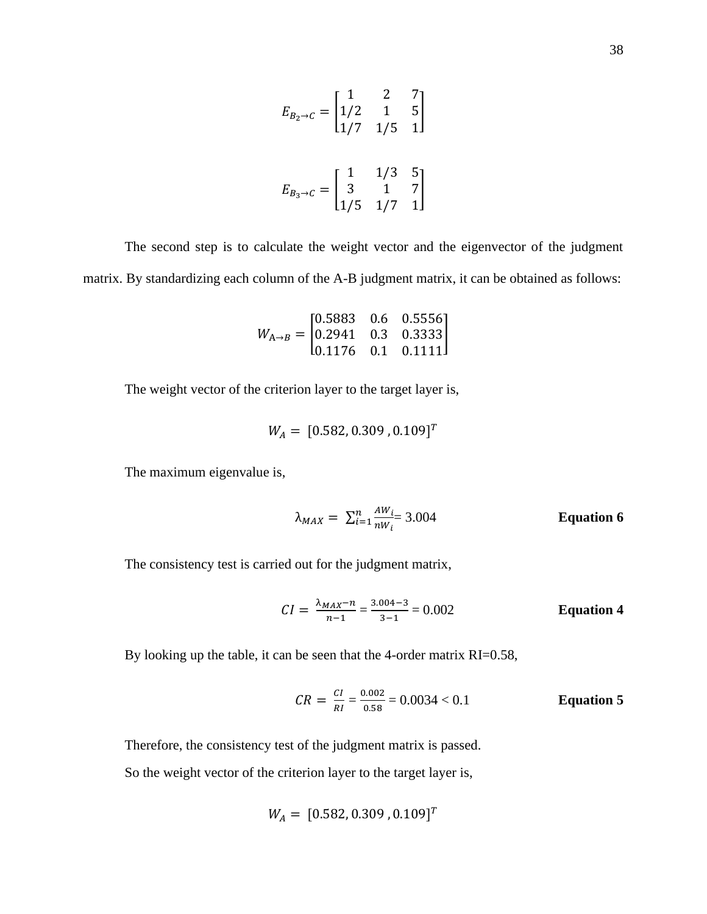$$E_{B_2 \to C} = \begin{bmatrix} 1 & 2 & 7 \\ 1/2 & 1 & 5 \\ 1/7 & 1/5 & 1 \end{bmatrix}$$

$$E_{B_3 \to C} = \begin{bmatrix} 1 & 1/3 & 5 \\ 3 & 1 & 7 \\ 1/5 & 1/7 & 1 \end{bmatrix}$$

The second step is to calculate the weight vector and the eigenvector of the judgment matrix. By standardizing each column of the A-B judgment matrix, it can be obtained as follows:

$$W_{A \to B} = \begin{bmatrix} 0.5883 & 0.6 & 0.5556 \\ 0.2941 & 0.3 & 0.3333 \\ 0.1176 & 0.1 & 0.1111 \end{bmatrix}$$

The weight vector of the criterion layer to the target layer is,

$$W_A = [0.582, 0.309, 0.109]^T$$

The maximum eigenvalue is,

$$\lambda_{MAX} = \sum_{i=1}^{n} \frac{AW_i}{nW_i} = 3.004 \qquad \textbf{Equation 6}$$

The consistency test is carried out for the judgment matrix,

$$CI = \frac{\lambda_{MAX} - n}{n-1} = \frac{3.004-3}{3-1} = 0.002 \qquad \textbf{Equation 4}$$

By looking up the table, it can be seen that the 4-order matrix RI=0.58,

$$CR = \frac{CI}{RI} = \frac{0.002}{0.58} = 0.0034 < 0.1 \qquad \textbf{Equation 5}$$

Therefore, the consistency test of the judgment matrix is passed.

So the weight vector of the criterion layer to the target layer is,

$$W_A = [0.582, 0.309, 0.109]^T$$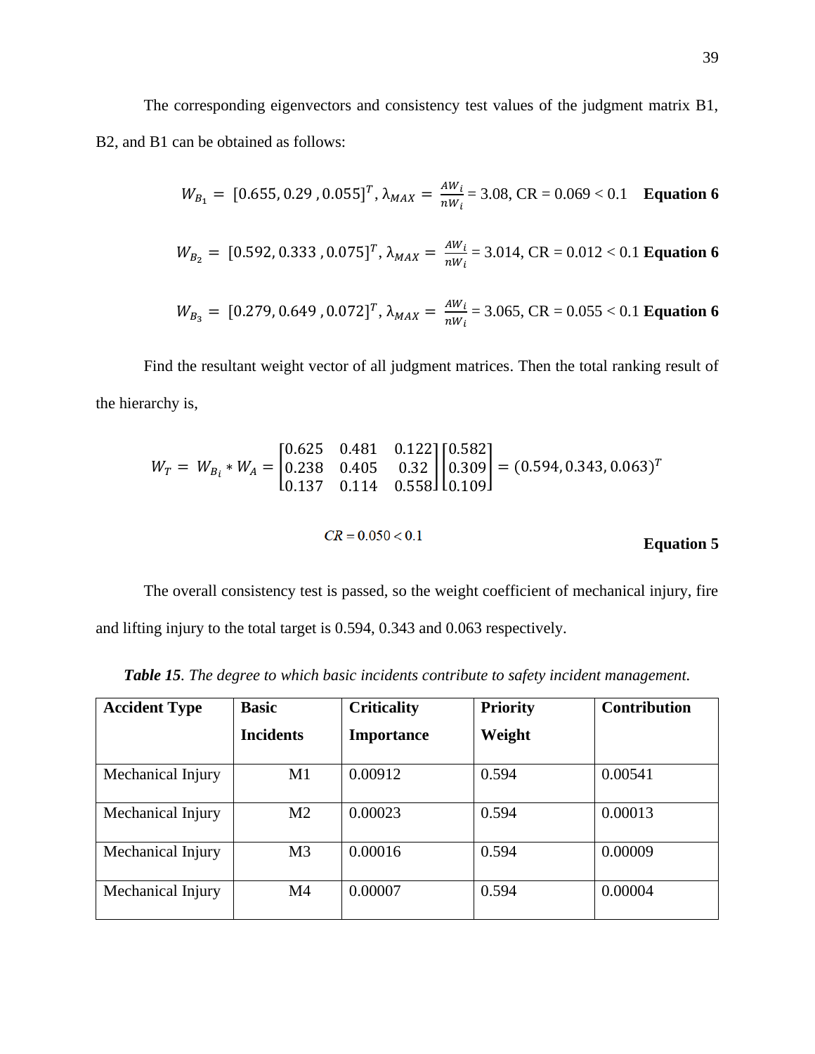The corresponding eigenvectors and consistency test values of the judgment matrix B1, B2, and B1 can be obtained as follows:

$$W_{B_1} = [0.655, 0.29, 0.055]^T, \lambda_{MAX} = \frac{AW_i}{nW_i} = 3.08, \text{CR} = 0.069 < 0.1 \quad \textbf{Equation 6}$$

$$W_{B_2} = [0.592, 0.333, 0.075]^T, \lambda_{MAX} = \frac{AW_i}{nW_i} = 3.014, \text{CR} = 0.012 < 0.1 \quad \textbf{Equation 6}$$

$$W_{B_3} = [0.279, 0.649, 0.072]^T, \lambda_{MAX} = \frac{AW_i}{nW_i} = 3.065, \text{CR} = 0.055 < 0.1 \quad \textbf{Equation 6}$$

Find the resultant weight vector of all judgment matrices. Then the total ranking result of the hierarchy is,

$$W_T = W_{B_i} * W_A = \begin{bmatrix} 0.625 & 0.481 & 0.122 \\ 0.238 & 0.405 & 0.32 \\ 0.137 & 0.114 & 0.558 \end{bmatrix} \begin{bmatrix} 0.582 \\ 0.309 \\ 0.109 \end{bmatrix} = (0.594, 0.343, 0.063)^T$$

$$CR = 0.050 < 0.1 \quad \textbf{Equation 5}$$

The overall consistency test is passed, so the weight coefficient of mechanical injury, fire and lifting injury to the total target is 0.594, 0.343 and 0.063 respectively.

***Table 15**. The degree to which basic incidents contribute to safety incident management.*

| Accident Type | Basic Incidents | Criticality Importance | Priority Weight | Contribution |
|---|---|---|---|---|
| Mechanical Injury | M1 | 0.00912 | 0.594 | 0.00541 |
| Mechanical Injury | M2 | 0.00023 | 0.594 | 0.00013 |
| Mechanical Injury | M3 | 0.00016 | 0.594 | 0.00009 |
| Mechanical Injury | M4 | 0.00007 | 0.594 | 0.00004 |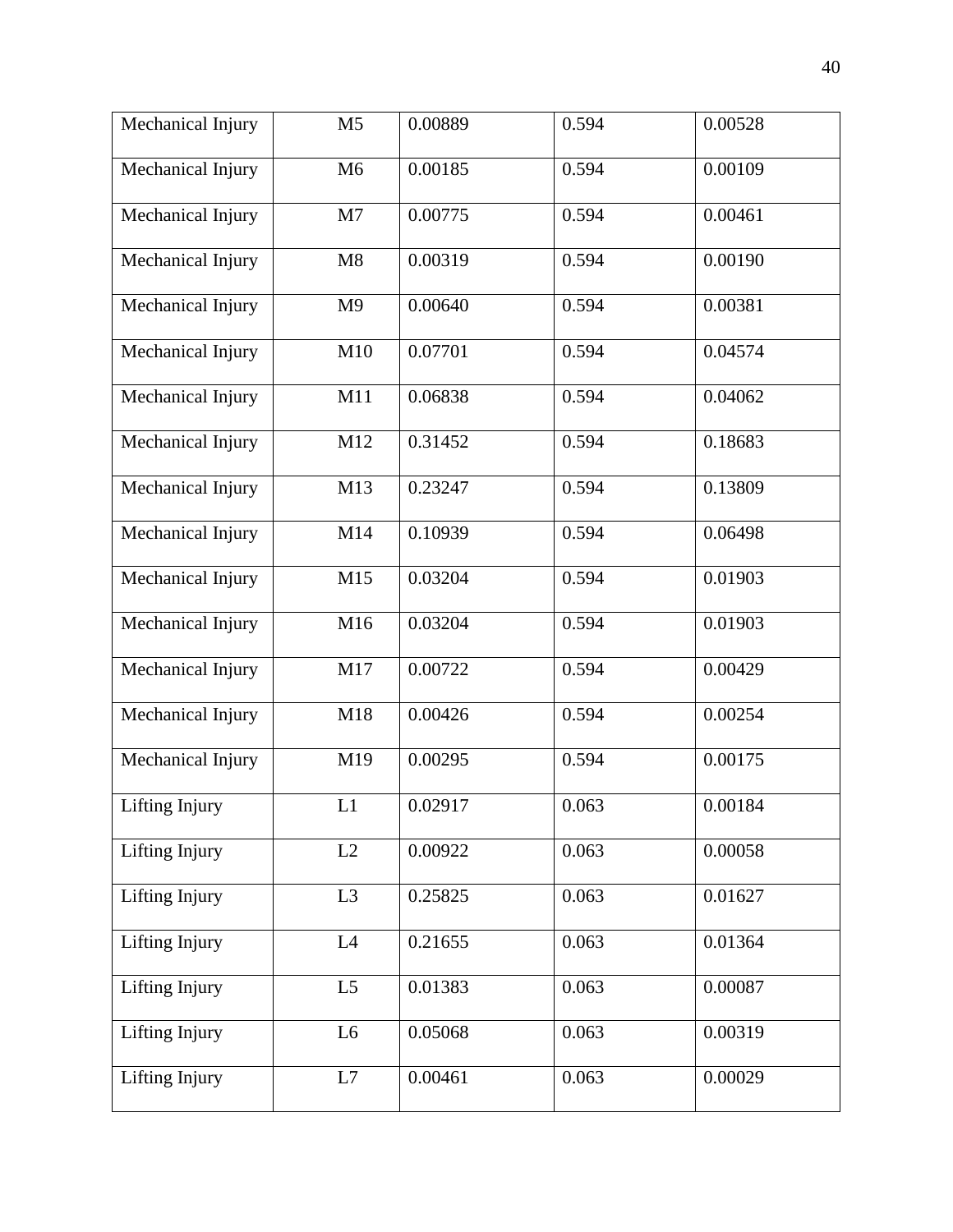| | | | | |
|---|---|---|---|---|
| Mechanical Injury | M5 | 0.00889 | 0.594 | 0.00528 |
| Mechanical Injury | M6 | 0.00185 | 0.594 | 0.00109 |
| Mechanical Injury | M7 | 0.00775 | 0.594 | 0.00461 |
| Mechanical Injury | M8 | 0.00319 | 0.594 | 0.00190 |
| Mechanical Injury | M9 | 0.00640 | 0.594 | 0.00381 |
| Mechanical Injury | M10 | 0.07701 | 0.594 | 0.04574 |
| Mechanical Injury | M11 | 0.06838 | 0.594 | 0.04062 |
| Mechanical Injury | M12 | 0.31452 | 0.594 | 0.18683 |
| Mechanical Injury | M13 | 0.23247 | 0.594 | 0.13809 |
| Mechanical Injury | M14 | 0.10939 | 0.594 | 0.06498 |
| Mechanical Injury | M15 | 0.03204 | 0.594 | 0.01903 |
| Mechanical Injury | M16 | 0.03204 | 0.594 | 0.01903 |
| Mechanical Injury | M17 | 0.00722 | 0.594 | 0.00429 |
| Mechanical Injury | M18 | 0.00426 | 0.594 | 0.00254 |
| Mechanical Injury | M19 | 0.00295 | 0.594 | 0.00175 |
| Lifting Injury | L1 | 0.02917 | 0.063 | 0.00184 |
| Lifting Injury | L2 | 0.00922 | 0.063 | 0.00058 |
| Lifting Injury | L3 | 0.25825 | 0.063 | 0.01627 |
| Lifting Injury | L4 | 0.21655 | 0.063 | 0.01364 |
| Lifting Injury | L5 | 0.01383 | 0.063 | 0.00087 |
| Lifting Injury | L6 | 0.05068 | 0.063 | 0.00319 |
| Lifting Injury | L7 | 0.00461 | 0.063 | 0.00029 |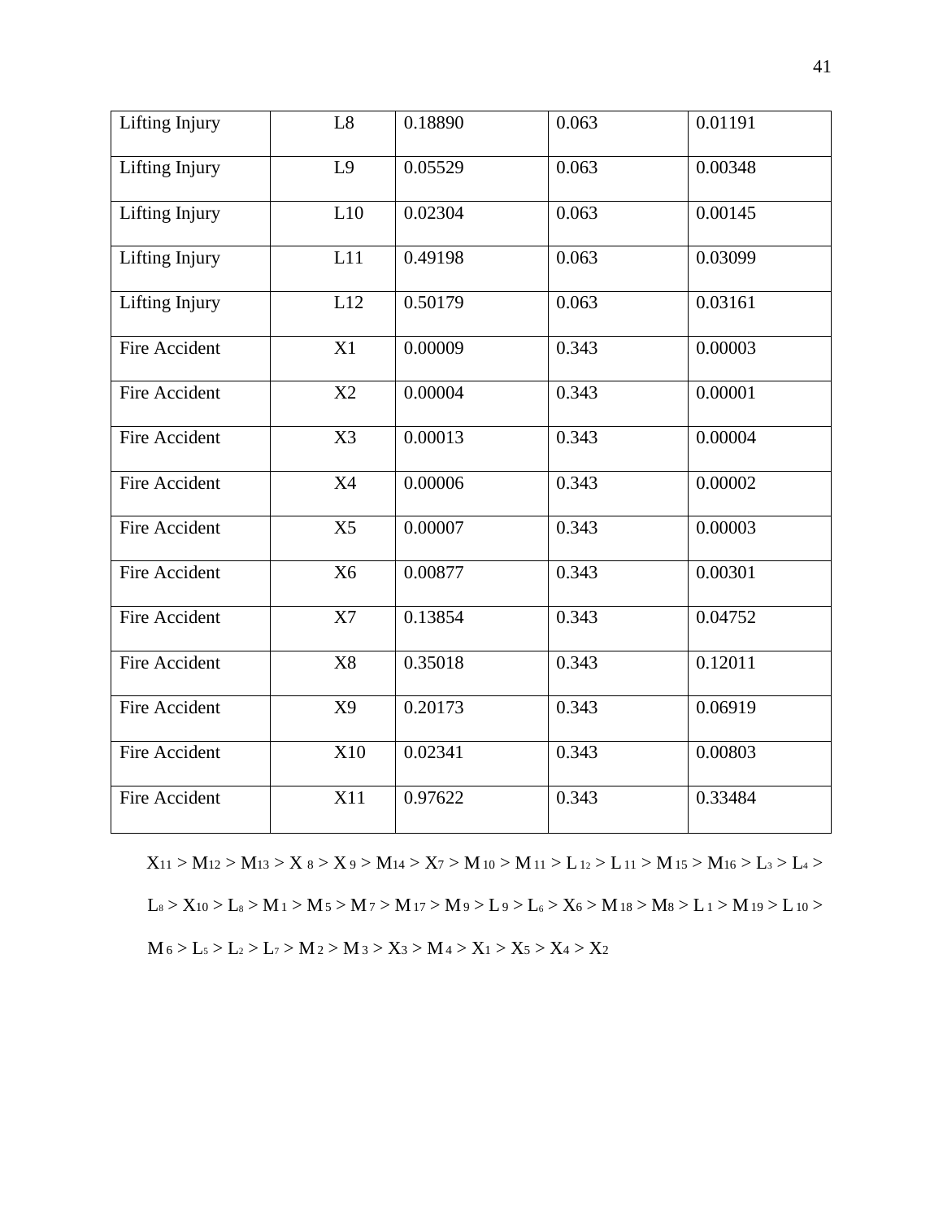| Lifting Injury | L8 | 0.18890 | 0.063 | 0.01191 |
|---|---|---|---|---|
| Lifting Injury | L9 | 0.05529 | 0.063 | 0.00348 |
| Lifting Injury | L10 | 0.02304 | 0.063 | 0.00145 |
| Lifting Injury | L11 | 0.49198 | 0.063 | 0.03099 |
| Lifting Injury | L12 | 0.50179 | 0.063 | 0.03161 |
| Fire Accident | X1 | 0.00009 | 0.343 | 0.00003 |
| Fire Accident | X2 | 0.00004 | 0.343 | 0.00001 |
| Fire Accident | X3 | 0.00013 | 0.343 | 0.00004 |
| Fire Accident | X4 | 0.00006 | 0.343 | 0.00002 |
| Fire Accident | X5 | 0.00007 | 0.343 | 0.00003 |
| Fire Accident | X6 | 0.00877 | 0.343 | 0.00301 |
| Fire Accident | X7 | 0.13854 | 0.343 | 0.04752 |
| Fire Accident | X8 | 0.35018 | 0.343 | 0.12011 |
| Fire Accident | X9 | 0.20173 | 0.343 | 0.06919 |
| Fire Accident | X10 | 0.02341 | 0.343 | 0.00803 |
| Fire Accident | X11 | 0.97622 | 0.343 | 0.33484 |

$X_{11} > M_{12} > M_{13} > X_8 > X_9 > M_{14} > X_7 > M_{10} > M_{11} > L_{12} > L_{11} > M_{15} > M_{16} > L_3 > L_4 > L_8 > X_{10} > L_8 > M_1 > M_5 > M_7 > M_{17} > M_9 > L_9 > L_6 > X_6 > M_{18} > M_8 > L_1 > M_{19} > L_{10} > M_6 > L_5 > L_2 > L_7 > M_2 > M_3 > X_3 > M_4 > X_1 > X_5 > X_4 > X_2$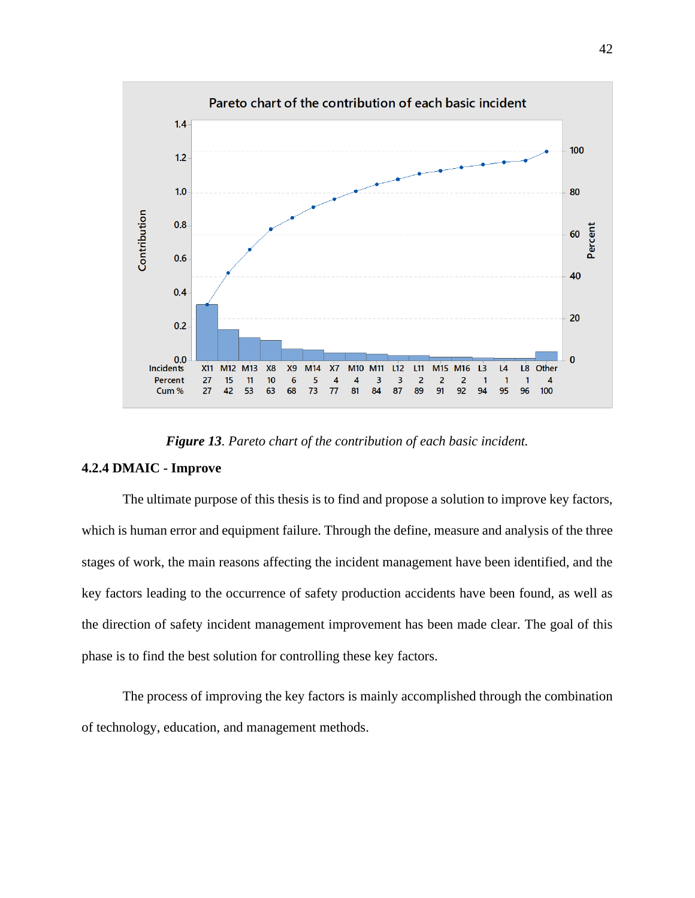Pareto chart of the contribution of each basic incident

| Incidents | X11 | M12 | M13 | X8 | X9 | M14 | X7 | M10 | M11 | L12 | L11 | M15 | M16 | L3 | L4 | L8 | Other |
|---|---|---|---|---|---|---|---|---|---|---|---|---|---|---|---|---|---|
| Percent | 27 | 15 | 11 | 10 | 6 | 5 | 4 | 4 | 3 | 3 | 2 | 2 | 2 | 1 | 1 | 1 | 4 |
| Cum % | 27 | 42 | 53 | 63 | 68 | 73 | 77 | 81 | 84 | 87 | 89 | 91 | 92 | 94 | 95 | 96 | 100 |

***Figure 13****. Pareto chart of the contribution of each basic incident.*

### 4.2.4 DMAIC - Improve

The ultimate purpose of this thesis is to find and propose a solution to improve key factors, which is human error and equipment failure. Through the define, measure and analysis of the three stages of work, the main reasons affecting the incident management have been identified, and the key factors leading to the occurrence of safety production accidents have been found, as well as the direction of safety incident management improvement has been made clear. The goal of this phase is to find the best solution for controlling these key factors.

The process of improving the key factors is mainly accomplished through the combination of technology, education, and management methods.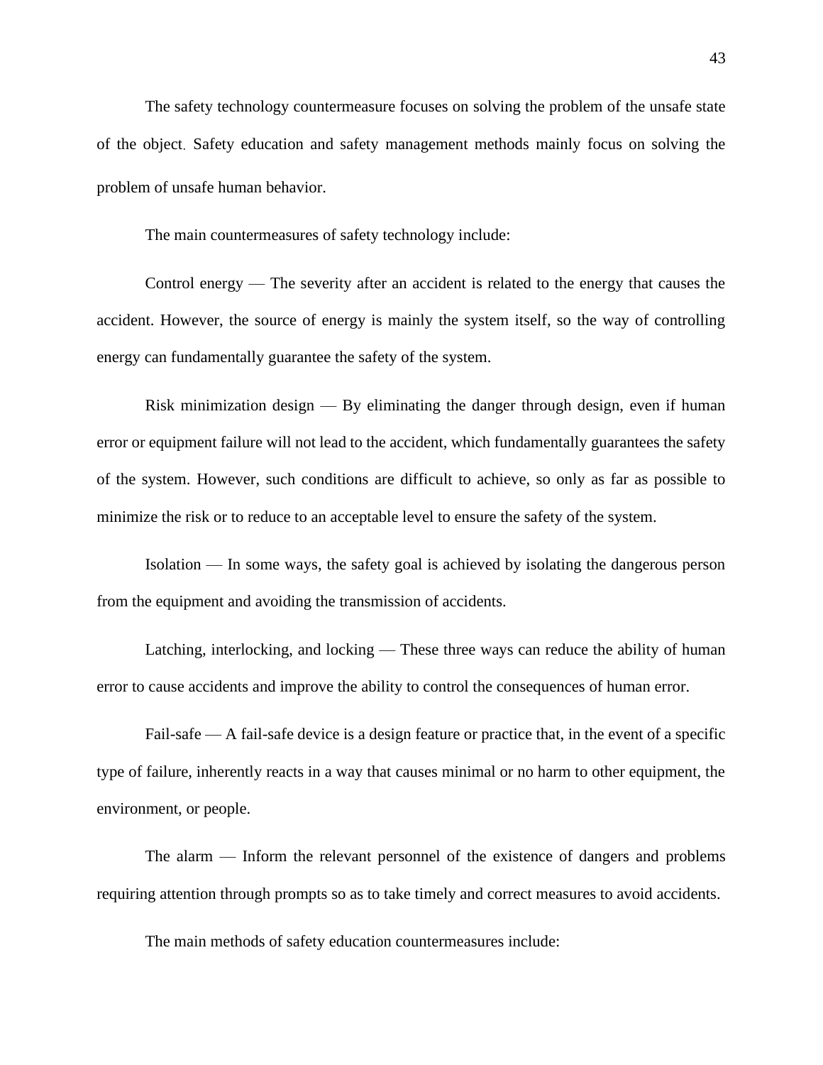The safety technology countermeasure focuses on solving the problem of the unsafe state of the object. Safety education and safety management methods mainly focus on solving the problem of unsafe human behavior.

The main countermeasures of safety technology include:

Control energy — The severity after an accident is related to the energy that causes the accident. However, the source of energy is mainly the system itself, so the way of controlling energy can fundamentally guarantee the safety of the system.

Risk minimization design — By eliminating the danger through design, even if human error or equipment failure will not lead to the accident, which fundamentally guarantees the safety of the system. However, such conditions are difficult to achieve, so only as far as possible to minimize the risk or to reduce to an acceptable level to ensure the safety of the system.

Isolation — In some ways, the safety goal is achieved by isolating the dangerous person from the equipment and avoiding the transmission of accidents.

Latching, interlocking, and locking — These three ways can reduce the ability of human error to cause accidents and improve the ability to control the consequences of human error.

Fail-safe — A fail-safe device is a design feature or practice that, in the event of a specific type of failure, inherently reacts in a way that causes minimal or no harm to other equipment, the environment, or people.

The alarm — Inform the relevant personnel of the existence of dangers and problems requiring attention through prompts so as to take timely and correct measures to avoid accidents.

The main methods of safety education countermeasures include: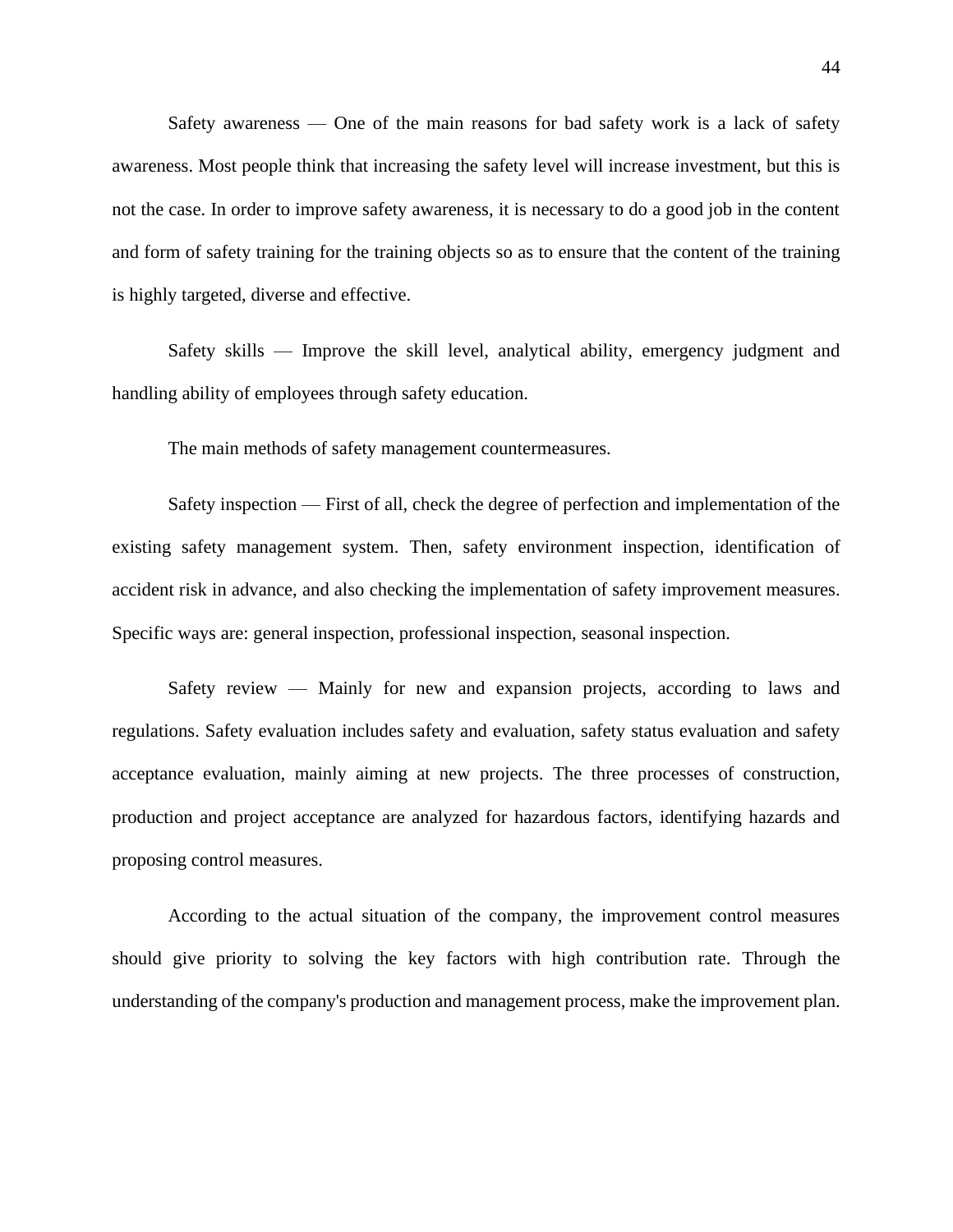Safety awareness — One of the main reasons for bad safety work is a lack of safety awareness. Most people think that increasing the safety level will increase investment, but this is not the case. In order to improve safety awareness, it is necessary to do a good job in the content and form of safety training for the training objects so as to ensure that the content of the training is highly targeted, diverse and effective.

Safety skills — Improve the skill level, analytical ability, emergency judgment and handling ability of employees through safety education.

The main methods of safety management countermeasures.

Safety inspection — First of all, check the degree of perfection and implementation of the existing safety management system. Then, safety environment inspection, identification of accident risk in advance, and also checking the implementation of safety improvement measures. Specific ways are: general inspection, professional inspection, seasonal inspection.

Safety review — Mainly for new and expansion projects, according to laws and regulations. Safety evaluation includes safety and evaluation, safety status evaluation and safety acceptance evaluation, mainly aiming at new projects. The three processes of construction, production and project acceptance are analyzed for hazardous factors, identifying hazards and proposing control measures.

According to the actual situation of the company, the improvement control measures should give priority to solving the key factors with high contribution rate. Through the understanding of the company's production and management process, make the improvement plan.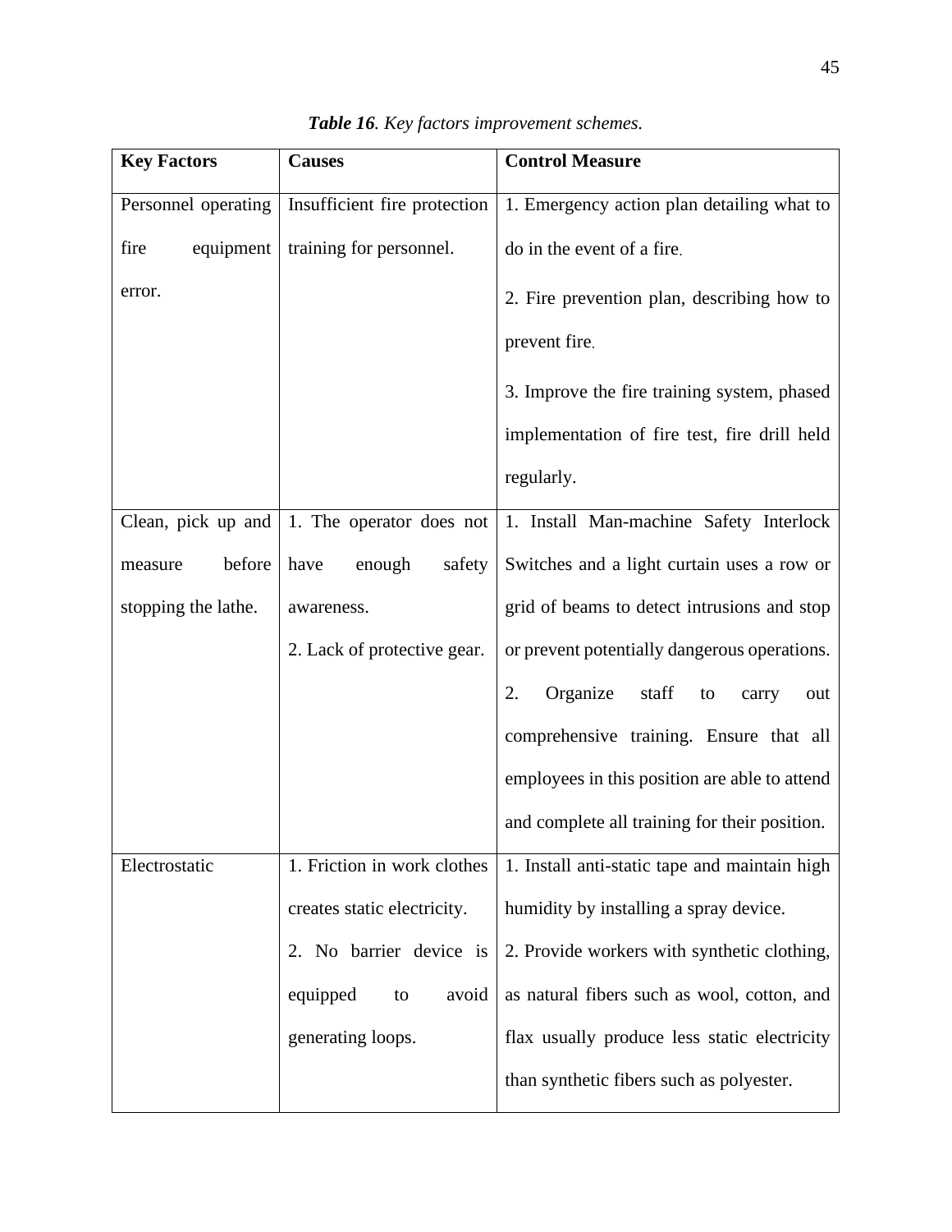***Table 16**. Key factors improvement schemes.*

| **Key Factors** | **Causes** | **Control Measure** |
|---|---|---|
| Personnel operating fire equipment error. | Insufficient fire protection training for personnel. | 1. Emergency action plan detailing what to do in the event of a fire. 2. Fire prevention plan, describing how to prevent fire. 3. Improve the fire training system, phased implementation of fire test, fire drill held regularly. |
| Clean, pick up and measure before stopping the lathe. | 1. The operator does not have enough safety awareness. 2. Lack of protective gear. | 1. Install Man-machine Safety Interlock Switches and a light curtain uses a row or grid of beams to detect intrusions and stop or prevent potentially dangerous operations. 2. Organize staff to carry out comprehensive training. Ensure that all employees in this position are able to attend and complete all training for their position. |
| Electrostatic | 1. Friction in work clothes creates static electricity. 2. No barrier device is equipped to avoid generating loops. | 1. Install anti-static tape and maintain high humidity by installing a spray device. 2. Provide workers with synthetic clothing, as natural fibers such as wool, cotton, and flax usually produce less static electricity than synthetic fibers such as polyester. |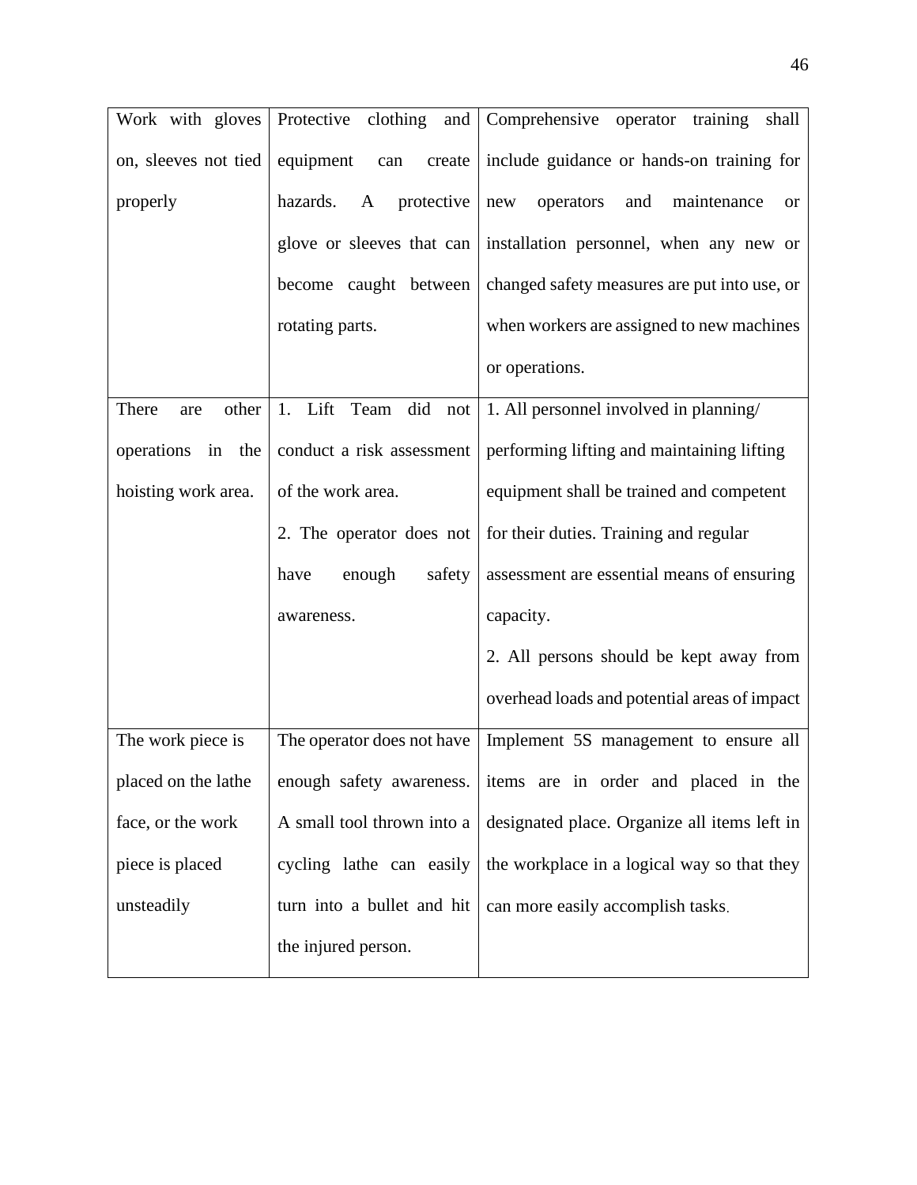| Work with gloves on, sleeves not tied properly | Protective clothing and equipment can create hazards. A protective glove or sleeves that can become caught between rotating parts. | Comprehensive operator training shall include guidance or hands-on training for new operators and maintenance or installation personnel, when any new or changed safety measures are put into use, or when workers are assigned to new machines or operations. |
|---|---|---|
| There are other operations in the hoisting work area. | 1. Lift Team did not conduct a risk assessment of the work area.<br>2. The operator does not have enough safety awareness. | 1. All personnel involved in planning/ performing lifting and maintaining lifting equipment shall be trained and competent for their duties. Training and regular assessment are essential means of ensuring capacity.<br>2. All persons should be kept away from overhead loads and potential areas of impact |
| The work piece is placed on the lathe face, or the work piece is placed unsteadily | The operator does not have enough safety awareness. A small tool thrown into a cycling lathe can easily turn into a bullet and hit the injured person. | Implement 5S management to ensure all items are in order and placed in the designated place. Organize all items left in the workplace in a logical way so that they can more easily accomplish tasks. |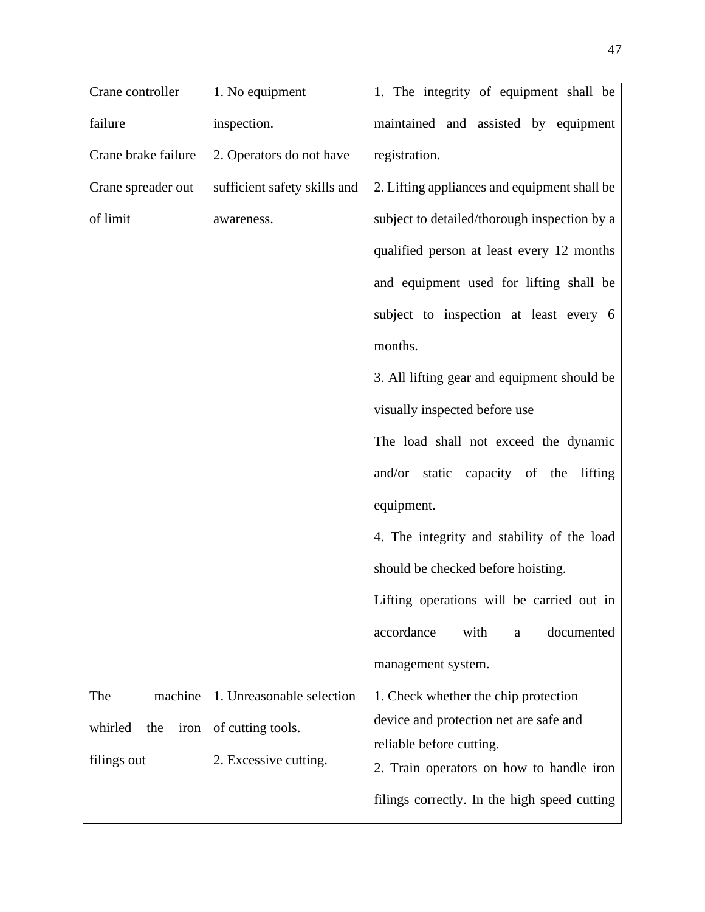| | | |
|---|---|---|
| Crane controller failure<br>Crane brake failure<br>Crane spreader out of limit | 1. No equipment inspection.<br>2. Operators do not have sufficient safety skills and awareness. | 1. The integrity of equipment shall be maintained and assisted by equipment registration.<br>2. Lifting appliances and equipment shall be subject to detailed/thorough inspection by a qualified person at least every 12 months and equipment used for lifting shall be subject to inspection at least every 6 months.<br>3. All lifting gear and equipment should be visually inspected before use<br>The load shall not exceed the dynamic and/or static capacity of the lifting equipment.<br>4. The integrity and stability of the load should be checked before hoisting.<br>Lifting operations will be carried out in accordance with a documented management system. |
| The machine whirled the iron filings out | 1. Unreasonable selection of cutting tools.<br>2. Excessive cutting. | 1. Check whether the chip protection device and protection net are safe and reliable before cutting.<br>2. Train operators on how to handle iron filings correctly. In the high speed cutting |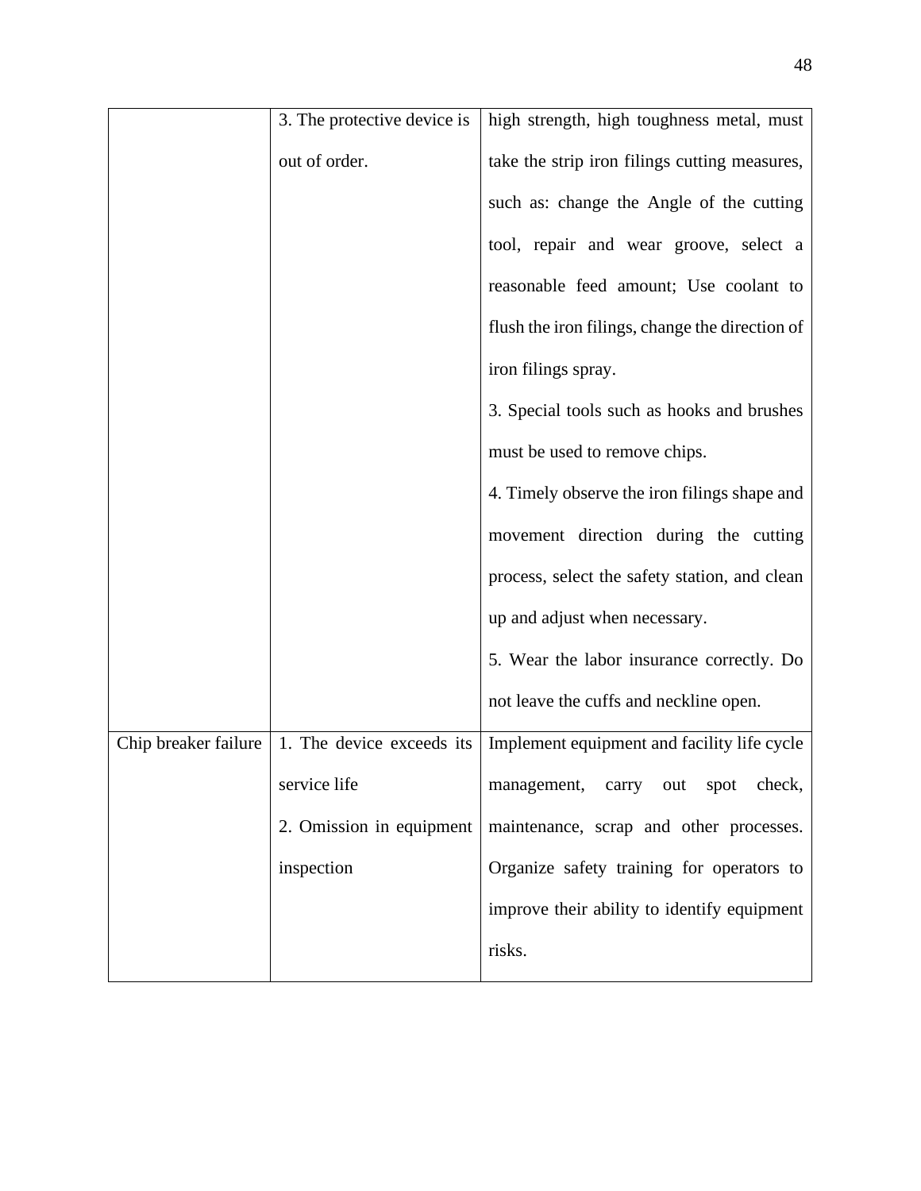|  |  |  |
|---|---|---|
|  | 3. The protective device is out of order. | high strength, high toughness metal, must take the strip iron filings cutting measures, such as: change the Angle of the cutting tool, repair and wear groove, select a reasonable feed amount; Use coolant to flush the iron filings, change the direction of iron filings spray.<br>3. Special tools such as hooks and brushes must be used to remove chips.<br>4. Timely observe the iron filings shape and movement direction during the cutting process, select the safety station, and clean up and adjust when necessary.<br>5. Wear the labor insurance correctly. Do not leave the cuffs and neckline open. |
| Chip breaker failure | 1. The device exceeds its service life<br>2. Omission in equipment inspection | Implement equipment and facility life cycle management, carry out spot check, maintenance, scrap and other processes. Organize safety training for operators to improve their ability to identify equipment risks. |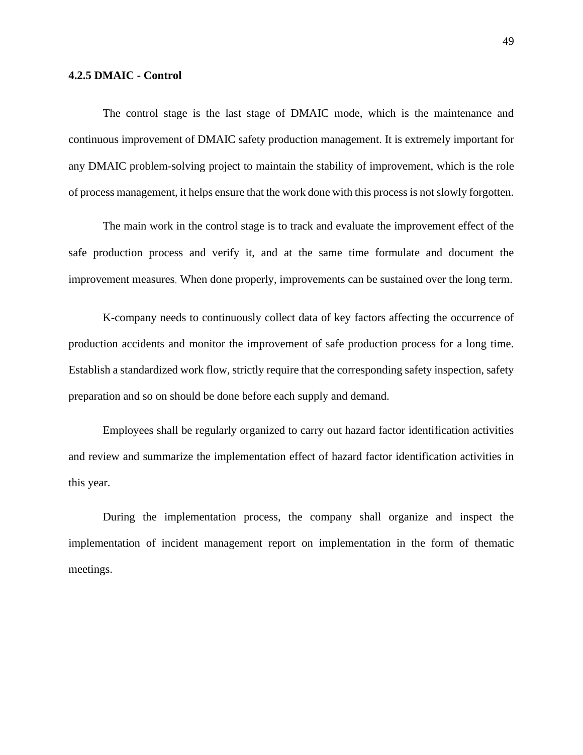### 4.2.5 DMAIC - Control

The control stage is the last stage of DMAIC mode, which is the maintenance and continuous improvement of DMAIC safety production management. It is extremely important for any DMAIC problem-solving project to maintain the stability of improvement, which is the role of process management, it helps ensure that the work done with this process is not slowly forgotten.

The main work in the control stage is to track and evaluate the improvement effect of the safe production process and verify it, and at the same time formulate and document the improvement measures. When done properly, improvements can be sustained over the long term.

K-company needs to continuously collect data of key factors affecting the occurrence of production accidents and monitor the improvement of safe production process for a long time. Establish a standardized work flow, strictly require that the corresponding safety inspection, safety preparation and so on should be done before each supply and demand.

Employees shall be regularly organized to carry out hazard factor identification activities and review and summarize the implementation effect of hazard factor identification activities in this year.

During the implementation process, the company shall organize and inspect the implementation of incident management report on implementation in the form of thematic meetings.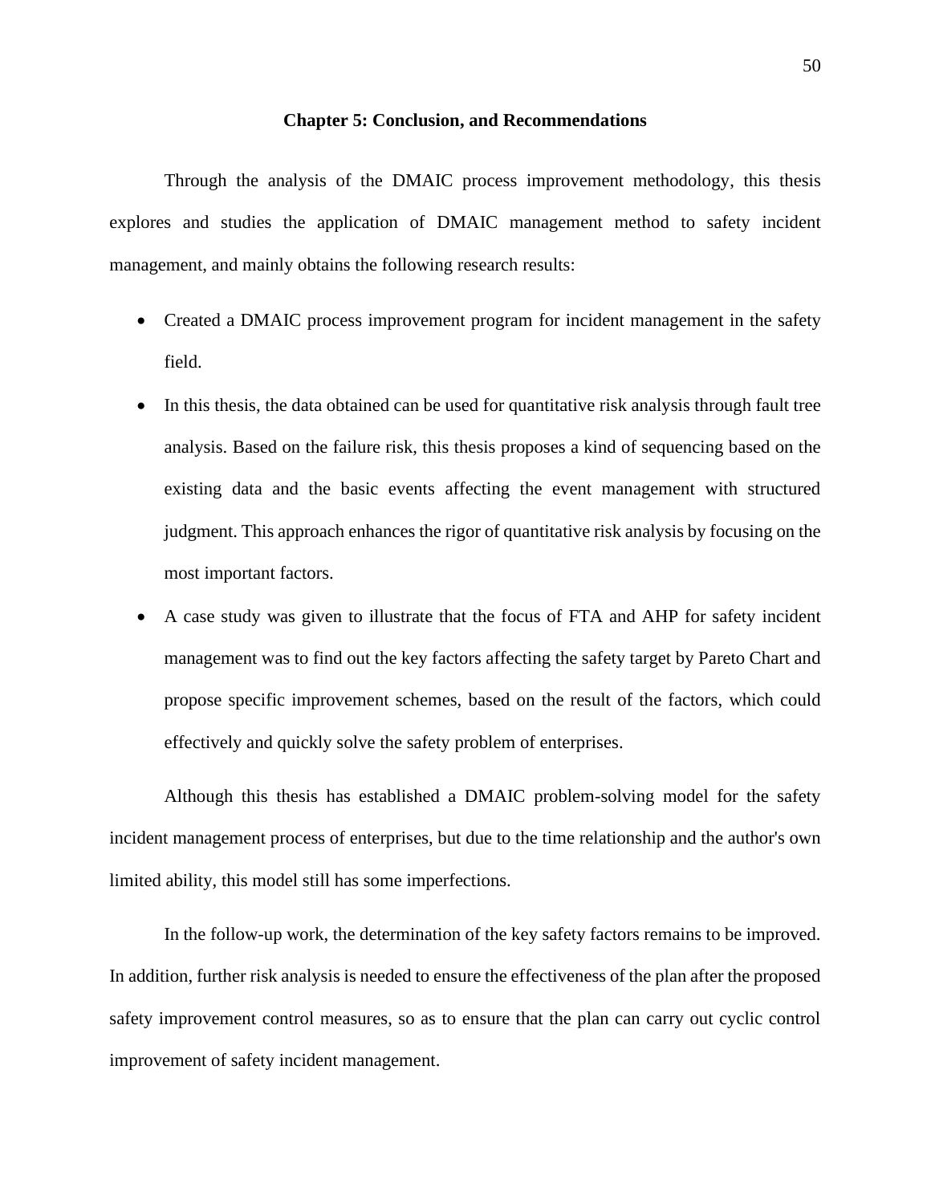# Chapter 5: Conclusion, and Recommendations

Through the analysis of the DMAIC process improvement methodology, this thesis explores and studies the application of DMAIC management method to safety incident management, and mainly obtains the following research results:

- Created a DMAIC process improvement program for incident management in the safety field.
- In this thesis, the data obtained can be used for quantitative risk analysis through fault tree analysis. Based on the failure risk, this thesis proposes a kind of sequencing based on the existing data and the basic events affecting the event management with structured judgment. This approach enhances the rigor of quantitative risk analysis by focusing on the most important factors.
- A case study was given to illustrate that the focus of FTA and AHP for safety incident management was to find out the key factors affecting the safety target by Pareto Chart and propose specific improvement schemes, based on the result of the factors, which could effectively and quickly solve the safety problem of enterprises.

Although this thesis has established a DMAIC problem-solving model for the safety incident management process of enterprises, but due to the time relationship and the author's own limited ability, this model still has some imperfections.

In the follow-up work, the determination of the key safety factors remains to be improved. In addition, further risk analysis is needed to ensure the effectiveness of the plan after the proposed safety improvement control measures, so as to ensure that the plan can carry out cyclic control improvement of safety incident management.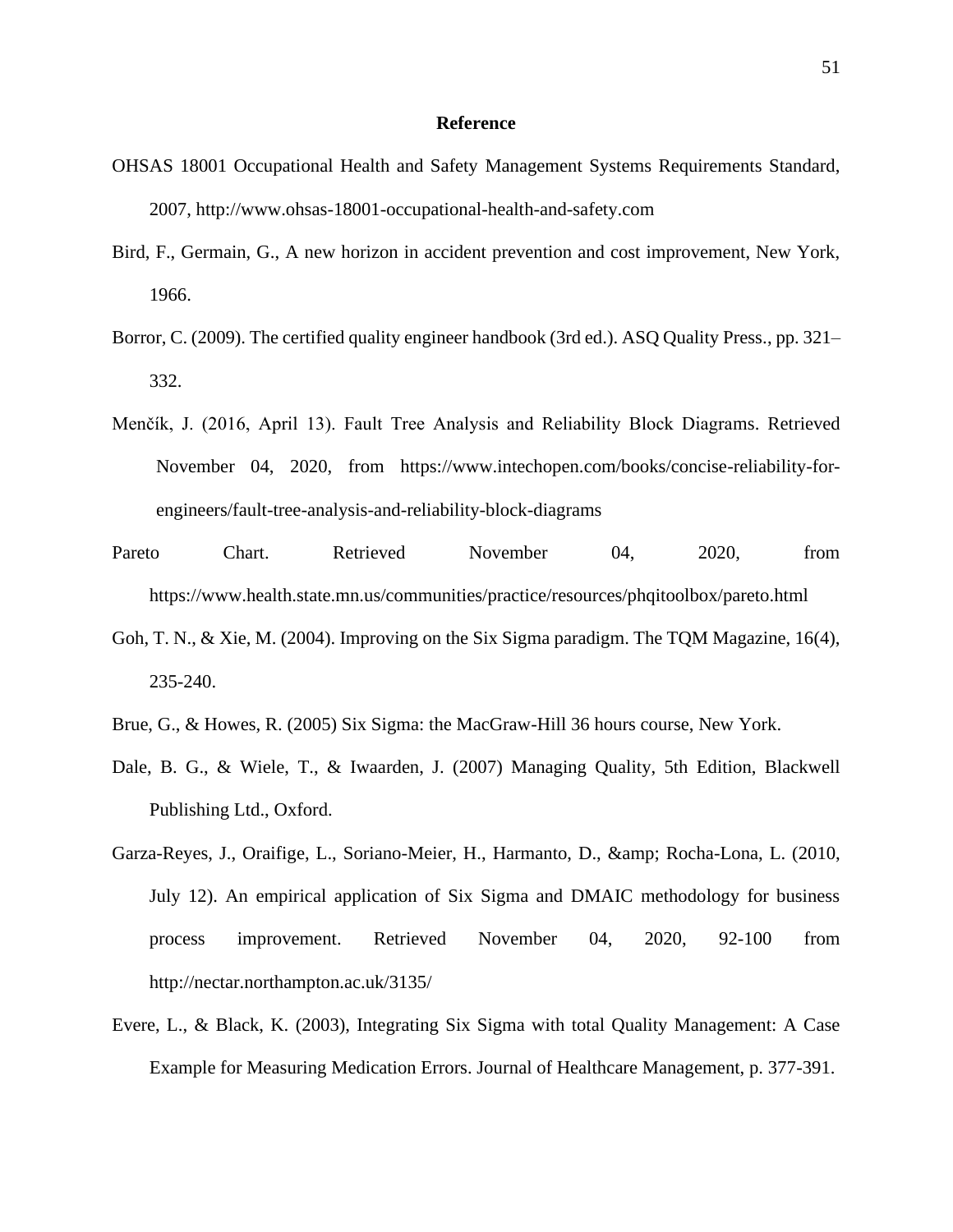# Reference

OHSAS 18001 Occupational Health and Safety Management Systems Requirements Standard, 2007, http://www.ohsas-18001-occupational-health-and-safety.com

Bird, F., Germain, G., A new horizon in accident prevention and cost improvement, New York, 1966.

Borror, C. (2009). The certified quality engineer handbook (3rd ed.). ASQ Quality Press., pp. 321–332.

Menčík, J. (2016, April 13). Fault Tree Analysis and Reliability Block Diagrams. Retrieved November 04, 2020, from https://www.intechopen.com/books/concise-reliability-for-engineers/fault-tree-analysis-and-reliability-block-diagrams

Pareto Chart. Retrieved November 04, 2020, from https://www.health.state.mn.us/communities/practice/resources/phqitoolbox/pareto.html

Goh, T. N., & Xie, M. (2004). Improving on the Six Sigma paradigm. The TQM Magazine, 16(4), 235-240.

Brue, G., & Howes, R. (2005) Six Sigma: the MacGraw-Hill 36 hours course, New York.

Dale, B. G., & Wiele, T., & Iwaarden, J. (2007) Managing Quality, 5th Edition, Blackwell Publishing Ltd., Oxford.

Garza-Reyes, J., Oraifige, L., Soriano-Meier, H., Harmanto, D., &amp; Rocha-Lona, L. (2010, July 12). An empirical application of Six Sigma and DMAIC methodology for business process improvement. Retrieved November 04, 2020, 92-100 from http://nectar.northampton.ac.uk/3135/

Evere, L., & Black, K. (2003), Integrating Six Sigma with total Quality Management: A Case Example for Measuring Medication Errors. Journal of Healthcare Management, p. 377-391.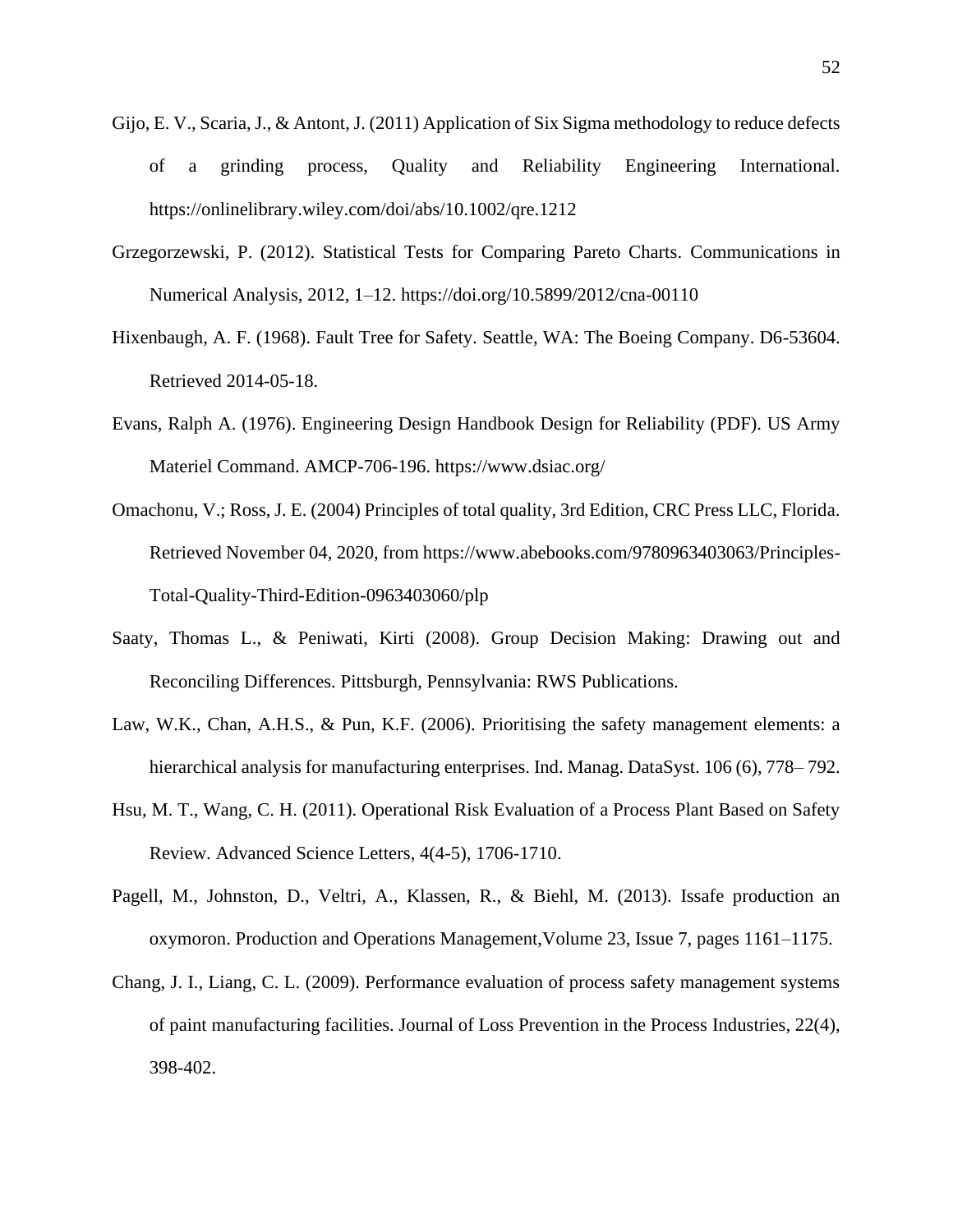Gijo, E. V., Scaria, J., & Antont, J. (2011) Application of Six Sigma methodology to reduce defects of a grinding process, Quality and Reliability Engineering International. https://onlinelibrary.wiley.com/doi/abs/10.1002/qre.1212

Grzegorzewski, P. (2012). Statistical Tests for Comparing Pareto Charts. Communications in Numerical Analysis, 2012, 1–12. https://doi.org/10.5899/2012/cna-00110

Hixenbaugh, A. F. (1968). Fault Tree for Safety. Seattle, WA: The Boeing Company. D6-53604. Retrieved 2014-05-18.

Evans, Ralph A. (1976). Engineering Design Handbook Design for Reliability (PDF). US Army Materiel Command. AMCP-706-196. https://www.dsiac.org/

Omachonu, V.; Ross, J. E. (2004) Principles of total quality, 3rd Edition, CRC Press LLC, Florida. Retrieved November 04, 2020, from https://www.abebooks.com/9780963403063/Principles-Total-Quality-Third-Edition-0963403060/plp

Saaty, Thomas L., & Peniwati, Kirti (2008). Group Decision Making: Drawing out and Reconciling Differences. Pittsburgh, Pennsylvania: RWS Publications.

Law, W.K., Chan, A.H.S., & Pun, K.F. (2006). Prioritising the safety management elements: a hierarchical analysis for manufacturing enterprises. Ind. Manag. DataSyst. 106 (6), 778– 792.

Hsu, M. T., Wang, C. H. (2011). Operational Risk Evaluation of a Process Plant Based on Safety Review. Advanced Science Letters, 4(4-5), 1706-1710.

Pagell, M., Johnston, D., Veltri, A., Klassen, R., & Biehl, M. (2013). Issafe production an oxymoron. Production and Operations Management,Volume 23, Issue 7, pages 1161–1175.

Chang, J. I., Liang, C. L. (2009). Performance evaluation of process safety management systems of paint manufacturing facilities. Journal of Loss Prevention in the Process Industries, 22(4), 398-402.